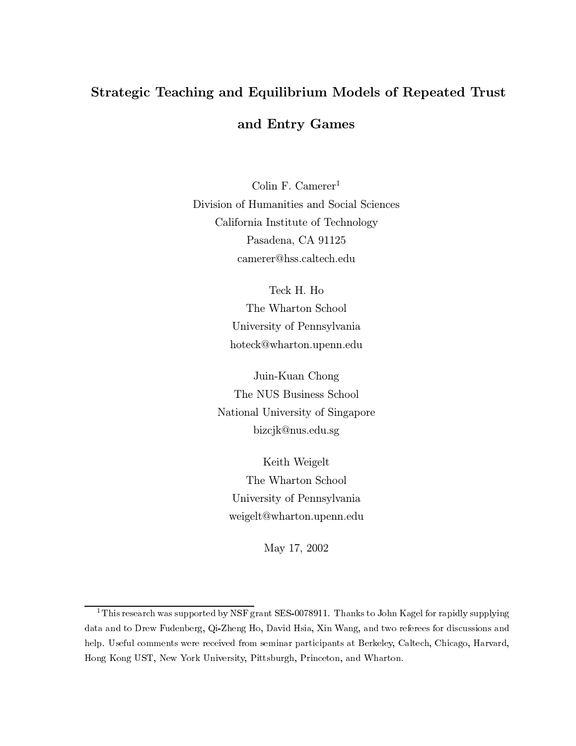# Strategic Teaching and Equilibrium Models of Repeated Trust and Entry Games

Colin F. Camerer[1]
Division of Humanities and Social Sciences
California Institute of Technology
Pasadena, CA 91125
camerer@hss.caltech.edu

Teck H. Ho
The Wharton School
University of Pennsylvania
hoteck@wharton.upenn.edu

Juin-Kuan Chong
The NUS Business School
National University of Singapore
bizcjk@nus.edu.sg

Keith Weigelt
The Wharton School
University of Pennsylvania
weigelt@wharton.upenn.edu

May 17, 2002

---

[1] This research was supported by NSF grant SES-0078911. Thanks to John Kagel for rapidly supplying data and to Drew Fudenberg, Qi-Zheng Ho, David Hsia, Xin Wang, and two referees for discussions and help. Useful comments were received from seminar participants at Berkeley, Caltech, Chicago, Harvard, Hong Kong UST, New York University, Pittsburgh, Princeton, and Wharton.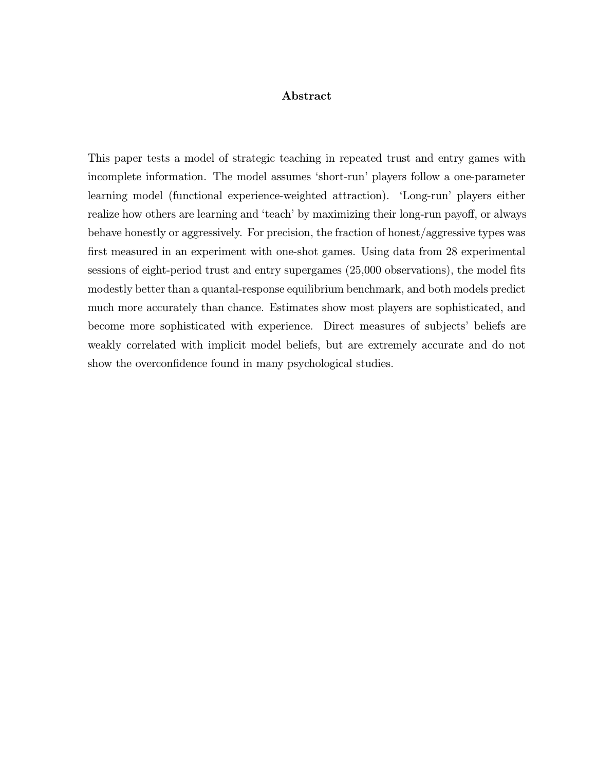## Abstract

This paper tests a model of strategic teaching in repeated trust and entry games with incomplete information. The model assumes 'short-run' players follow a one-parameter learning model (functional experience-weighted attraction). 'Long-run' players either realize how others are learning and 'teach' by maximizing their long-run payoff, or always behave honestly or aggressively. For precision, the fraction of honest/aggressive types was first measured in an experiment with one-shot games. Using data from 28 experimental sessions of eight-period trust and entry supergames (25,000 observations), the model fits modestly better than a quantal-response equilibrium benchmark, and both models predict much more accurately than chance. Estimates show most players are sophisticated, and become more sophisticated with experience. Direct measures of subjects' beliefs are weakly correlated with implicit model beliefs, but are extremely accurate and do not show the overconfidence found in many psychological studies.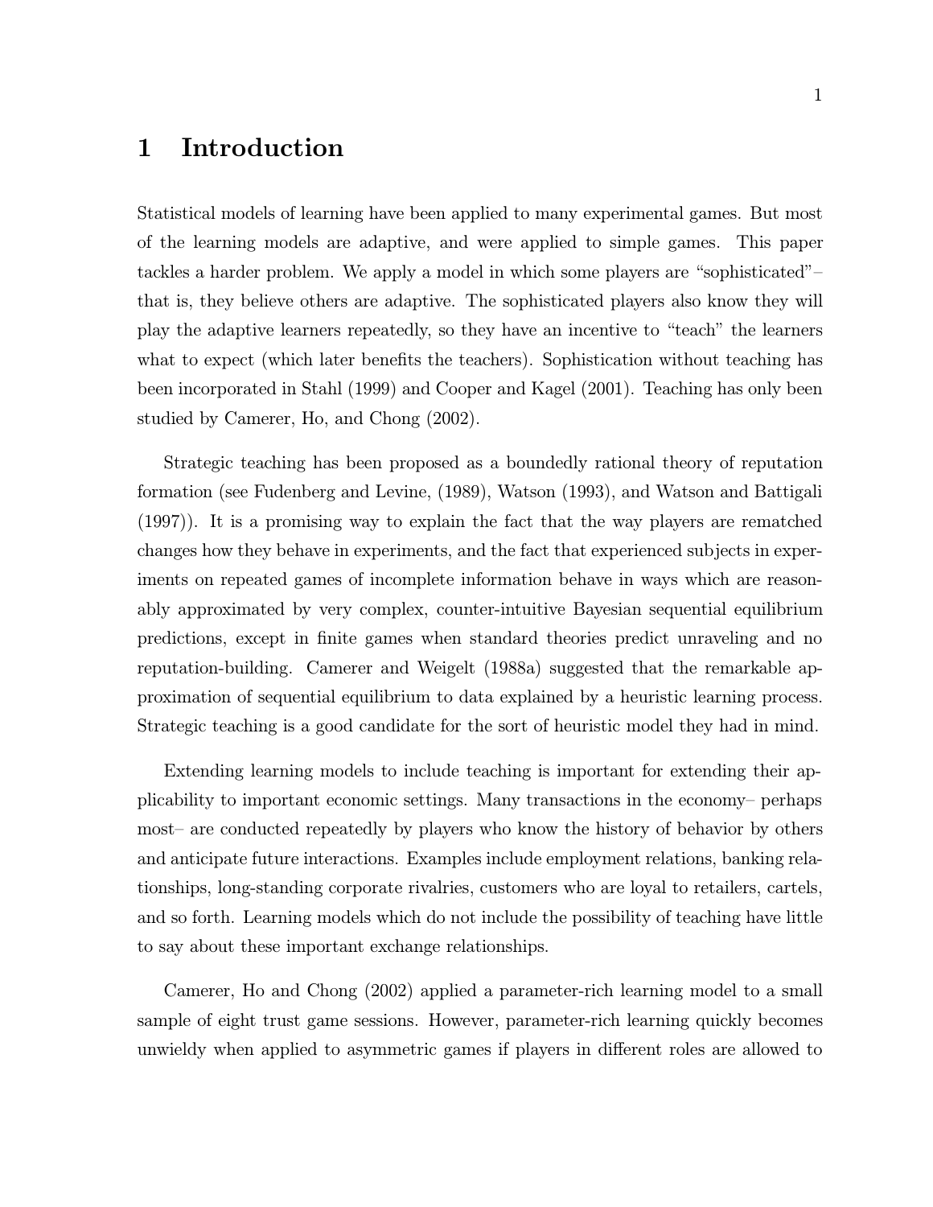# 1 Introduction

Statistical models of learning have been applied to many experimental games. But most of the learning models are adaptive, and were applied to simple games. This paper tackles a harder problem. We apply a model in which some players are "sophisticated"– that is, they believe others are adaptive. The sophisticated players also know they will play the adaptive learners repeatedly, so they have an incentive to "teach" the learners what to expect (which later benefits the teachers). Sophistication without teaching has been incorporated in Stahl (1999) and Cooper and Kagel (2001). Teaching has only been studied by Camerer, Ho, and Chong (2002).

Strategic teaching has been proposed as a boundedly rational theory of reputation formation (see Fudenberg and Levine, (1989), Watson (1993), and Watson and Battigali (1997)). It is a promising way to explain the fact that the way players are rematched changes how they behave in experiments, and the fact that experienced subjects in experiments on repeated games of incomplete information behave in ways which are reasonably approximated by very complex, counter-intuitive Bayesian sequential equilibrium predictions, except in finite games when standard theories predict unraveling and no reputation-building. Camerer and Weigelt (1988a) suggested that the remarkable approximation of sequential equilibrium to data explained by a heuristic learning process. Strategic teaching is a good candidate for the sort of heuristic model they had in mind.

Extending learning models to include teaching is important for extending their applicability to important economic settings. Many transactions in the economy– perhaps most– are conducted repeatedly by players who know the history of behavior by others and anticipate future interactions. Examples include employment relations, banking relationships, long-standing corporate rivalries, customers who are loyal to retailers, cartels, and so forth. Learning models which do not include the possibility of teaching have little to say about these important exchange relationships.

Camerer, Ho and Chong (2002) applied a parameter-rich learning model to a small sample of eight trust game sessions. However, parameter-rich learning quickly becomes unwieldy when applied to asymmetric games if players in different roles are allowed to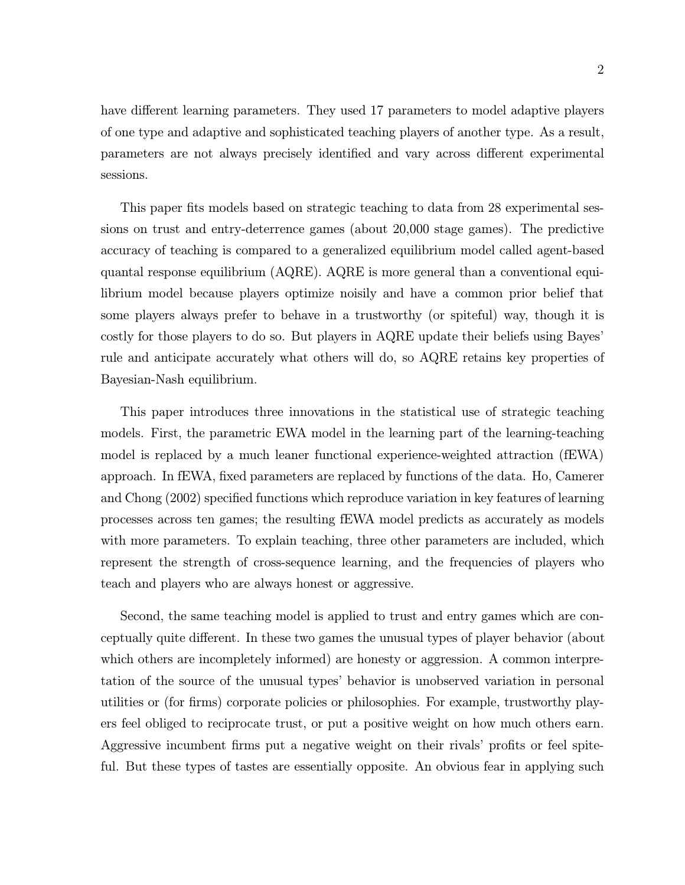have different learning parameters. They used 17 parameters to model adaptive players of one type and adaptive and sophisticated teaching players of another type. As a result, parameters are not always precisely identified and vary across different experimental sessions.

This paper fits models based on strategic teaching to data from 28 experimental sessions on trust and entry-deterrence games (about 20,000 stage games). The predictive accuracy of teaching is compared to a generalized equilibrium model called agent-based quantal response equilibrium (AQRE). AQRE is more general than a conventional equilibrium model because players optimize noisily and have a common prior belief that some players always prefer to behave in a trustworthy (or spiteful) way, though it is costly for those players to do so. But players in AQRE update their beliefs using Bayes' rule and anticipate accurately what others will do, so AQRE retains key properties of Bayesian-Nash equilibrium.

This paper introduces three innovations in the statistical use of strategic teaching models. First, the parametric EWA model in the learning part of the learning-teaching model is replaced by a much leaner functional experience-weighted attraction (fEWA) approach. In fEWA, fixed parameters are replaced by functions of the data. Ho, Camerer and Chong (2002) specified functions which reproduce variation in key features of learning processes across ten games; the resulting fEWA model predicts as accurately as models with more parameters. To explain teaching, three other parameters are included, which represent the strength of cross-sequence learning, and the frequencies of players who teach and players who are always honest or aggressive.

Second, the same teaching model is applied to trust and entry games which are conceptually quite different. In these two games the unusual types of player behavior (about which others are incompletely informed) are honesty or aggression. A common interpretation of the source of the unusual types' behavior is unobserved variation in personal utilities or (for firms) corporate policies or philosophies. For example, trustworthy players feel obliged to reciprocate trust, or put a positive weight on how much others earn. Aggressive incumbent firms put a negative weight on their rivals' profits or feel spiteful. But these types of tastes are essentially opposite. An obvious fear in applying such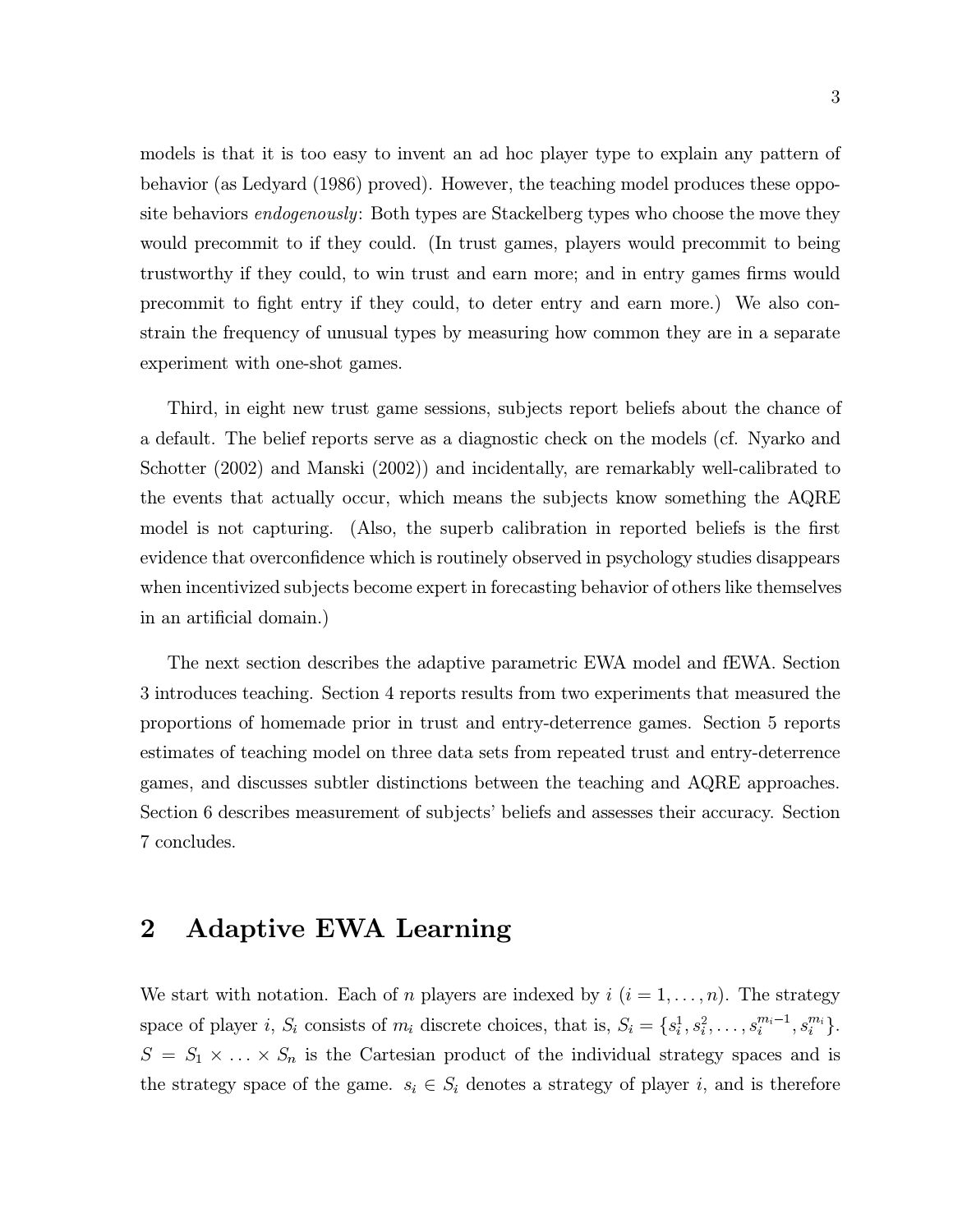models is that it is too easy to invent an ad hoc player type to explain any pattern of behavior (as Ledyard (1986) proved). However, the teaching model produces these opposite behaviors *endogenously*: Both types are Stackelberg types who choose the move they would precommit to if they could. (In trust games, players would precommit to being trustworthy if they could, to win trust and earn more; and in entry games firms would precommit to fight entry if they could, to deter entry and earn more.) We also constrain the frequency of unusual types by measuring how common they are in a separate experiment with one-shot games.

Third, in eight new trust game sessions, subjects report beliefs about the chance of a default. The belief reports serve as a diagnostic check on the models (cf. Nyarko and Schotter (2002) and Manski (2002)) and incidentally, are remarkably well-calibrated to the events that actually occur, which means the subjects know something the AQRE model is not capturing. (Also, the superb calibration in reported beliefs is the first evidence that overconfidence which is routinely observed in psychology studies disappears when incentivized subjects become expert in forecasting behavior of others like themselves in an artificial domain.)

The next section describes the adaptive parametric EWA model and fEWA. Section 3 introduces teaching. Section 4 reports results from two experiments that measured the proportions of homemade prior in trust and entry-deterrence games. Section 5 reports estimates of teaching model on three data sets from repeated trust and entry-deterrence games, and discusses subtler distinctions between the teaching and AQRE approaches. Section 6 describes measurement of subjects' beliefs and assesses their accuracy. Section 7 concludes.

## 2 Adaptive EWA Learning

We start with notation. Each of $n$ players are indexed by $i$ ($i = 1, \ldots, n$). The strategy space of player $i$, $S_i$ consists of $m_i$ discrete choices, that is, $S_i = \{s_i^1, s_i^2, \ldots, s_i^{m_i-1}, s_i^{m_i}\}$. $S = S_1 \times \ldots \times S_n$ is the Cartesian product of the individual strategy spaces and is the strategy space of the game. $s_i \in S_i$ denotes a strategy of player $i$, and is therefore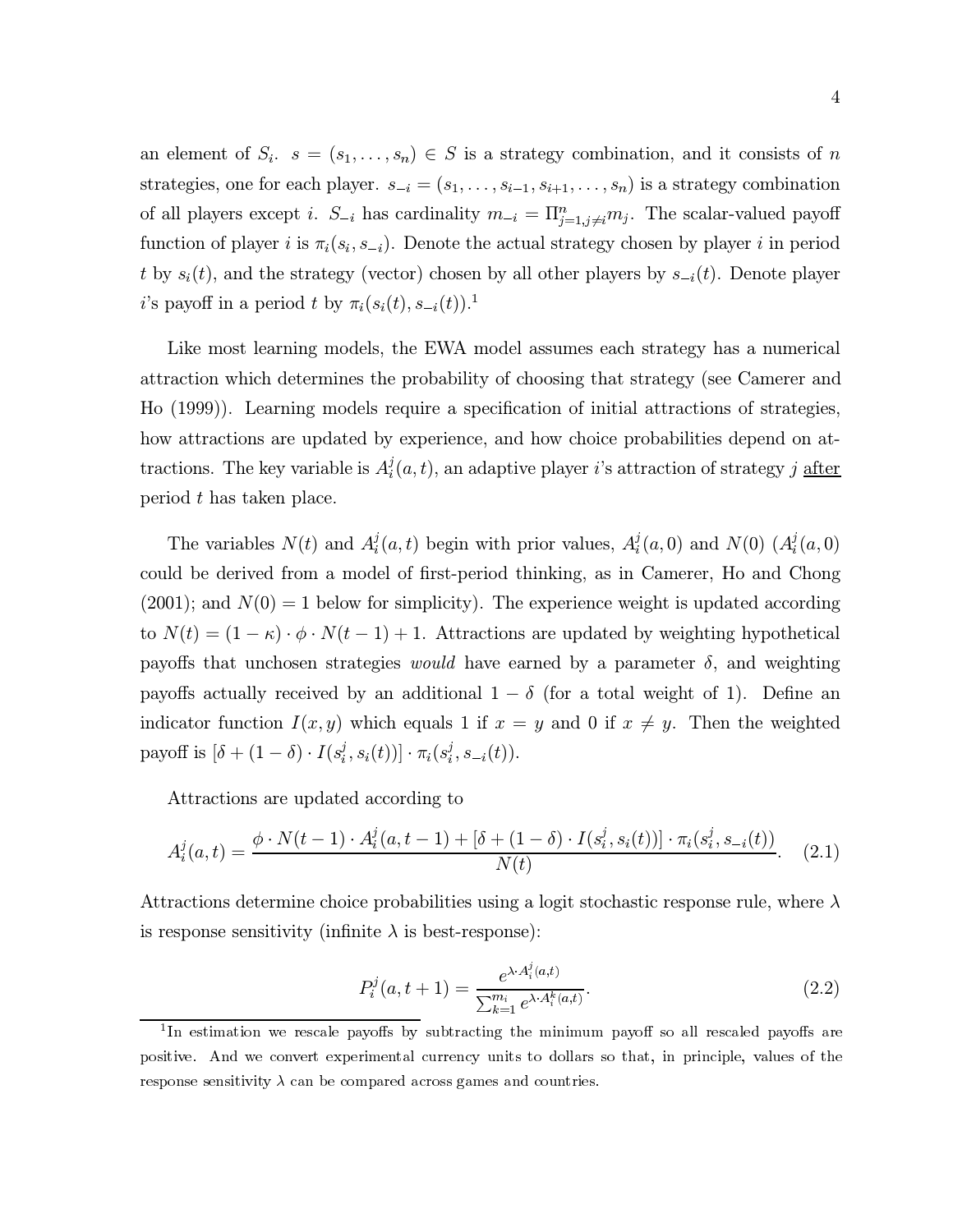an element of $S_i$. $s = (s_1, \ldots, s_n) \in S$ is a strategy combination, and it consists of $n$ strategies, one for each player. $s_{-i} = (s_1, \ldots, s_{i-1}, s_{i+1}, \ldots, s_n)$ is a strategy combination of all players except $i$. $S_{-i}$ has cardinality $m_{-i} = \Pi_{j=1,j\neq i}^{n} m_j$. The scalar-valued payoff function of player $i$ is $\pi_i(s_i, s_{-i})$. Denote the actual strategy chosen by player $i$ in period $t$ by $s_i(t)$, and the strategy (vector) chosen by all other players by $s_{-i}(t)$. Denote player $i$'s payoff in a period $t$ by $\pi_i(s_i(t), s_{-i}(t))$.[1]

Like most learning models, the EWA model assumes each strategy has a numerical attraction which determines the probability of choosing that strategy (see Camerer and Ho (1999)). Learning models require a specification of initial attractions of strategies, how attractions are updated by experience, and how choice probabilities depend on attractions. The key variable is $A_i^j(a,t)$, an adaptive player $i$'s attraction of strategy $j$ after period $t$ has taken place.

The variables $N(t)$ and $A_i^j(a,t)$ begin with prior values, $A_i^j(a,0)$ and $N(0)$ ($A_i^j(a,0)$ could be derived from a model of first-period thinking, as in Camerer, Ho and Chong (2001); and $N(0) = 1$ below for simplicity). The experience weight is updated according to $N(t) = (1-\kappa)\cdot\phi\cdot N(t-1) + 1$. Attractions are updated by weighting hypothetical payoffs that unchosen strategies *would* have earned by a parameter $\delta$, and weighting payoffs actually received by an additional $1-\delta$ (for a total weight of 1). Define an indicator function $I(x,y)$ which equals 1 if $x = y$ and 0 if $x \neq y$. Then the weighted payoff is $[\delta + (1-\delta)\cdot I(s_i^j, s_i(t))]\cdot \pi_i(s_i^j, s_{-i}(t))$.

Attractions are updated according to

$$A_i^j(a,t) = \frac{\phi \cdot N(t-1)\cdot A_i^j(a,t-1) + [\delta + (1-\delta)\cdot I(s_i^j, s_i(t))]\cdot \pi_i(s_i^j, s_{-i}(t))}{N(t)}. \quad (2.1)$$

Attractions determine choice probabilities using a logit stochastic response rule, where $\lambda$ is response sensitivity (infinite $\lambda$ is best-response):

$$P_i^j(a,t+1) = \frac{e^{\lambda\cdot A_i^j(a,t)}}{\sum_{k=1}^{m_i} e^{\lambda\cdot A_i^k(a,t)}}. \quad (2.2)$$

[1] In estimation we rescale payoffs by subtracting the minimum payoff so all rescaled payoffs are positive. And we convert experimental currency units to dollars so that, in principle, values of the response sensitivity $\lambda$ can be compared across games and countries.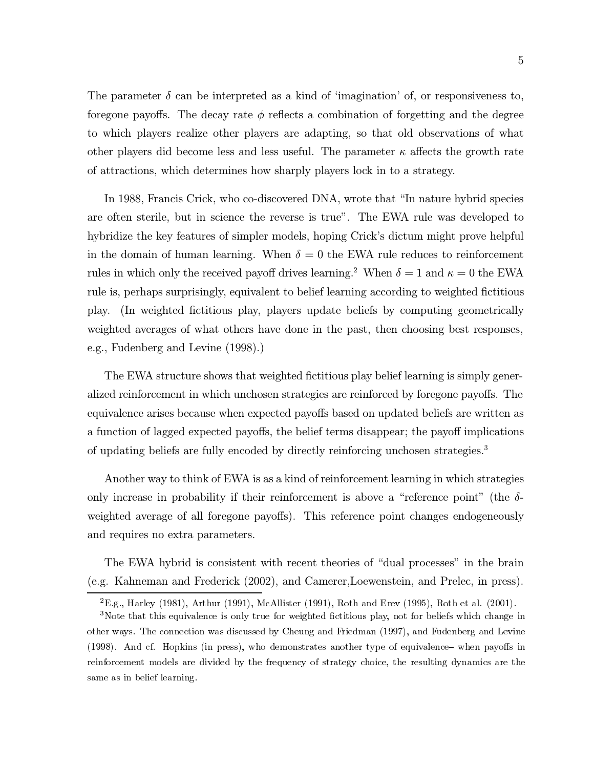The parameter $\delta$ can be interpreted as a kind of 'imagination' of, or responsiveness to, foregone payoffs. The decay rate $\phi$ reflects a combination of forgetting and the degree to which players realize other players are adapting, so that old observations of what other players did become less and less useful. The parameter $\kappa$ affects the growth rate of attractions, which determines how sharply players lock in to a strategy.

In 1988, Francis Crick, who co-discovered DNA, wrote that "In nature hybrid species are often sterile, but in science the reverse is true". The EWA rule was developed to hybridize the key features of simpler models, hoping Crick's dictum might prove helpful in the domain of human learning. When $\delta = 0$ the EWA rule reduces to reinforcement rules in which only the received payoff drives learning.[2] When $\delta = 1$ and $\kappa = 0$ the EWA rule is, perhaps surprisingly, equivalent to belief learning according to weighted fictitious play. (In weighted fictitious play, players update beliefs by computing geometrically weighted averages of what others have done in the past, then choosing best responses, e.g., Fudenberg and Levine (1998).)

The EWA structure shows that weighted fictitious play belief learning is simply generalized reinforcement in which unchosen strategies are reinforced by foregone payoffs. The equivalence arises because when expected payoffs based on updated beliefs are written as a function of lagged expected payoffs, the belief terms disappear; the payoff implications of updating beliefs are fully encoded by directly reinforcing unchosen strategies.[3]

Another way to think of EWA is as a kind of reinforcement learning in which strategies only increase in probability if their reinforcement is above a "reference point" (the $\delta$-weighted average of all foregone payoffs). This reference point changes endogeneously and requires no extra parameters.

The EWA hybrid is consistent with recent theories of "dual processes" in the brain (e.g. Kahneman and Frederick (2002), and Camerer,Loewenstein, and Prelec, in press).

[2] E.g., Harley (1981), Arthur (1991), McAllister (1991), Roth and Erev (1995), Roth et al. (2001).

[3] Note that this equivalence is only true for weighted fictitious play, not for beliefs which change in other ways. The connection was discussed by Cheung and Friedman (1997), and Fudenberg and Levine (1998). And cf. Hopkins (in press), who demonstrates another type of equivalence– when payoffs in reinforcement models are divided by the frequency of strategy choice, the resulting dynamics are the same as in belief learning.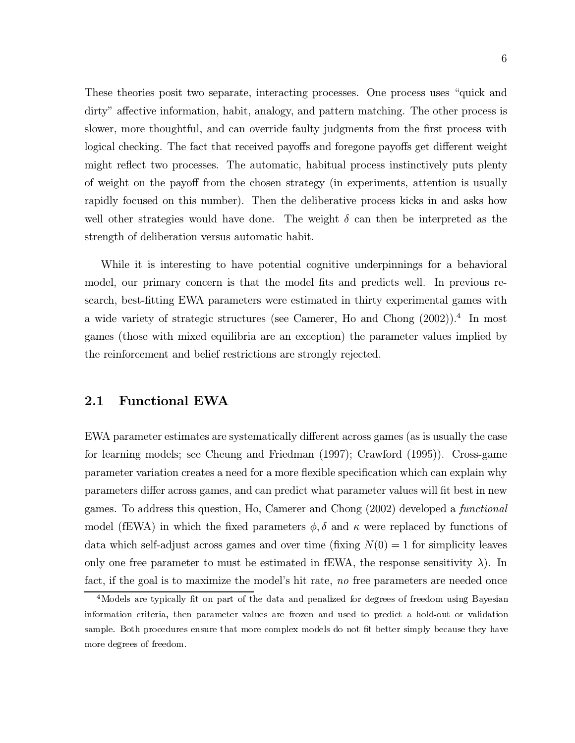These theories posit two separate, interacting processes. One process uses "quick and dirty" affective information, habit, analogy, and pattern matching. The other process is slower, more thoughtful, and can override faulty judgments from the first process with logical checking. The fact that received payoffs and foregone payoffs get different weight might reflect two processes. The automatic, habitual process instinctively puts plenty of weight on the payoff from the chosen strategy (in experiments, attention is usually rapidly focused on this number). Then the deliberative process kicks in and asks how well other strategies would have done. The weight $\delta$ can then be interpreted as the strength of deliberation versus automatic habit.

While it is interesting to have potential cognitive underpinnings for a behavioral model, our primary concern is that the model fits and predicts well. In previous research, best-fitting EWA parameters were estimated in thirty experimental games with a wide variety of strategic structures (see Camerer, Ho and Chong (2002)).[4] In most games (those with mixed equilibria are an exception) the parameter values implied by the reinforcement and belief restrictions are strongly rejected.

## 2.1 Functional EWA

EWA parameter estimates are systematically different across games (as is usually the case for learning models; see Cheung and Friedman (1997); Crawford (1995)). Cross-game parameter variation creates a need for a more flexible specification which can explain why parameters differ across games, and can predict what parameter values will fit best in new games. To address this question, Ho, Camerer and Chong (2002) developed a *functional* model (fEWA) in which the fixed parameters $\phi, \delta$ and $\kappa$ were replaced by functions of data which self-adjust across games and over time (fixing $N(0) = 1$ for simplicity leaves only one free parameter to must be estimated in fEWA, the response sensitivity $\lambda$). In fact, if the goal is to maximize the model's hit rate, *no* free parameters are needed once

[4] Models are typically fit on part of the data and penalized for degrees of freedom using Bayesian information criteria, then parameter values are frozen and used to predict a hold-out or validation sample. Both procedures ensure that more complex models do not fit better simply because they have more degrees of freedom.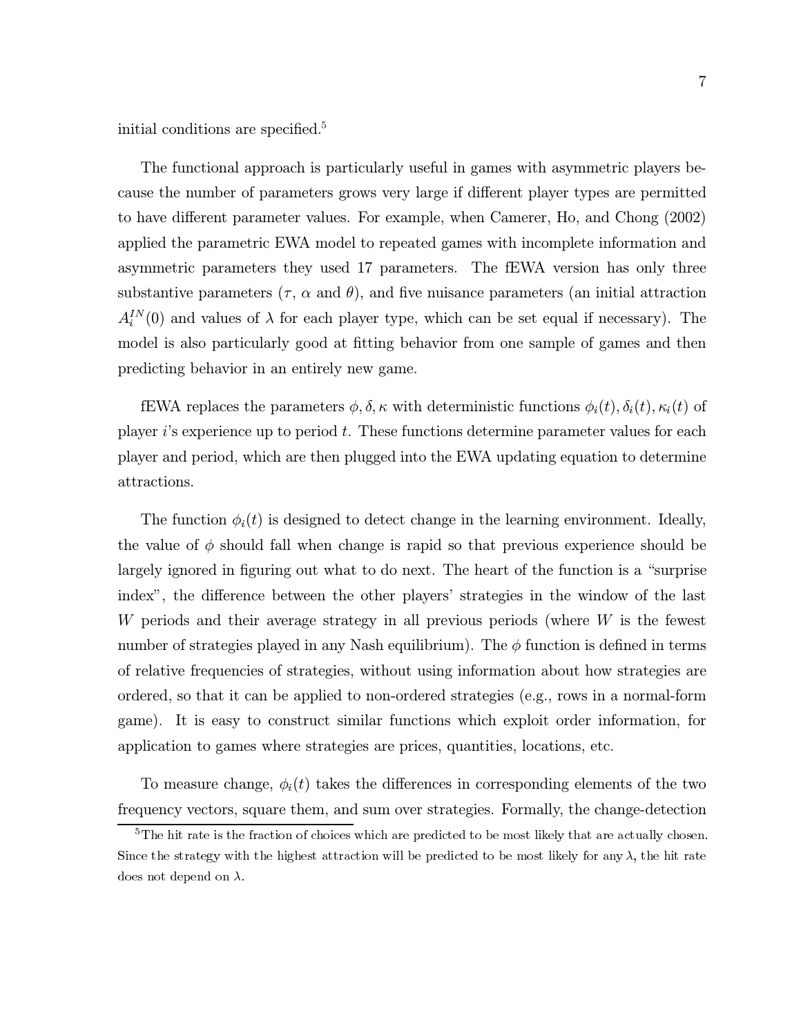initial conditions are specified.[5]

The functional approach is particularly useful in games with asymmetric players because the number of parameters grows very large if different player types are permitted to have different parameter values. For example, when Camerer, Ho, and Chong (2002) applied the parametric EWA model to repeated games with incomplete information and asymmetric parameters they used 17 parameters. The fEWA version has only three substantive parameters ($\tau$, $\alpha$ and $\theta$), and five nuisance parameters (an initial attraction $A_i^{IN}(0)$ and values of $\lambda$ for each player type, which can be set equal if necessary). The model is also particularly good at fitting behavior from one sample of games and then predicting behavior in an entirely new game.

fEWA replaces the parameters $\phi, \delta, \kappa$ with deterministic functions $\phi_i(t), \delta_i(t), \kappa_i(t)$ of player $i$'s experience up to period $t$. These functions determine parameter values for each player and period, which are then plugged into the EWA updating equation to determine attractions.

The function $\phi_i(t)$ is designed to detect change in the learning environment. Ideally, the value of $\phi$ should fall when change is rapid so that previous experience should be largely ignored in figuring out what to do next. The heart of the function is a "surprise index", the difference between the other players' strategies in the window of the last $W$ periods and their average strategy in all previous periods (where $W$ is the fewest number of strategies played in any Nash equilibrium). The $\phi$ function is defined in terms of relative frequencies of strategies, without using information about how strategies are ordered, so that it can be applied to non-ordered strategies (e.g., rows in a normal-form game). It is easy to construct similar functions which exploit order information, for application to games where strategies are prices, quantities, locations, etc.

To measure change, $\phi_i(t)$ takes the differences in corresponding elements of the two frequency vectors, square them, and sum over strategies. Formally, the change-detection

[5] The hit rate is the fraction of choices which are predicted to be most likely that are actually chosen. Since the strategy with the highest attraction will be predicted to be most likely for any $\lambda$, the hit rate does not depend on $\lambda$.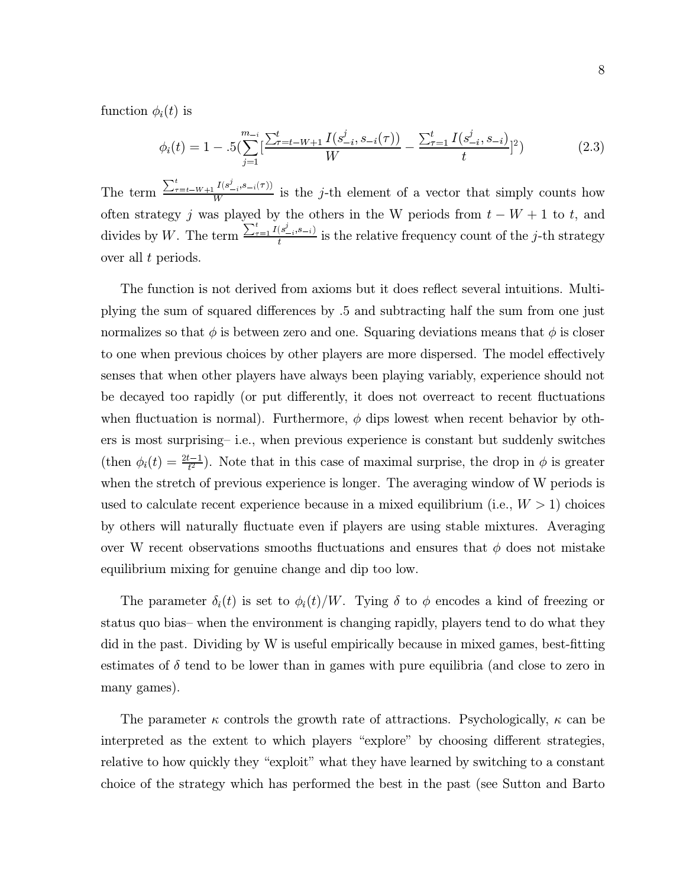function $\phi_i(t)$ is

$$\phi_i(t) = 1 - .5(\sum_{j=1}^{m_{-i}} [\frac{\sum_{\tau=t-W+1}^{t} I(s_{-i}^j, s_{-i}(\tau))}{W} - \frac{\sum_{\tau=1}^{t} I(s_{-i}^j, s_{-i})}{t}]^2) \tag{2.3}$$

The term $\frac{\sum_{\tau=t-W+1}^{t} I(s_{-i}^j, s_{-i}(\tau))}{W}$ is the $j$-th element of a vector that simply counts how often strategy $j$ was played by the others in the W periods from $t - W + 1$ to $t$, and divides by $W$. The term $\frac{\sum_{\tau=1}^{t} I(s_{-i}^j, s_{-i})}{t}$ is the relative frequency count of the $j$-th strategy over all $t$ periods.

The function is not derived from axioms but it does reflect several intuitions. Multiplying the sum of squared differences by .5 and subtracting half the sum from one just normalizes so that $\phi$ is between zero and one. Squaring deviations means that $\phi$ is closer to one when previous choices by other players are more dispersed. The model effectively senses that when other players have always been playing variably, experience should not be decayed too rapidly (or put differently, it does not overreact to recent fluctuations when fluctuation is normal). Furthermore, $\phi$ dips lowest when recent behavior by others is most surprising– i.e., when previous experience is constant but suddenly switches (then $\phi_i(t) = \frac{2t-1}{t^2}$). Note that in this case of maximal surprise, the drop in $\phi$ is greater when the stretch of previous experience is longer. The averaging window of W periods is used to calculate recent experience because in a mixed equilibrium (i.e., $W > 1$) choices by others will naturally fluctuate even if players are using stable mixtures. Averaging over W recent observations smooths fluctuations and ensures that $\phi$ does not mistake equilibrium mixing for genuine change and dip too low.

The parameter $\delta_i(t)$ is set to $\phi_i(t)/W$. Tying $\delta$ to $\phi$ encodes a kind of freezing or status quo bias– when the environment is changing rapidly, players tend to do what they did in the past. Dividing by W is useful empirically because in mixed games, best-fitting estimates of $\delta$ tend to be lower than in games with pure equilibria (and close to zero in many games).

The parameter $\kappa$ controls the growth rate of attractions. Psychologically, $\kappa$ can be interpreted as the extent to which players "explore" by choosing different strategies, relative to how quickly they "exploit" what they have learned by switching to a constant choice of the strategy which has performed the best in the past (see Sutton and Barto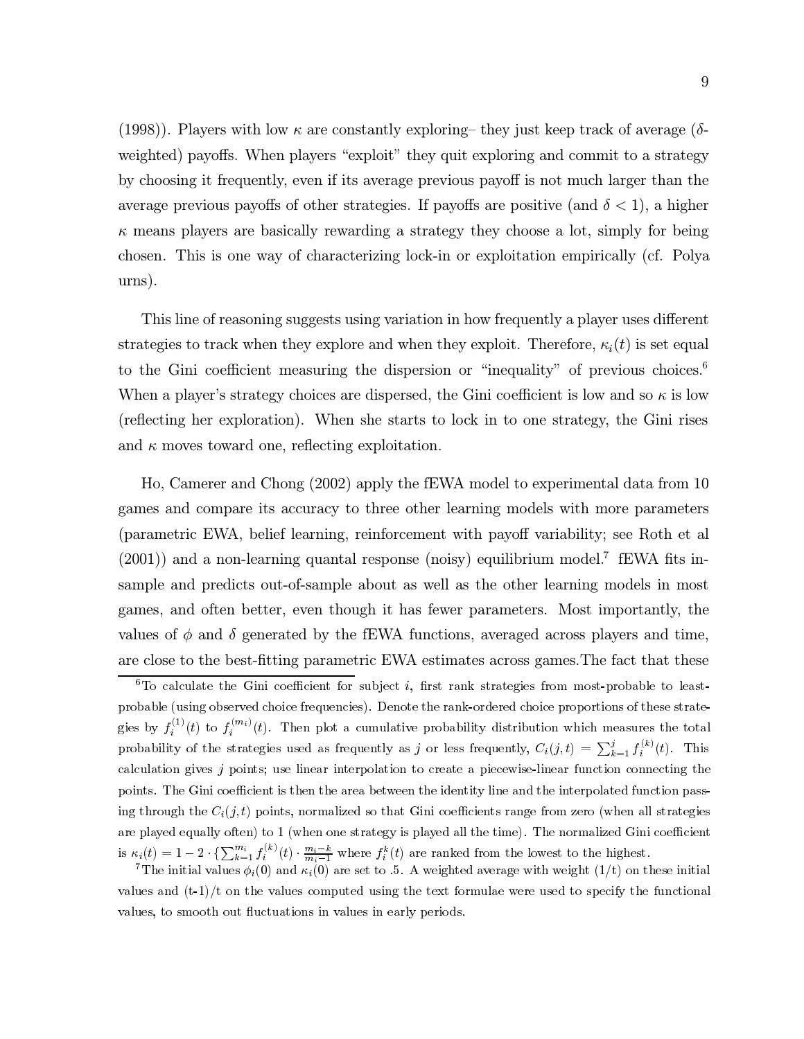(1998)). Players with low $\kappa$ are constantly exploring– they just keep track of average ($\delta$-weighted) payoffs. When players "exploit" they quit exploring and commit to a strategy by choosing it frequently, even if its average previous payoff is not much larger than the average previous payoffs of other strategies. If payoffs are positive (and $\delta < 1$), a higher $\kappa$ means players are basically rewarding a strategy they choose a lot, simply for being chosen. This is one way of characterizing lock-in or exploitation empirically (cf. Polya urns).

This line of reasoning suggests using variation in how frequently a player uses different strategies to track when they explore and when they exploit. Therefore, $\kappa_i(t)$ is set equal to the Gini coefficient measuring the dispersion or "inequality" of previous choices.[6] When a player's strategy choices are dispersed, the Gini coefficient is low and so $\kappa$ is low (reflecting her exploration). When she starts to lock in to one strategy, the Gini rises and $\kappa$ moves toward one, reflecting exploitation.

Ho, Camerer and Chong (2002) apply the fEWA model to experimental data from 10 games and compare its accuracy to three other learning models with more parameters (parametric EWA, belief learning, reinforcement with payoff variability; see Roth et al (2001)) and a non-learning quantal response (noisy) equilibrium model.[7] fEWA fits in-sample and predicts out-of-sample about as well as the other learning models in most games, and often better, even though it has fewer parameters. Most importantly, the values of $\phi$ and $\delta$ generated by the fEWA functions, averaged across players and time, are close to the best-fitting parametric EWA estimates across games.The fact that these

[6] To calculate the Gini coefficient for subject $i$, first rank strategies from most-probable to least-probable (using observed choice frequencies). Denote the rank-ordered choice proportions of these strategies by $f_i^{(1)}(t)$ to $f_i^{(m_i)}(t)$. Then plot a cumulative probability distribution which measures the total probability of the strategies used as frequently as $j$ or less frequently, $C_i(j,t) = \sum_{k=1}^{j} f_i^{(k)}(t)$. This calculation gives $j$ points; use linear interpolation to create a piecewise-linear function connecting the points. The Gini coefficient is then the area between the identity line and the interpolated function passing through the $C_i(j,t)$ points, normalized so that Gini coefficients range from zero (when all strategies are played equally often) to 1 (when one strategy is played all the time). The normalized Gini coefficient is $\kappa_i(t) = 1 - 2 \cdot \{\sum_{k=1}^{m_i} f_i^{(k)}(t) \cdot \frac{m_i - k}{m_i - 1}$ where $f_i^k(t)$ are ranked from the lowest to the highest.

[7] The initial values $\phi_i(0)$ and $\kappa_i(0)$ are set to .5. A weighted average with weight (1/t) on these initial values and (t-1)/t on the values computed using the text formulae were used to specify the functional values, to smooth out fluctuations in values in early periods.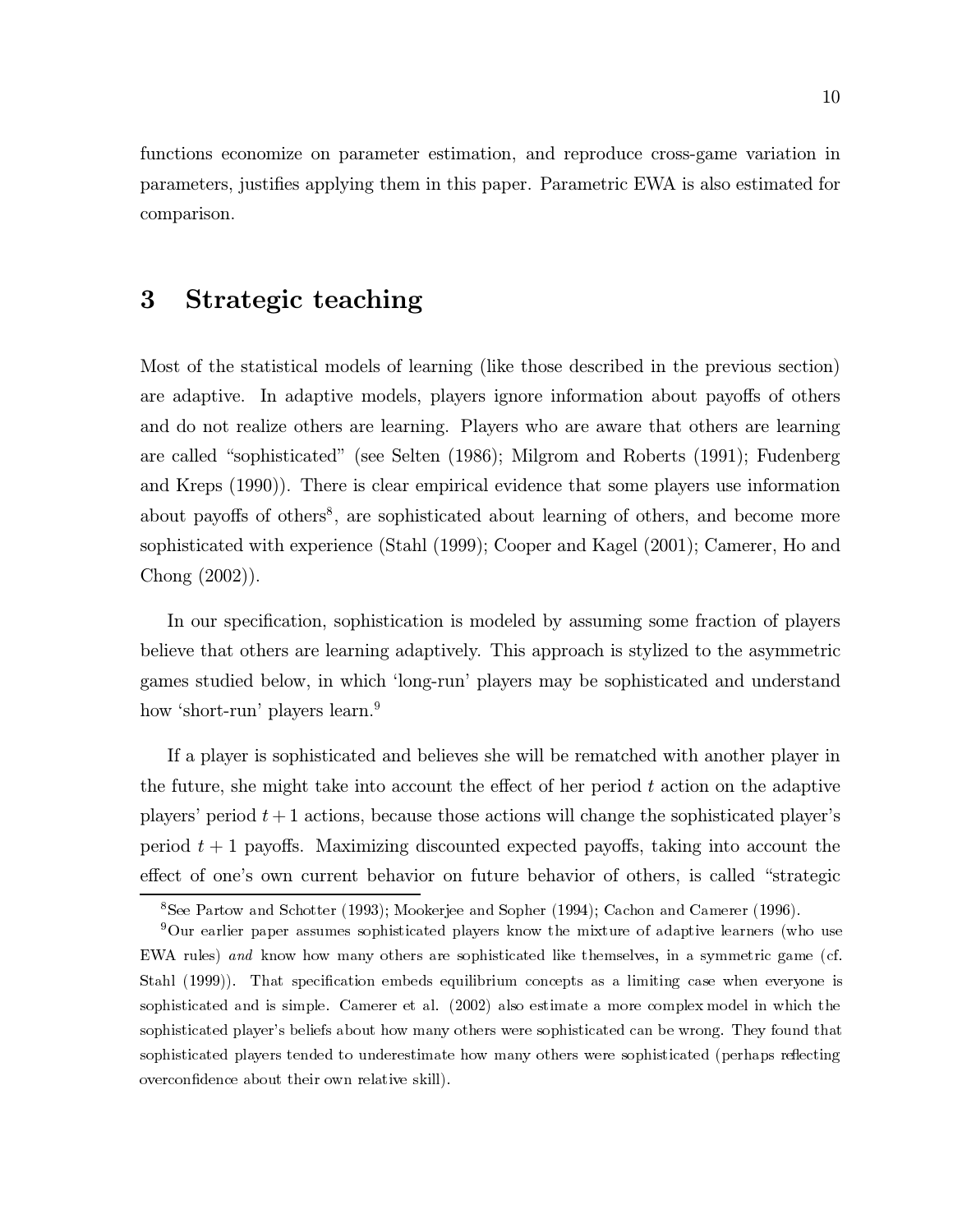functions economize on parameter estimation, and reproduce cross-game variation in parameters, justifies applying them in this paper. Parametric EWA is also estimated for comparison.

# 3 Strategic teaching

Most of the statistical models of learning (like those described in the previous section) are adaptive. In adaptive models, players ignore information about payoffs of others and do not realize others are learning. Players who are aware that others are learning are called "sophisticated" (see Selten (1986); Milgrom and Roberts (1991); Fudenberg and Kreps (1990)). There is clear empirical evidence that some players use information about payoffs of others[8], are sophisticated about learning of others, and become more sophisticated with experience (Stahl (1999); Cooper and Kagel (2001); Camerer, Ho and Chong (2002)).

In our specification, sophistication is modeled by assuming some fraction of players believe that others are learning adaptively. This approach is stylized to the asymmetric games studied below, in which 'long-run' players may be sophisticated and understand how 'short-run' players learn.[9]

If a player is sophisticated and believes she will be rematched with another player in the future, she might take into account the effect of her period $t$ action on the adaptive players' period $t+1$ actions, because those actions will change the sophisticated player's period $t+1$ payoffs. Maximizing discounted expected payoffs, taking into account the effect of one's own current behavior on future behavior of others, is called "strategic

[8] See Partow and Schotter (1993); Mookerjee and Sopher (1994); Cachon and Camerer (1996).

[9] Our earlier paper assumes sophisticated players know the mixture of adaptive learners (who use EWA rules) *and* know how many others are sophisticated like themselves, in a symmetric game (cf. Stahl (1999)). That specification embeds equilibrium concepts as a limiting case when everyone is sophisticated and is simple. Camerer et al. (2002) also estimate a more complex model in which the sophisticated player's beliefs about how many others were sophisticated can be wrong. They found that sophisticated players tended to underestimate how many others were sophisticated (perhaps reflecting overconfidence about their own relative skill).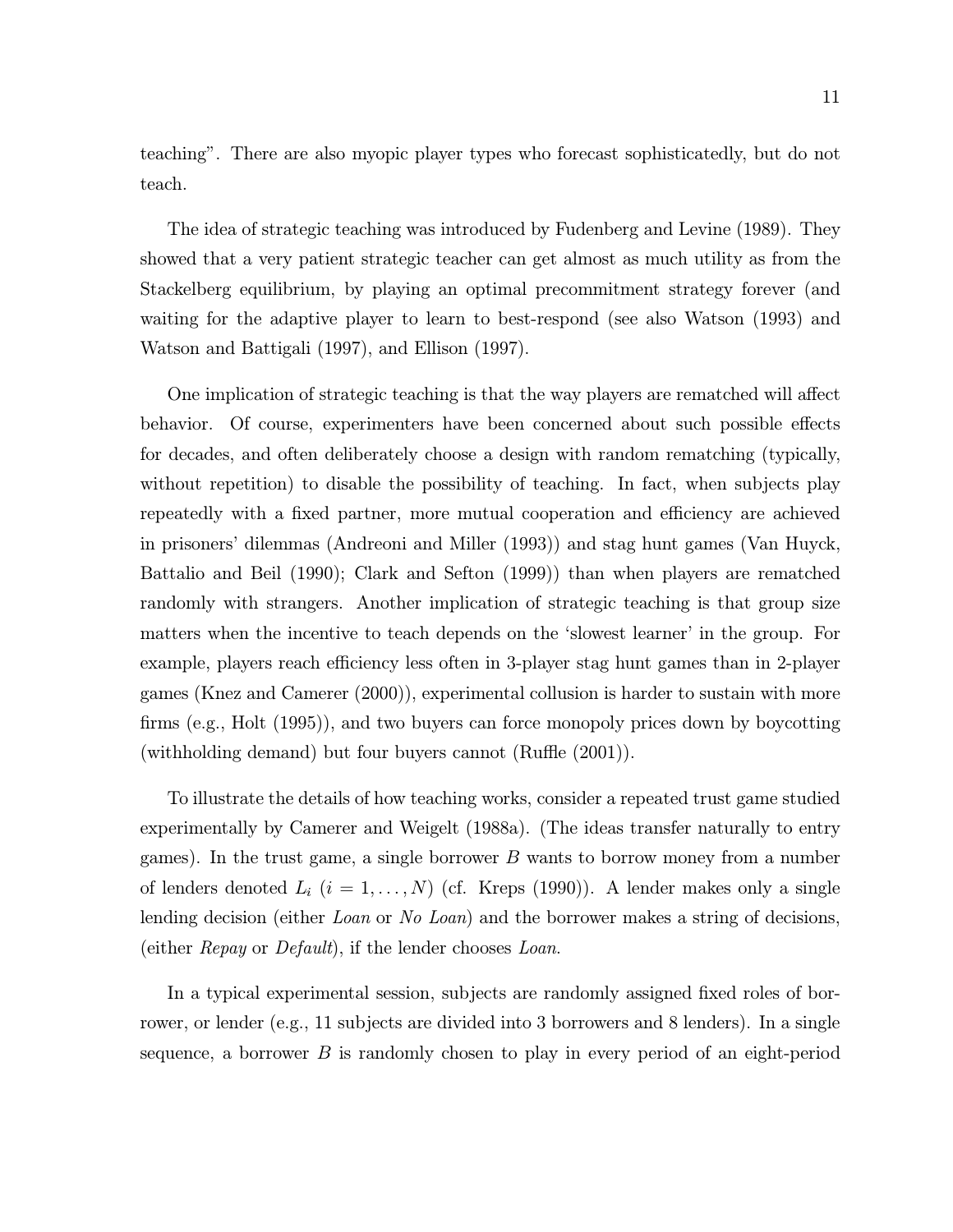teaching". There are also myopic player types who forecast sophisticatedly, but do not teach.

The idea of strategic teaching was introduced by Fudenberg and Levine (1989). They showed that a very patient strategic teacher can get almost as much utility as from the Stackelberg equilibrium, by playing an optimal precommitment strategy forever (and waiting for the adaptive player to learn to best-respond (see also Watson (1993) and Watson and Battigali (1997), and Ellison (1997).

One implication of strategic teaching is that the way players are rematched will affect behavior. Of course, experimenters have been concerned about such possible effects for decades, and often deliberately choose a design with random rematching (typically, without repetition) to disable the possibility of teaching. In fact, when subjects play repeatedly with a fixed partner, more mutual cooperation and efficiency are achieved in prisoners' dilemmas (Andreoni and Miller (1993)) and stag hunt games (Van Huyck, Battalio and Beil (1990); Clark and Sefton (1999)) than when players are rematched randomly with strangers. Another implication of strategic teaching is that group size matters when the incentive to teach depends on the 'slowest learner' in the group. For example, players reach efficiency less often in 3-player stag hunt games than in 2-player games (Knez and Camerer (2000)), experimental collusion is harder to sustain with more firms (e.g., Holt (1995)), and two buyers can force monopoly prices down by boycotting (withholding demand) but four buyers cannot (Ruffle (2001)).

To illustrate the details of how teaching works, consider a repeated trust game studied experimentally by Camerer and Weigelt (1988a). (The ideas transfer naturally to entry games). In the trust game, a single borrower $B$ wants to borrow money from a number of lenders denoted $L_i$ $(i = 1, \ldots, N)$ (cf. Kreps (1990)). A lender makes only a single lending decision (either *Loan* or *No Loan*) and the borrower makes a string of decisions, (either *Repay* or *Default*), if the lender chooses *Loan*.

In a typical experimental session, subjects are randomly assigned fixed roles of borrower, or lender (e.g., 11 subjects are divided into 3 borrowers and 8 lenders). In a single sequence, a borrower $B$ is randomly chosen to play in every period of an eight-period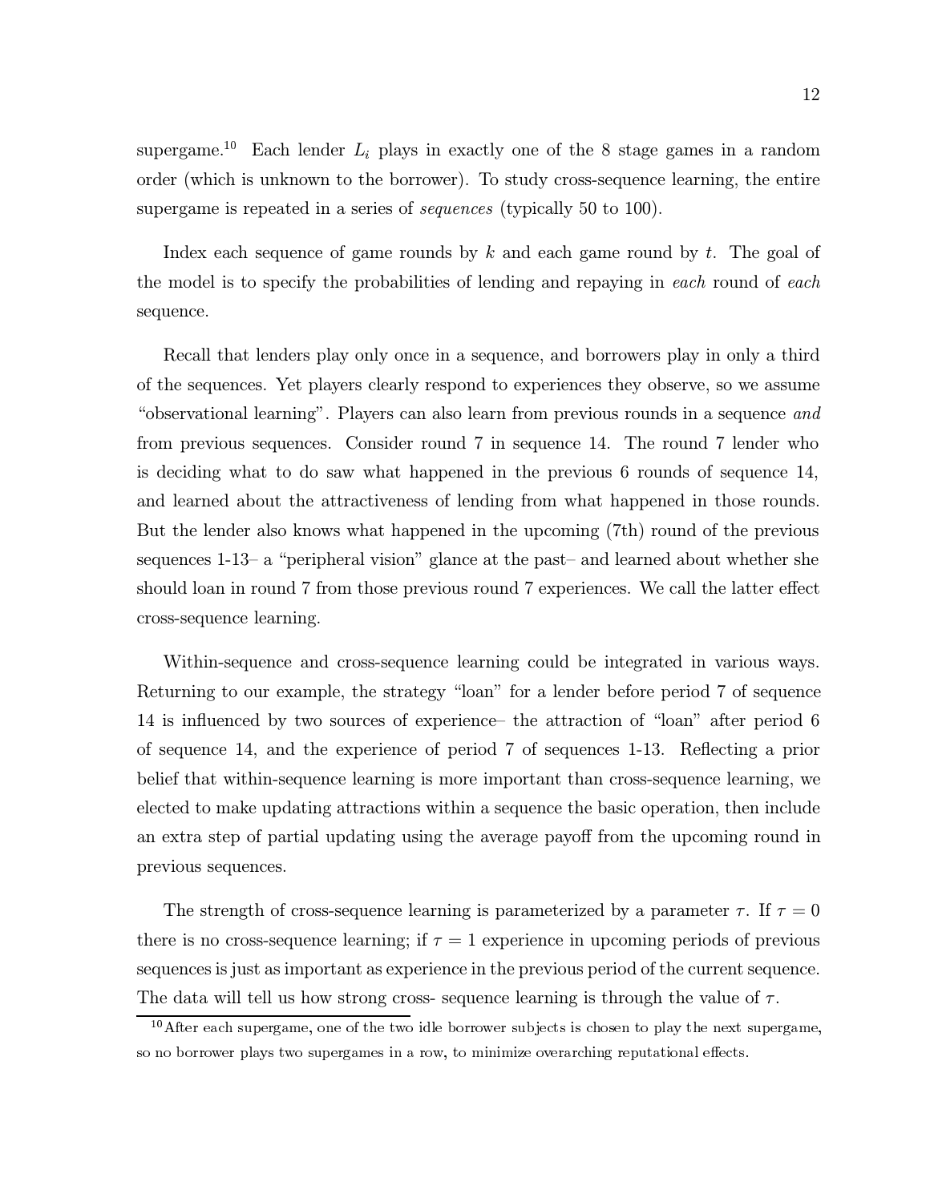supergame.[10] Each lender $L_i$ plays in exactly one of the 8 stage games in a random order (which is unknown to the borrower). To study cross-sequence learning, the entire supergame is repeated in a series of *sequences* (typically 50 to 100).

Index each sequence of game rounds by $k$ and each game round by $t$. The goal of the model is to specify the probabilities of lending and repaying in *each* round of *each* sequence.

Recall that lenders play only once in a sequence, and borrowers play in only a third of the sequences. Yet players clearly respond to experiences they observe, so we assume "observational learning". Players can also learn from previous rounds in a sequence *and* from previous sequences. Consider round 7 in sequence 14. The round 7 lender who is deciding what to do saw what happened in the previous 6 rounds of sequence 14, and learned about the attractiveness of lending from what happened in those rounds. But the lender also knows what happened in the upcoming (7th) round of the previous sequences 1-13– a "peripheral vision" glance at the past– and learned about whether she should loan in round 7 from those previous round 7 experiences. We call the latter effect cross-sequence learning.

Within-sequence and cross-sequence learning could be integrated in various ways. Returning to our example, the strategy "loan" for a lender before period 7 of sequence 14 is influenced by two sources of experience– the attraction of "loan" after period 6 of sequence 14, and the experience of period 7 of sequences 1-13. Reflecting a prior belief that within-sequence learning is more important than cross-sequence learning, we elected to make updating attractions within a sequence the basic operation, then include an extra step of partial updating using the average payoff from the upcoming round in previous sequences.

The strength of cross-sequence learning is parameterized by a parameter $\tau$. If $\tau = 0$ there is no cross-sequence learning; if $\tau = 1$ experience in upcoming periods of previous sequences is just as important as experience in the previous period of the current sequence. The data will tell us how strong cross- sequence learning is through the value of $\tau$.

[10] After each supergame, one of the two idle borrower subjects is chosen to play the next supergame, so no borrower plays two supergames in a row, to minimize overarching reputational effects.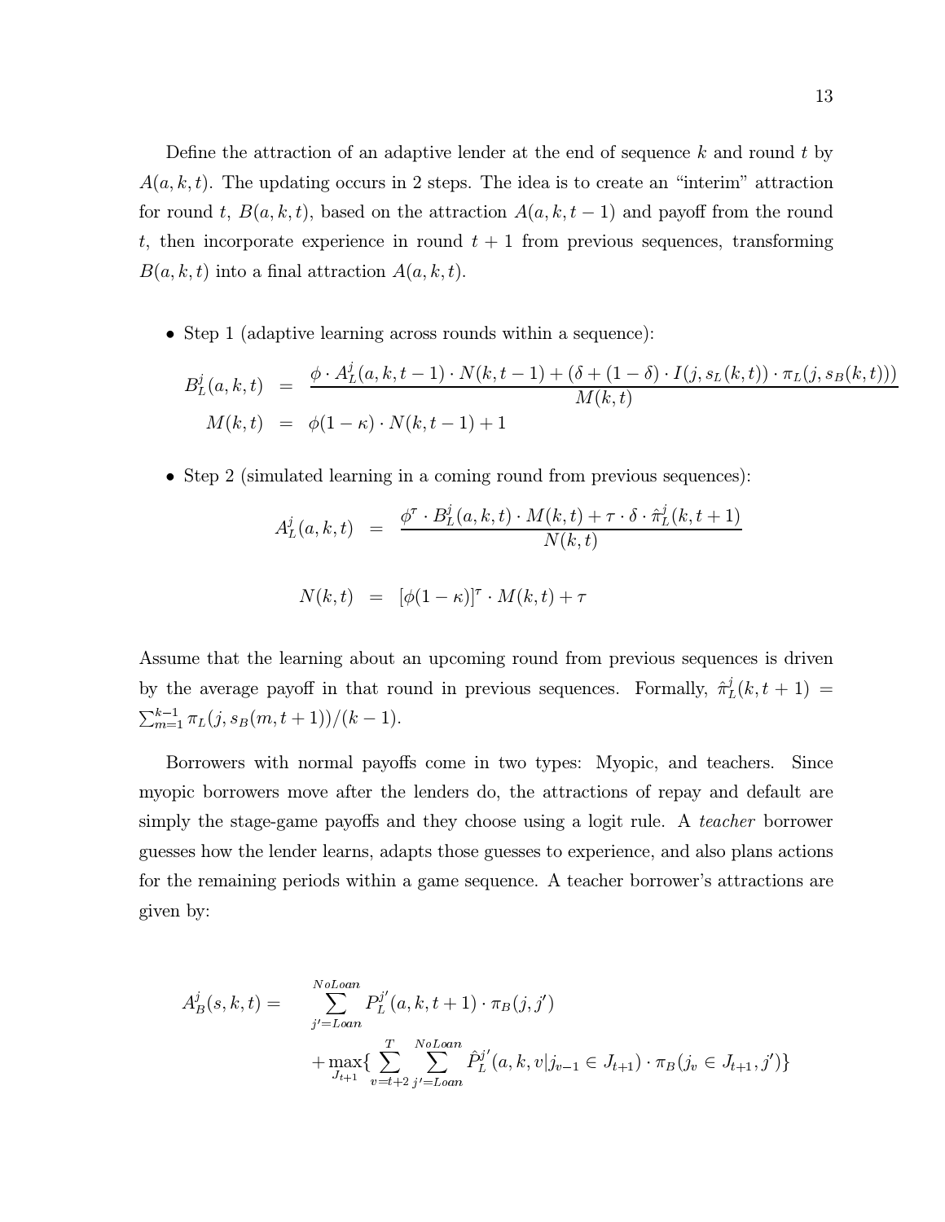Define the attraction of an adaptive lender at the end of sequence $k$ and round $t$ by $A(a, k, t)$. The updating occurs in 2 steps. The idea is to create an "interim" attraction for round $t$, $B(a, k, t)$, based on the attraction $A(a, k, t-1)$ and payoff from the round $t$, then incorporate experience in round $t+1$ from previous sequences, transforming $B(a, k, t)$ into a final attraction $A(a, k, t)$.

- Step 1 (adaptive learning across rounds within a sequence):

$$
\begin{aligned}
B_L^j(a,k,t) &= \frac{\phi \cdot A_L^j(a,k,t-1) \cdot N(k,t-1) + (\delta + (1-\delta) \cdot I(j, s_L(k,t)) \cdot \pi_L(j, s_B(k,t)))}{M(k,t)} \\
M(k,t) &= \phi(1-\kappa) \cdot N(k,t-1) + 1
\end{aligned}
$$

- Step 2 (simulated learning in a coming round from previous sequences):

$$
A_L^j(a,k,t) = \frac{\phi^\tau \cdot B_L^j(a,k,t) \cdot M(k,t) + \tau \cdot \delta \cdot \hat{\pi}_L^j(k,t+1)}{N(k,t)}
$$

$$
N(k,t) = [\phi(1-\kappa)]^\tau \cdot M(k,t) + \tau
$$

Assume that the learning about an upcoming round from previous sequences is driven by the average payoff in that round in previous sequences. Formally, $\hat{\pi}_L^j(k,t+1) = \sum_{m=1}^{k-1} \pi_L(j, s_B(m,t+1))/(k-1)$.

Borrowers with normal payoffs come in two types: Myopic, and teachers. Since myopic borrowers move after the lenders do, the attractions of repay and default are simply the stage-game payoffs and they choose using a logit rule. A *teacher* borrower guesses how the lender learns, adapts those guesses to experience, and also plans actions for the remaining periods within a game sequence. A teacher borrower's attractions are given by:

$$
\begin{aligned}
A_B^j(s,k,t) = \quad & \sum_{j'=Loan}^{NoLoan} P_L^{j'}(a,k,t+1) \cdot \pi_B(j,j') \\
& + \max_{J_{t+1}} \{ \sum_{v=t+2}^{T} \sum_{j'=Loan}^{NoLoan} \hat{P}_L^{j'}(a,k,v|j_{v-1} \in J_{t+1}) \cdot \pi_B(j_v \in J_{t+1}, j') \}
\end{aligned}
$$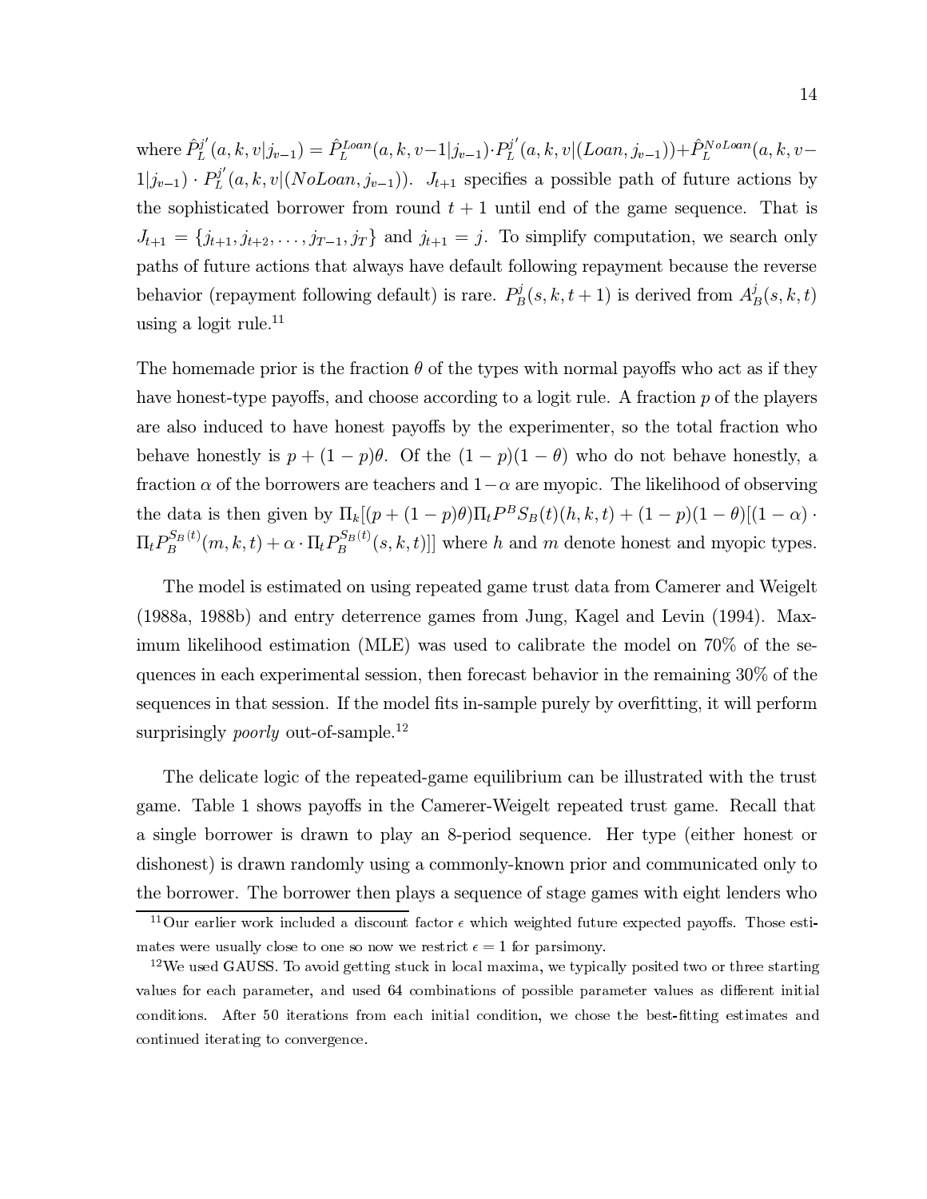where $\hat{P}_L^{j'}(a,k,v|j_{v-1}) = \hat{P}_L^{Loan}(a,k,v-1|j_{v-1}) \cdot P_L^{j'}(a,k,v|(Loan, j_{v-1})) + \hat{P}_L^{NoLoan}(a,k,v-1|j_{v-1}) \cdot P_L^{j'}(a,k,v|(NoLoan, j_{v-1}))$. $J_{t+1}$ specifies a possible path of future actions by the sophisticated borrower from round $t+1$ until end of the game sequence. That is $J_{t+1} = \{j_{t+1}, j_{t+2}, \ldots, j_{T-1}, j_T\}$ and $j_{t+1} = j$. To simplify computation, we search only paths of future actions that always have default following repayment because the reverse behavior (repayment following default) is rare. $P_B^j(s,k,t+1)$ is derived from $A_B^j(s,k,t)$ using a logit rule.[11]

The homemade prior is the fraction $\theta$ of the types with normal payoffs who act as if they have honest-type payoffs, and choose according to a logit rule. A fraction $p$ of the players are also induced to have honest payoffs by the experimenter, so the total fraction who behave honestly is $p + (1-p)\theta$. Of the $(1-p)(1-\theta)$ who do not behave honestly, a fraction $\alpha$ of the borrowers are teachers and $1-\alpha$ are myopic. The likelihood of observing the data is then given by $\Pi_k[(p+(1-p)\theta)\Pi_t P^B S_B(t)(h,k,t) + (1-p)(1-\theta)[(1-\alpha) \cdot \Pi_t P_B^{S_B(t)}(m,k,t) + \alpha \cdot \Pi_t P_B^{S_B(t)}(s,k,t)]]$ where $h$ and $m$ denote honest and myopic types.

The model is estimated on using repeated game trust data from Camerer and Weigelt (1988a, 1988b) and entry deterrence games from Jung, Kagel and Levin (1994). Maximum likelihood estimation (MLE) was used to calibrate the model on 70% of the sequences in each experimental session, then forecast behavior in the remaining 30% of the sequences in that session. If the model fits in-sample purely by overfitting, it will perform surprisingly *poorly* out-of-sample.[12]

The delicate logic of the repeated-game equilibrium can be illustrated with the trust game. Table 1 shows payoffs in the Camerer-Weigelt repeated trust game. Recall that a single borrower is drawn to play an 8-period sequence. Her type (either honest or dishonest) is drawn randomly using a commonly-known prior and communicated only to the borrower. The borrower then plays a sequence of stage games with eight lenders who

[11] Our earlier work included a discount factor $\epsilon$ which weighted future expected payoffs. Those estimates were usually close to one so now we restrict $\epsilon = 1$ for parsimony.

[12] We used GAUSS. To avoid getting stuck in local maxima, we typically posited two or three starting values for each parameter, and used 64 combinations of possible parameter values as different initial conditions. After 50 iterations from each initial condition, we chose the best-fitting estimates and continued iterating to convergence.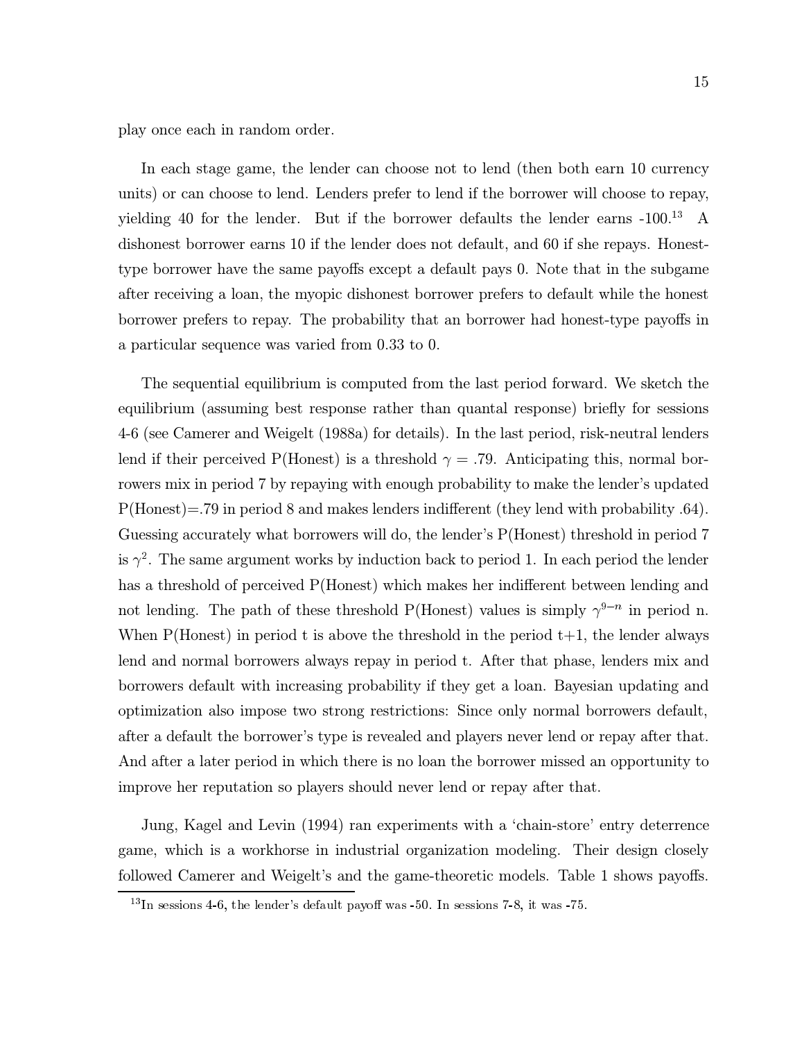play once each in random order.

In each stage game, the lender can choose not to lend (then both earn 10 currency units) or can choose to lend. Lenders prefer to lend if the borrower will choose to repay, yielding 40 for the lender. But if the borrower defaults the lender earns -100.[13] A dishonest borrower earns 10 if the lender does not default, and 60 if she repays. Honest-type borrower have the same payoffs except a default pays 0. Note that in the subgame after receiving a loan, the myopic dishonest borrower prefers to default while the honest borrower prefers to repay. The probability that an borrower had honest-type payoffs in a particular sequence was varied from 0.33 to 0.

The sequential equilibrium is computed from the last period forward. We sketch the equilibrium (assuming best response rather than quantal response) briefly for sessions 4-6 (see Camerer and Weigelt (1988a) for details). In the last period, risk-neutral lenders lend if their perceived P(Honest) is a threshold $\gamma = .79$. Anticipating this, normal borrowers mix in period 7 by repaying with enough probability to make the lender's updated P(Honest)=.79 in period 8 and makes lenders indifferent (they lend with probability .64). Guessing accurately what borrowers will do, the lender's P(Honest) threshold in period 7 is $\gamma^2$. The same argument works by induction back to period 1. In each period the lender has a threshold of perceived P(Honest) which makes her indifferent between lending and not lending. The path of these threshold P(Honest) values is simply $\gamma^{9-n}$ in period n. When P(Honest) in period t is above the threshold in the period t+1, the lender always lend and normal borrowers always repay in period t. After that phase, lenders mix and borrowers default with increasing probability if they get a loan. Bayesian updating and optimization also impose two strong restrictions: Since only normal borrowers default, after a default the borrower's type is revealed and players never lend or repay after that. And after a later period in which there is no loan the borrower missed an opportunity to improve her reputation so players should never lend or repay after that.

Jung, Kagel and Levin (1994) ran experiments with a 'chain-store' entry deterrence game, which is a workhorse in industrial organization modeling. Their design closely followed Camerer and Weigelt's and the game-theoretic models. Table 1 shows payoffs.

[13] In sessions 4-6, the lender's default payoff was -50. In sessions 7-8, it was -75.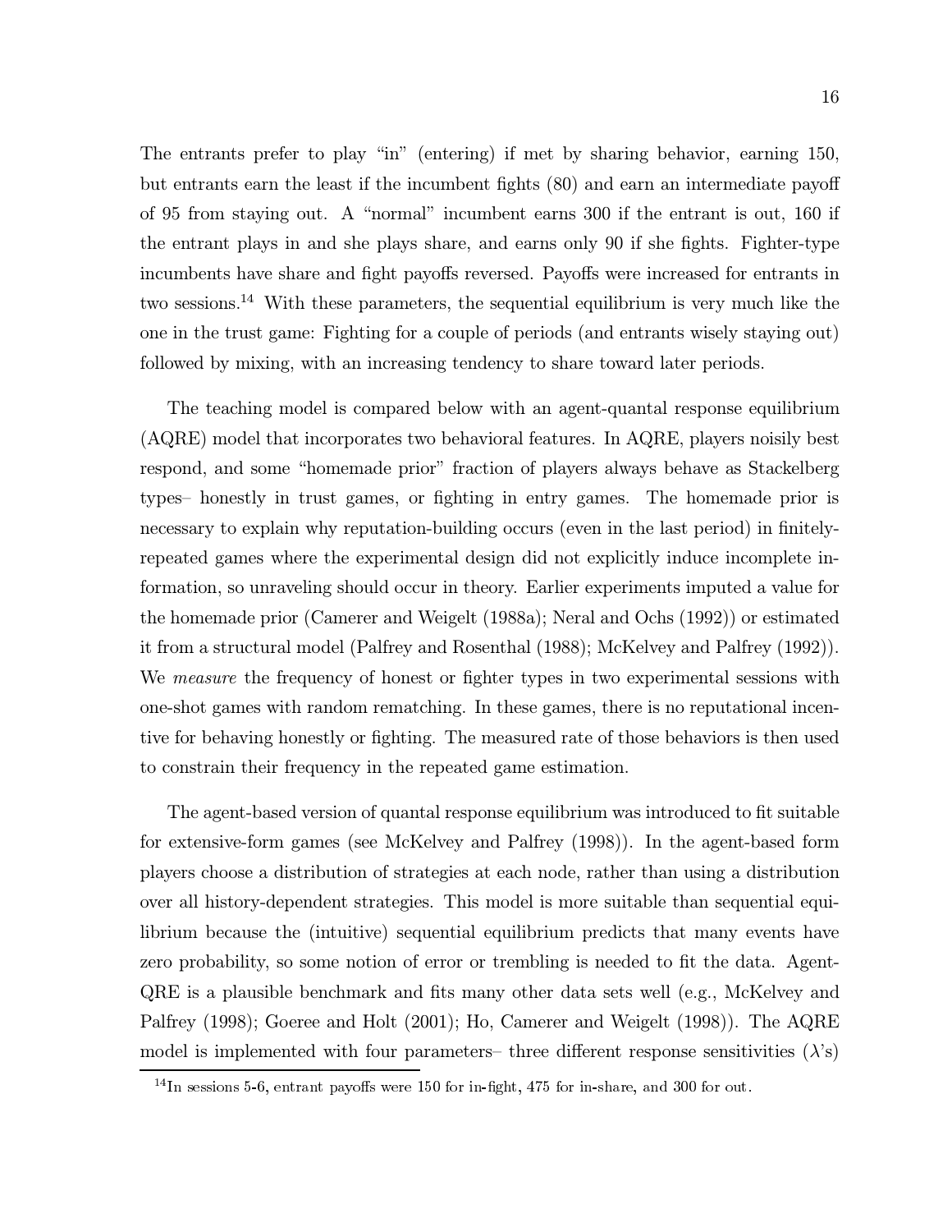The entrants prefer to play "in" (entering) if met by sharing behavior, earning 150, but entrants earn the least if the incumbent fights (80) and earn an intermediate payoff of 95 from staying out. A "normal" incumbent earns 300 if the entrant is out, 160 if the entrant plays in and she plays share, and earns only 90 if she fights. Fighter-type incumbents have share and fight payoffs reversed. Payoffs were increased for entrants in two sessions.[14] With these parameters, the sequential equilibrium is very much like the one in the trust game: Fighting for a couple of periods (and entrants wisely staying out) followed by mixing, with an increasing tendency to share toward later periods.

The teaching model is compared below with an agent-quantal response equilibrium (AQRE) model that incorporates two behavioral features. In AQRE, players noisily best respond, and some "homemade prior" fraction of players always behave as Stackelberg types– honestly in trust games, or fighting in entry games. The homemade prior is necessary to explain why reputation-building occurs (even in the last period) in finitely-repeated games where the experimental design did not explicitly induce incomplete information, so unraveling should occur in theory. Earlier experiments imputed a value for the homemade prior (Camerer and Weigelt (1988a); Neral and Ochs (1992)) or estimated it from a structural model (Palfrey and Rosenthal (1988); McKelvey and Palfrey (1992)). We *measure* the frequency of honest or fighter types in two experimental sessions with one-shot games with random rematching. In these games, there is no reputational incentive for behaving honestly or fighting. The measured rate of those behaviors is then used to constrain their frequency in the repeated game estimation.

The agent-based version of quantal response equilibrium was introduced to fit suitable for extensive-form games (see McKelvey and Palfrey (1998)). In the agent-based form players choose a distribution of strategies at each node, rather than using a distribution over all history-dependent strategies. This model is more suitable than sequential equilibrium because the (intuitive) sequential equilibrium predicts that many events have zero probability, so some notion of error or trembling is needed to fit the data. Agent-QRE is a plausible benchmark and fits many other data sets well (e.g., McKelvey and Palfrey (1998); Goeree and Holt (2001); Ho, Camerer and Weigelt (1998)). The AQRE model is implemented with four parameters– three different response sensitivities ($\lambda$'s)

[14] In sessions 5-6, entrant payoffs were 150 for in-fight, 475 for in-share, and 300 for out.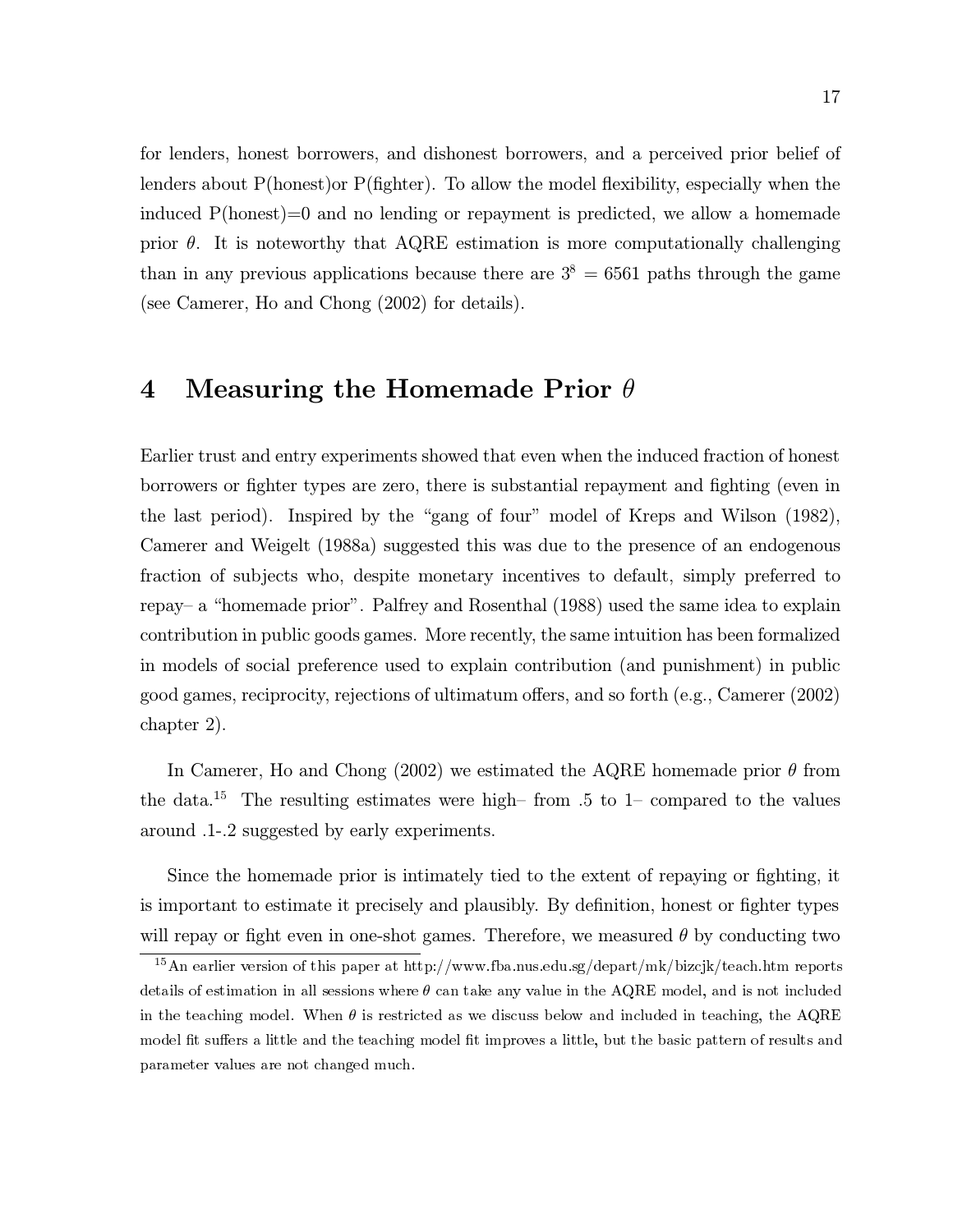for lenders, honest borrowers, and dishonest borrowers, and a perceived prior belief of lenders about P(honest)or P(fighter). To allow the model flexibility, especially when the induced P(honest)=0 and no lending or repayment is predicted, we allow a homemade prior $\theta$. It is noteworthy that AQRE estimation is more computationally challenging than in any previous applications because there are $3^8 = 6561$ paths through the game (see Camerer, Ho and Chong (2002) for details).

# 4 Measuring the Homemade Prior $\theta$

Earlier trust and entry experiments showed that even when the induced fraction of honest borrowers or fighter types are zero, there is substantial repayment and fighting (even in the last period). Inspired by the "gang of four" model of Kreps and Wilson (1982), Camerer and Weigelt (1988a) suggested this was due to the presence of an endogenous fraction of subjects who, despite monetary incentives to default, simply preferred to repay– a "homemade prior". Palfrey and Rosenthal (1988) used the same idea to explain contribution in public goods games. More recently, the same intuition has been formalized in models of social preference used to explain contribution (and punishment) in public good games, reciprocity, rejections of ultimatum offers, and so forth (e.g., Camerer (2002) chapter 2).

In Camerer, Ho and Chong (2002) we estimated the AQRE homemade prior $\theta$ from the data.[15] The resulting estimates were high– from .5 to 1– compared to the values around .1-.2 suggested by early experiments.

Since the homemade prior is intimately tied to the extent of repaying or fighting, it is important to estimate it precisely and plausibly. By definition, honest or fighter types will repay or fight even in one-shot games. Therefore, we measured $\theta$ by conducting two

[15] An earlier version of this paper at http://www.fba.nus.edu.sg/depart/mk/bizcjk/teach.htm reports details of estimation in all sessions where $\theta$ can take any value in the AQRE model, and is not included in the teaching model. When $\theta$ is restricted as we discuss below and included in teaching, the AQRE model fit suffers a little and the teaching model fit improves a little, but the basic pattern of results and parameter values are not changed much.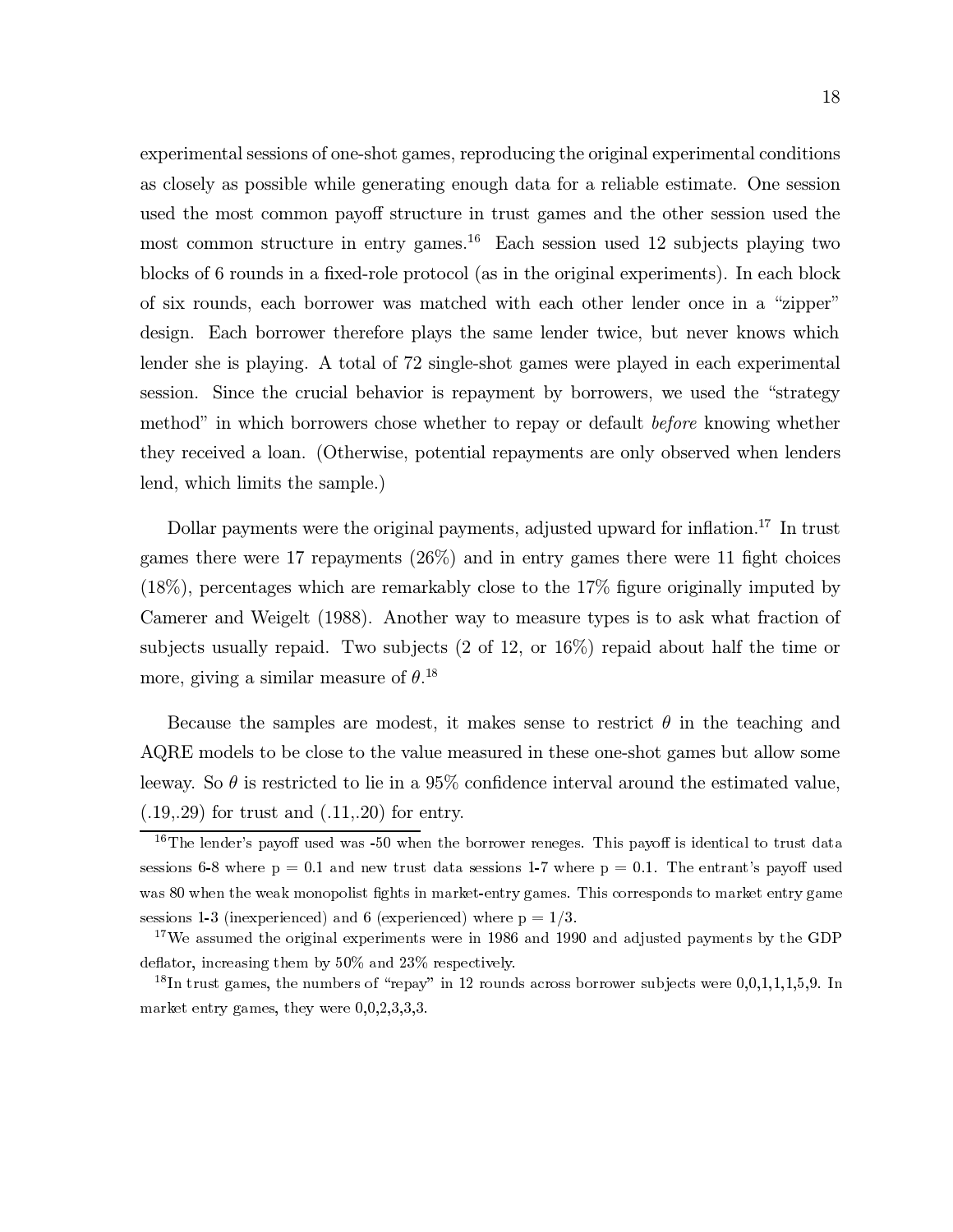experimental sessions of one-shot games, reproducing the original experimental conditions as closely as possible while generating enough data for a reliable estimate. One session used the most common payoff structure in trust games and the other session used the most common structure in entry games.[16] Each session used 12 subjects playing two blocks of 6 rounds in a fixed-role protocol (as in the original experiments). In each block of six rounds, each borrower was matched with each other lender once in a "zipper" design. Each borrower therefore plays the same lender twice, but never knows which lender she is playing. A total of 72 single-shot games were played in each experimental session. Since the crucial behavior is repayment by borrowers, we used the "strategy method" in which borrowers chose whether to repay or default *before* knowing whether they received a loan. (Otherwise, potential repayments are only observed when lenders lend, which limits the sample.)

Dollar payments were the original payments, adjusted upward for inflation.[17] In trust games there were 17 repayments (26%) and in entry games there were 11 fight choices (18%), percentages which are remarkably close to the 17% figure originally imputed by Camerer and Weigelt (1988). Another way to measure types is to ask what fraction of subjects usually repaid. Two subjects (2 of 12, or 16%) repaid about half the time or more, giving a similar measure of $\theta$.[18]

Because the samples are modest, it makes sense to restrict $\theta$ in the teaching and AQRE models to be close to the value measured in these one-shot games but allow some leeway. So $\theta$ is restricted to lie in a 95% confidence interval around the estimated value, (.19,.29) for trust and (.11,.20) for entry.

---

[16]The lender's payoff used was -50 when the borrower reneges. This payoff is identical to trust data sessions 6-8 where p = 0.1 and new trust data sessions 1-7 where p = 0.1. The entrant's payoff used was 80 when the weak monopolist fights in market-entry games. This corresponds to market entry game sessions 1-3 (inexperienced) and 6 (experienced) where p = 1/3.

[17]We assumed the original experiments were in 1986 and 1990 and adjusted payments by the GDP deflator, increasing them by 50% and 23% respectively.

[18]In trust games, the numbers of "repay" in 12 rounds across borrower subjects were 0,0,1,1,1,5,9. In market entry games, they were 0,0,2,3,3,3.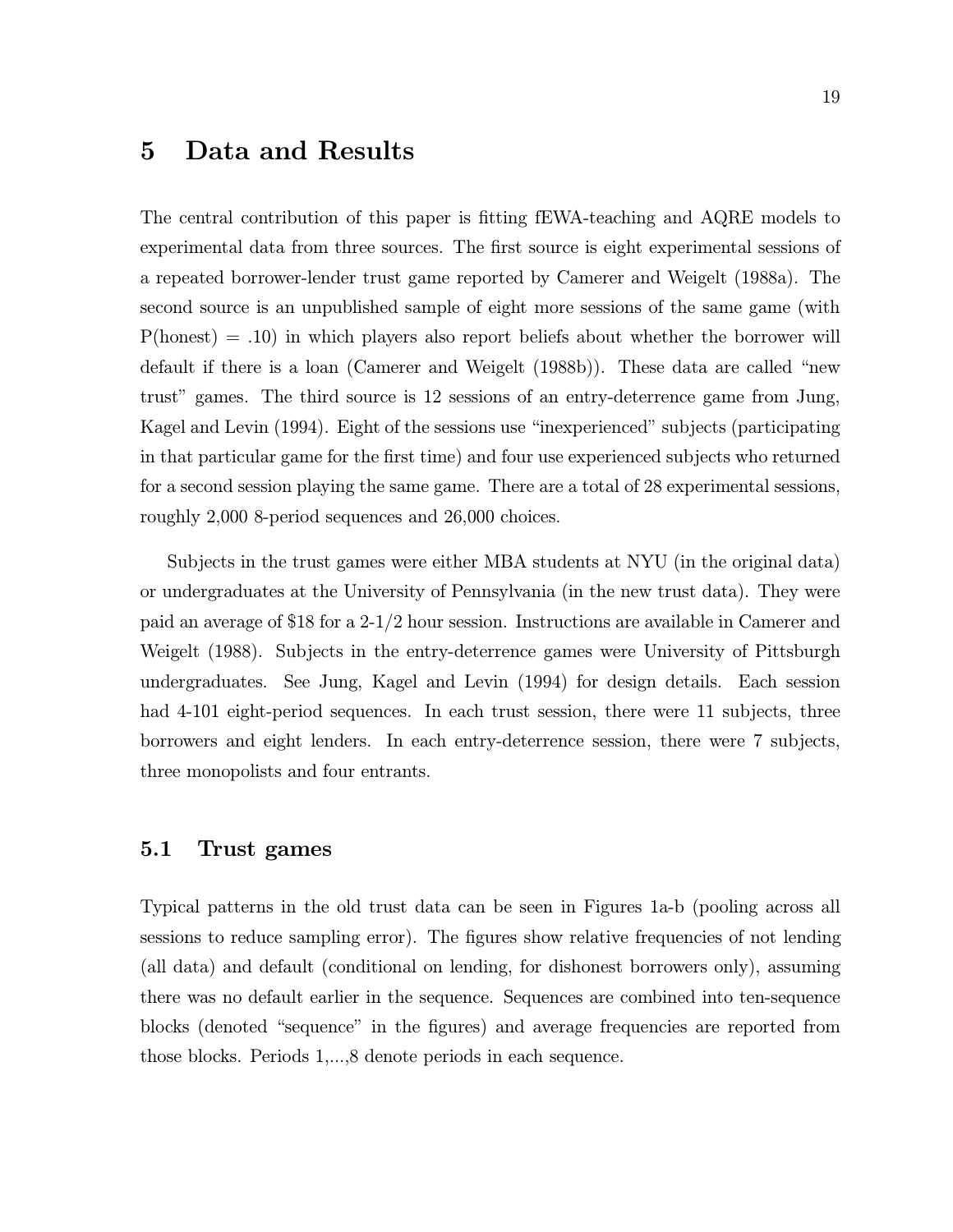# 5 Data and Results

The central contribution of this paper is fitting fEWA-teaching and AQRE models to experimental data from three sources. The first source is eight experimental sessions of a repeated borrower-lender trust game reported by Camerer and Weigelt (1988a). The second source is an unpublished sample of eight more sessions of the same game (with P(honest) = .10) in which players also report beliefs about whether the borrower will default if there is a loan (Camerer and Weigelt (1988b)). These data are called "new trust" games. The third source is 12 sessions of an entry-deterrence game from Jung, Kagel and Levin (1994). Eight of the sessions use "inexperienced" subjects (participating in that particular game for the first time) and four use experienced subjects who returned for a second session playing the same game. There are a total of 28 experimental sessions, roughly 2,000 8-period sequences and 26,000 choices.

Subjects in the trust games were either MBA students at NYU (in the original data) or undergraduates at the University of Pennsylvania (in the new trust data). They were paid an average of $18 for a 2-1/2 hour session. Instructions are available in Camerer and Weigelt (1988). Subjects in the entry-deterrence games were University of Pittsburgh undergraduates. See Jung, Kagel and Levin (1994) for design details. Each session had 4-101 eight-period sequences. In each trust session, there were 11 subjects, three borrowers and eight lenders. In each entry-deterrence session, there were 7 subjects, three monopolists and four entrants.

## 5.1 Trust games

Typical patterns in the old trust data can be seen in Figures 1a-b (pooling across all sessions to reduce sampling error). The figures show relative frequencies of not lending (all data) and default (conditional on lending, for dishonest borrowers only), assuming there was no default earlier in the sequence. Sequences are combined into ten-sequence blocks (denoted "sequence" in the figures) and average frequencies are reported from those blocks. Periods 1,...,8 denote periods in each sequence.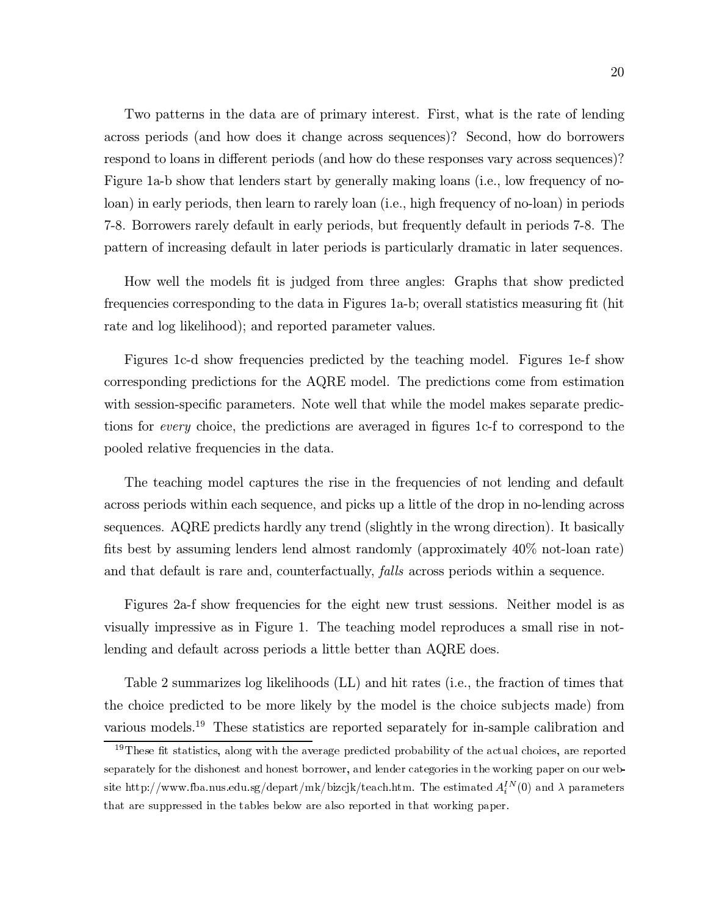Two patterns in the data are of primary interest. First, what is the rate of lending across periods (and how does it change across sequences)? Second, how do borrowers respond to loans in different periods (and how do these responses vary across sequences)? Figure 1a-b show that lenders start by generally making loans (i.e., low frequency of no-loan) in early periods, then learn to rarely loan (i.e., high frequency of no-loan) in periods 7-8. Borrowers rarely default in early periods, but frequently default in periods 7-8. The pattern of increasing default in later periods is particularly dramatic in later sequences.

How well the models fit is judged from three angles: Graphs that show predicted frequencies corresponding to the data in Figures 1a-b; overall statistics measuring fit (hit rate and log likelihood); and reported parameter values.

Figures 1c-d show frequencies predicted by the teaching model. Figures 1e-f show corresponding predictions for the AQRE model. The predictions come from estimation with session-specific parameters. Note well that while the model makes separate predictions for *every* choice, the predictions are averaged in figures 1c-f to correspond to the pooled relative frequencies in the data.

The teaching model captures the rise in the frequencies of not lending and default across periods within each sequence, and picks up a little of the drop in no-lending across sequences. AQRE predicts hardly any trend (slightly in the wrong direction). It basically fits best by assuming lenders lend almost randomly (approximately 40% not-loan rate) and that default is rare and, counterfactually, *falls* across periods within a sequence.

Figures 2a-f show frequencies for the eight new trust sessions. Neither model is as visually impressive as in Figure 1. The teaching model reproduces a small rise in not-lending and default across periods a little better than AQRE does.

Table 2 summarizes log likelihoods (LL) and hit rates (i.e., the fraction of times that the choice predicted to be more likely by the model is the choice subjects made) from various models.[19] These statistics are reported separately for in-sample calibration and

[19] These fit statistics, along with the average predicted probability of the actual choices, are reported separately for the dishonest and honest borrower, and lender categories in the working paper on our website http://www.fba.nus.edu.sg/depart/mk/bizcjk/teach.htm. The estimated $A_i^{IN}(0)$ and $\lambda$ parameters that are suppressed in the tables below are also reported in that working paper.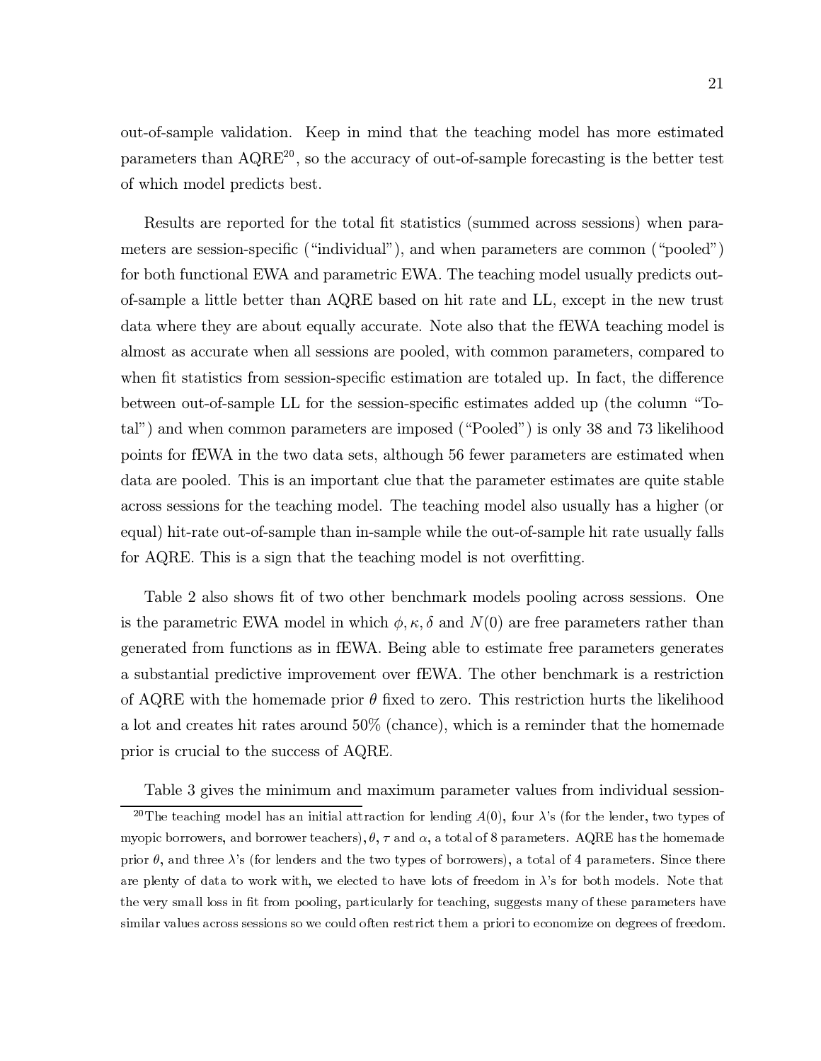out-of-sample validation. Keep in mind that the teaching model has more estimated parameters than AQRE[20], so the accuracy of out-of-sample forecasting is the better test of which model predicts best.

Results are reported for the total fit statistics (summed across sessions) when parameters are session-specific ("individual"), and when parameters are common ("pooled") for both functional EWA and parametric EWA. The teaching model usually predicts out-of-sample a little better than AQRE based on hit rate and LL, except in the new trust data where they are about equally accurate. Note also that the fEWA teaching model is almost as accurate when all sessions are pooled, with common parameters, compared to when fit statistics from session-specific estimation are totaled up. In fact, the difference between out-of-sample LL for the session-specific estimates added up (the column "Total") and when common parameters are imposed ("Pooled") is only 38 and 73 likelihood points for fEWA in the two data sets, although 56 fewer parameters are estimated when data are pooled. This is an important clue that the parameter estimates are quite stable across sessions for the teaching model. The teaching model also usually has a higher (or equal) hit-rate out-of-sample than in-sample while the out-of-sample hit rate usually falls for AQRE. This is a sign that the teaching model is not overfitting.

Table 2 also shows fit of two other benchmark models pooling across sessions. One is the parametric EWA model in which $\phi, \kappa, \delta$ and $N(0)$ are free parameters rather than generated from functions as in fEWA. Being able to estimate free parameters generates a substantial predictive improvement over fEWA. The other benchmark is a restriction of AQRE with the homemade prior $\theta$ fixed to zero. This restriction hurts the likelihood a lot and creates hit rates around 50% (chance), which is a reminder that the homemade prior is crucial to the success of AQRE.

Table 3 gives the minimum and maximum parameter values from individual session-

---

[20] The teaching model has an initial attraction for lending $A(0)$, four $\lambda$'s (for the lender, two types of myopic borrowers, and borrower teachers), $\theta$, $\tau$ and $\alpha$, a total of 8 parameters. AQRE has the homemade prior $\theta$, and three $\lambda$'s (for lenders and the two types of borrowers), a total of 4 parameters. Since there are plenty of data to work with, we elected to have lots of freedom in $\lambda$'s for both models. Note that the very small loss in fit from pooling, particularly for teaching, suggests many of these parameters have similar values across sessions so we could often restrict them a priori to economize on degrees of freedom.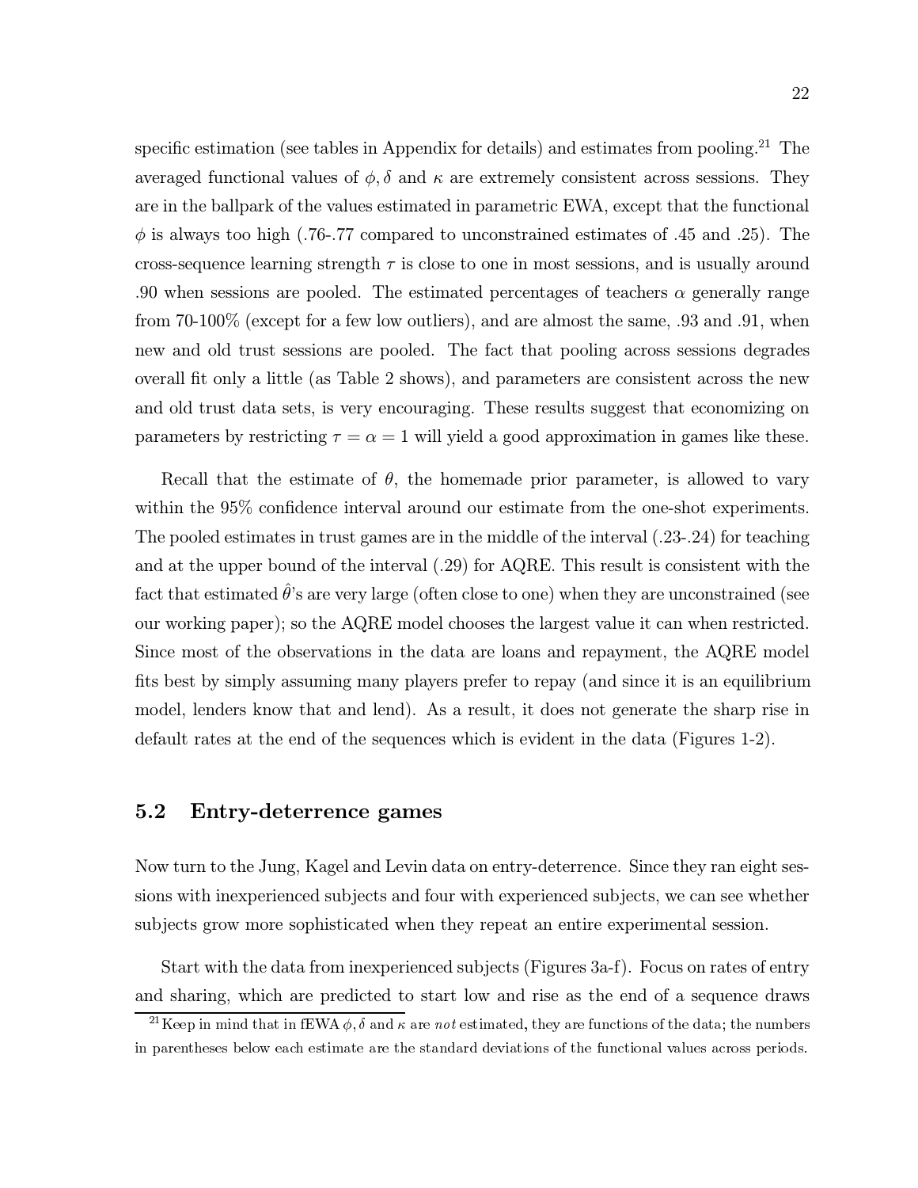specific estimation (see tables in Appendix for details) and estimates from pooling.[21] The averaged functional values of $\phi, \delta$ and $\kappa$ are extremely consistent across sessions. They are in the ballpark of the values estimated in parametric EWA, except that the functional $\phi$ is always too high (.76-.77 compared to unconstrained estimates of .45 and .25). The cross-sequence learning strength $\tau$ is close to one in most sessions, and is usually around .90 when sessions are pooled. The estimated percentages of teachers $\alpha$ generally range from 70-100% (except for a few low outliers), and are almost the same, .93 and .91, when new and old trust sessions are pooled. The fact that pooling across sessions degrades overall fit only a little (as Table 2 shows), and parameters are consistent across the new and old trust data sets, is very encouraging. These results suggest that economizing on parameters by restricting $\tau = \alpha = 1$ will yield a good approximation in games like these.

Recall that the estimate of $\theta$, the homemade prior parameter, is allowed to vary within the 95% confidence interval around our estimate from the one-shot experiments. The pooled estimates in trust games are in the middle of the interval (.23-.24) for teaching and at the upper bound of the interval (.29) for AQRE. This result is consistent with the fact that estimated $\hat{\theta}$'s are very large (often close to one) when they are unconstrained (see our working paper); so the AQRE model chooses the largest value it can when restricted. Since most of the observations in the data are loans and repayment, the AQRE model fits best by simply assuming many players prefer to repay (and since it is an equilibrium model, lenders know that and lend). As a result, it does not generate the sharp rise in default rates at the end of the sequences which is evident in the data (Figures 1-2).

## 5.2 Entry-deterrence games

Now turn to the Jung, Kagel and Levin data on entry-deterrence. Since they ran eight sessions with inexperienced subjects and four with experienced subjects, we can see whether subjects grow more sophisticated when they repeat an entire experimental session.

Start with the data from inexperienced subjects (Figures 3a-f). Focus on rates of entry and sharing, which are predicted to start low and rise as the end of a sequence draws

[21] Keep in mind that in fEWA $\phi, \delta$ and $\kappa$ are *not* estimated, they are functions of the data; the numbers in parentheses below each estimate are the standard deviations of the functional values across periods.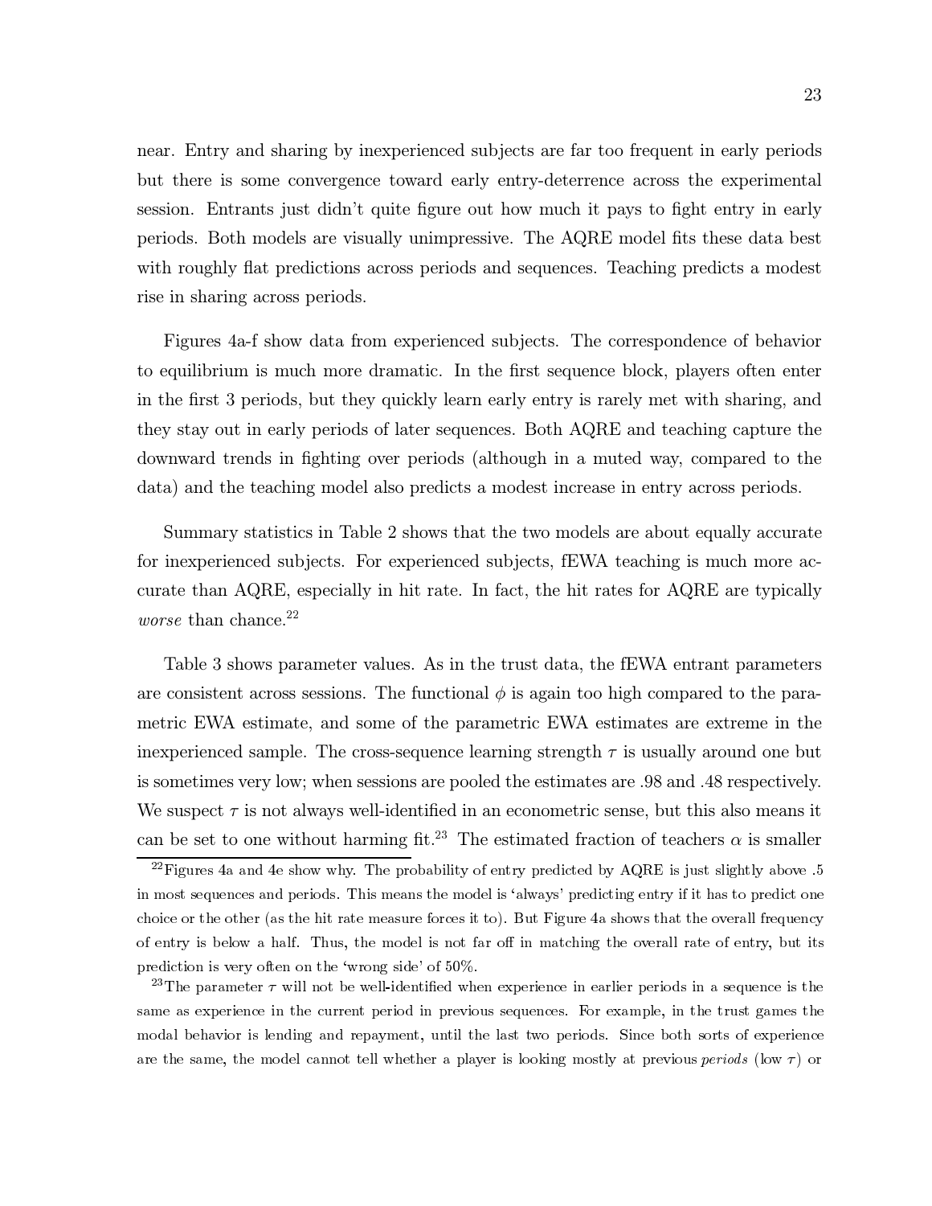near. Entry and sharing by inexperienced subjects are far too frequent in early periods but there is some convergence toward early entry-deterrence across the experimental session. Entrants just didn't quite figure out how much it pays to fight entry in early periods. Both models are visually unimpressive. The AQRE model fits these data best with roughly flat predictions across periods and sequences. Teaching predicts a modest rise in sharing across periods.

Figures 4a-f show data from experienced subjects. The correspondence of behavior to equilibrium is much more dramatic. In the first sequence block, players often enter in the first 3 periods, but they quickly learn early entry is rarely met with sharing, and they stay out in early periods of later sequences. Both AQRE and teaching capture the downward trends in fighting over periods (although in a muted way, compared to the data) and the teaching model also predicts a modest increase in entry across periods.

Summary statistics in Table 2 shows that the two models are about equally accurate for inexperienced subjects. For experienced subjects, fEWA teaching is much more accurate than AQRE, especially in hit rate. In fact, the hit rates for AQRE are typically *worse* than chance.[22]

Table 3 shows parameter values. As in the trust data, the fEWA entrant parameters are consistent across sessions. The functional $\phi$ is again too high compared to the parametric EWA estimate, and some of the parametric EWA estimates are extreme in the inexperienced sample. The cross-sequence learning strength $\tau$ is usually around one but is sometimes very low; when sessions are pooled the estimates are .98 and .48 respectively. We suspect $\tau$ is not always well-identified in an econometric sense, but this also means it can be set to one without harming fit.[23] The estimated fraction of teachers $\alpha$ is smaller

[22] Figures 4a and 4e show why. The probability of entry predicted by AQRE is just slightly above .5 in most sequences and periods. This means the model is 'always' predicting entry if it has to predict one choice or the other (as the hit rate measure forces it to). But Figure 4a shows that the overall frequency of entry is below a half. Thus, the model is not far off in matching the overall rate of entry, but its prediction is very often on the 'wrong side' of 50%.

[23] The parameter $\tau$ will not be well-identified when experience in earlier periods in a sequence is the same as experience in the current period in previous sequences. For example, in the trust games the modal behavior is lending and repayment, until the last two periods. Since both sorts of experience are the same, the model cannot tell whether a player is looking mostly at previous *periods* (low $\tau$) or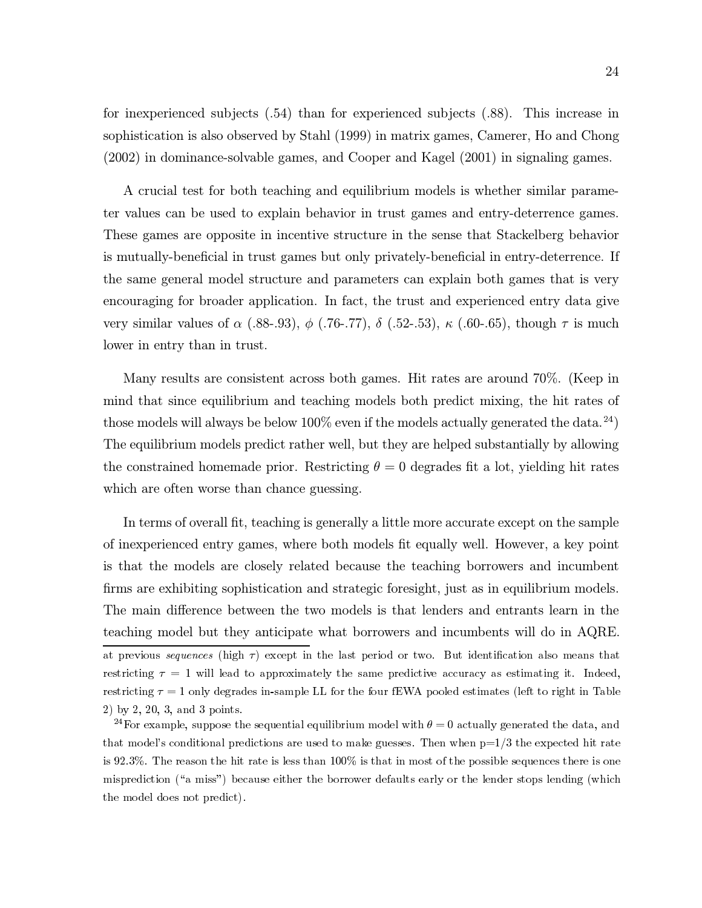for inexperienced subjects (.54) than for experienced subjects (.88). This increase in sophistication is also observed by Stahl (1999) in matrix games, Camerer, Ho and Chong (2002) in dominance-solvable games, and Cooper and Kagel (2001) in signaling games.

A crucial test for both teaching and equilibrium models is whether similar parameter values can be used to explain behavior in trust games and entry-deterrence games. These games are opposite in incentive structure in the sense that Stackelberg behavior is mutually-beneficial in trust games but only privately-beneficial in entry-deterrence. If the same general model structure and parameters can explain both games that is very encouraging for broader application. In fact, the trust and experienced entry data give very similar values of $\alpha$ (.88-.93), $\phi$ (.76-.77), $\delta$ (.52-.53), $\kappa$ (.60-.65), though $\tau$ is much lower in entry than in trust.

Many results are consistent across both games. Hit rates are around 70%. (Keep in mind that since equilibrium and teaching models both predict mixing, the hit rates of those models will always be below 100% even if the models actually generated the data.[24]) The equilibrium models predict rather well, but they are helped substantially by allowing the constrained homemade prior. Restricting $\theta = 0$ degrades fit a lot, yielding hit rates which are often worse than chance guessing.

In terms of overall fit, teaching is generally a little more accurate except on the sample of inexperienced entry games, where both models fit equally well. However, a key point is that the models are closely related because the teaching borrowers and incumbent firms are exhibiting sophistication and strategic foresight, just as in equilibrium models. The main difference between the two models is that lenders and entrants learn in the teaching model but they anticipate what borrowers and incumbents will do in AQRE.

at previous *sequences* (high $\tau$) except in the last period or two. But identification also means that restricting $\tau = 1$ will lead to approximately the same predictive accuracy as estimating it. Indeed, restricting $\tau = 1$ only degrades in-sample LL for the four fEWA pooled estimates (left to right in Table 2) by 2, 20, 3, and 3 points.

[24]For example, suppose the sequential equilibrium model with $\theta = 0$ actually generated the data, and that model's conditional predictions are used to make guesses. Then when p=1/3 the expected hit rate is 92.3%. The reason the hit rate is less than 100% is that in most of the possible sequences there is one misprediction ("a miss") because either the borrower defaults early or the lender stops lending (which the model does not predict).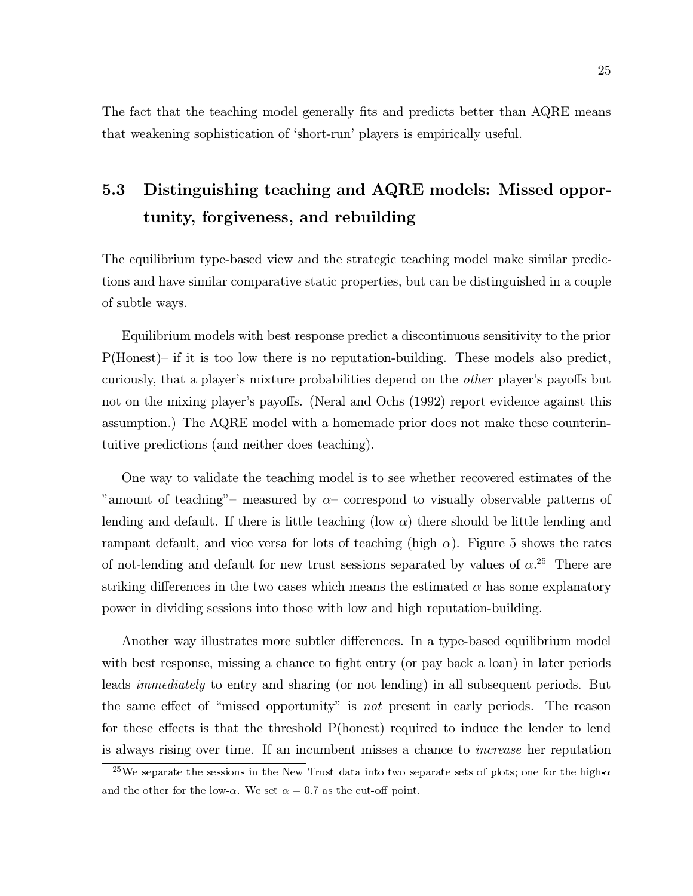The fact that the teaching model generally fits and predicts better than AQRE means that weakening sophistication of 'short-run' players is empirically useful.

## 5.3 Distinguishing teaching and AQRE models: Missed opportunity, forgiveness, and rebuilding

The equilibrium type-based view and the strategic teaching model make similar predictions and have similar comparative static properties, but can be distinguished in a couple of subtle ways.

Equilibrium models with best response predict a discontinuous sensitivity to the prior P(Honest)– if it is too low there is no reputation-building. These models also predict, curiously, that a player's mixture probabilities depend on the *other* player's payoffs but not on the mixing player's payoffs. (Neral and Ochs (1992) report evidence against this assumption.) The AQRE model with a homemade prior does not make these counterintuitive predictions (and neither does teaching).

One way to validate the teaching model is to see whether recovered estimates of the "amount of teaching"– measured by $\alpha$– correspond to visually observable patterns of lending and default. If there is little teaching (low $\alpha$) there should be little lending and rampant default, and vice versa for lots of teaching (high $\alpha$). Figure 5 shows the rates of not-lending and default for new trust sessions separated by values of $\alpha$.[25] There are striking differences in the two cases which means the estimated $\alpha$ has some explanatory power in dividing sessions into those with low and high reputation-building.

Another way illustrates more subtler differences. In a type-based equilibrium model with best response, missing a chance to fight entry (or pay back a loan) in later periods leads *immediately* to entry and sharing (or not lending) in all subsequent periods. But the same effect of "missed opportunity" is *not* present in early periods. The reason for these effects is that the threshold P(honest) required to induce the lender to lend is always rising over time. If an incumbent misses a chance to *increase* her reputation

[25] We separate the sessions in the New Trust data into two separate sets of plots; one for the high-$\alpha$ and the other for the low-$\alpha$. We set $\alpha = 0.7$ as the cut-off point.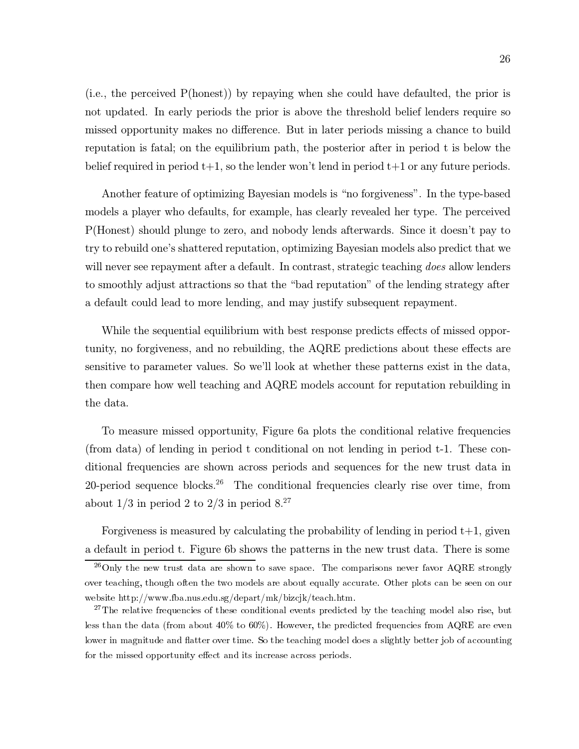(i.e., the perceived P(honest)) by repaying when she could have defaulted, the prior is not updated. In early periods the prior is above the threshold belief lenders require so missed opportunity makes no difference. But in later periods missing a chance to build reputation is fatal; on the equilibrium path, the posterior after in period t is below the belief required in period t+1, so the lender won't lend in period t+1 or any future periods.

Another feature of optimizing Bayesian models is "no forgiveness". In the type-based models a player who defaults, for example, has clearly revealed her type. The perceived P(Honest) should plunge to zero, and nobody lends afterwards. Since it doesn't pay to try to rebuild one's shattered reputation, optimizing Bayesian models also predict that we will never see repayment after a default. In contrast, strategic teaching *does* allow lenders to smoothly adjust attractions so that the "bad reputation" of the lending strategy after a default could lead to more lending, and may justify subsequent repayment.

While the sequential equilibrium with best response predicts effects of missed opportunity, no forgiveness, and no rebuilding, the AQRE predictions about these effects are sensitive to parameter values. So we'll look at whether these patterns exist in the data, then compare how well teaching and AQRE models account for reputation rebuilding in the data.

To measure missed opportunity, Figure 6a plots the conditional relative frequencies (from data) of lending in period t conditional on not lending in period t-1. These conditional frequencies are shown across periods and sequences for the new trust data in 20-period sequence blocks.[26] The conditional frequencies clearly rise over time, from about 1/3 in period 2 to 2/3 in period 8.[27]

Forgiveness is measured by calculating the probability of lending in period t+1, given a default in period t. Figure 6b shows the patterns in the new trust data. There is some

[26] Only the new trust data are shown to save space. The comparisons never favor AQRE strongly over teaching, though often the two models are about equally accurate. Other plots can be seen on our website http://www.fba.nus.edu.sg/depart/mk/bizcjk/teach.htm.

[27] The relative frequencies of these conditional events predicted by the teaching model also rise, but less than the data (from about 40% to 60%). However, the predicted frequencies from AQRE are even lower in magnitude and flatter over time. So the teaching model does a slightly better job of accounting for the missed opportunity effect and its increase across periods.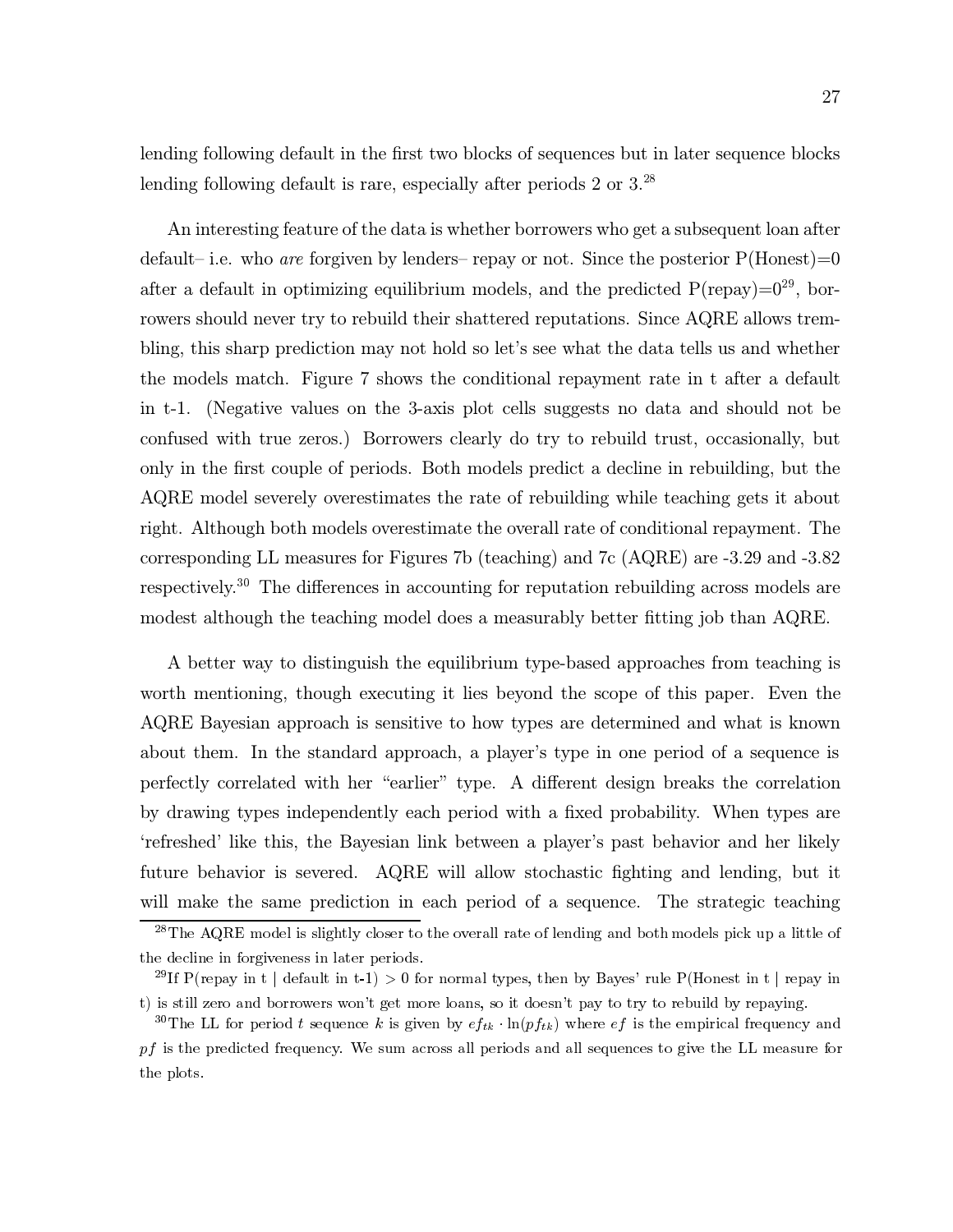lending following default in the first two blocks of sequences but in later sequence blocks lending following default is rare, especially after periods 2 or 3.[28]

An interesting feature of the data is whether borrowers who get a subsequent loan after default– i.e. who *are* forgiven by lenders– repay or not. Since the posterior P(Honest)=0 after a default in optimizing equilibrium models, and the predicted P(repay)=0[29], borrowers should never try to rebuild their shattered reputations. Since AQRE allows trembling, this sharp prediction may not hold so let's see what the data tells us and whether the models match. Figure 7 shows the conditional repayment rate in t after a default in t-1. (Negative values on the 3-axis plot cells suggests no data and should not be confused with true zeros.) Borrowers clearly do try to rebuild trust, occasionally, but only in the first couple of periods. Both models predict a decline in rebuilding, but the AQRE model severely overestimates the rate of rebuilding while teaching gets it about right. Although both models overestimate the overall rate of conditional repayment. The corresponding LL measures for Figures 7b (teaching) and 7c (AQRE) are -3.29 and -3.82 respectively.[30] The differences in accounting for reputation rebuilding across models are modest although the teaching model does a measurably better fitting job than AQRE.

A better way to distinguish the equilibrium type-based approaches from teaching is worth mentioning, though executing it lies beyond the scope of this paper. Even the AQRE Bayesian approach is sensitive to how types are determined and what is known about them. In the standard approach, a player's type in one period of a sequence is perfectly correlated with her "earlier" type. A different design breaks the correlation by drawing types independently each period with a fixed probability. When types are 'refreshed' like this, the Bayesian link between a player's past behavior and her likely future behavior is severed. AQRE will allow stochastic fighting and lending, but it will make the same prediction in each period of a sequence. The strategic teaching

[28] The AQRE model is slightly closer to the overall rate of lending and both models pick up a little of the decline in forgiveness in later periods.

[29] If P(repay in t | default in t-1) > 0 for normal types, then by Bayes' rule P(Honest in t | repay in t) is still zero and borrowers won't get more loans, so it doesn't pay to try to rebuild by repaying.

[30] The LL for period $t$ sequence $k$ is given by $ef_{tk} \cdot \ln(pf_{tk})$ where $ef$ is the empirical frequency and $pf$ is the predicted frequency. We sum across all periods and all sequences to give the LL measure for the plots.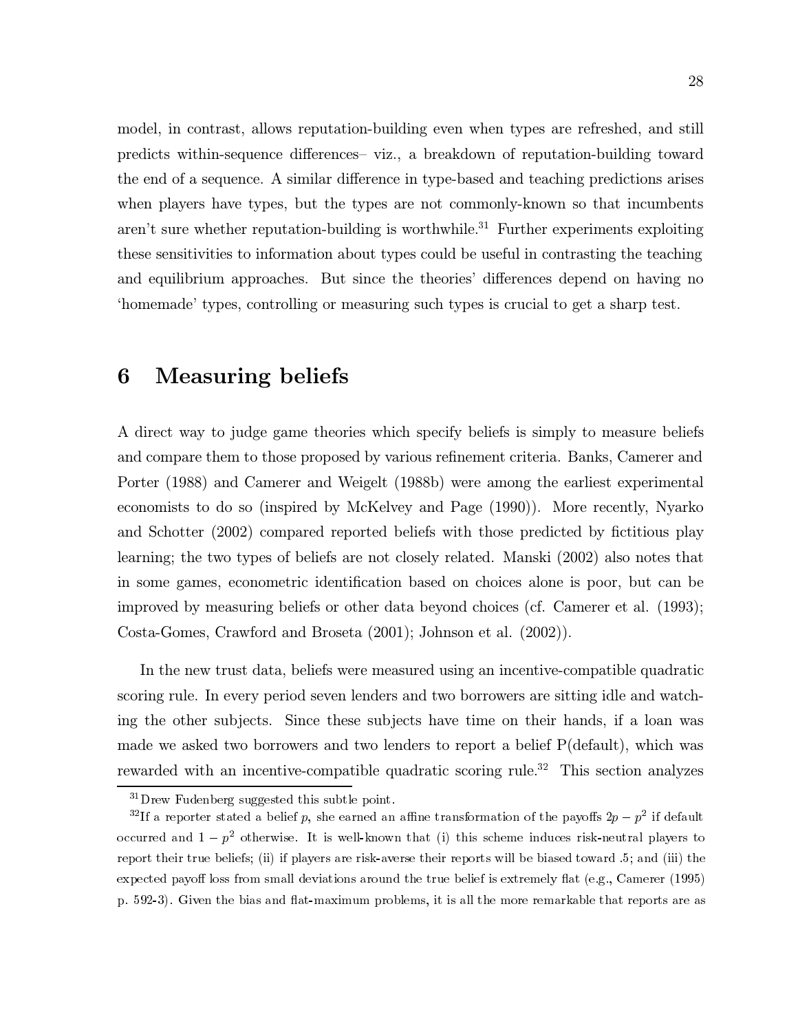model, in contrast, allows reputation-building even when types are refreshed, and still predicts within-sequence differences– viz., a breakdown of reputation-building toward the end of a sequence. A similar difference in type-based and teaching predictions arises when players have types, but the types are not commonly-known so that incumbents aren't sure whether reputation-building is worthwhile.[31] Further experiments exploiting these sensitivities to information about types could be useful in contrasting the teaching and equilibrium approaches. But since the theories' differences depend on having no 'homemade' types, controlling or measuring such types is crucial to get a sharp test.

# 6 Measuring beliefs

A direct way to judge game theories which specify beliefs is simply to measure beliefs and compare them to those proposed by various refinement criteria. Banks, Camerer and Porter (1988) and Camerer and Weigelt (1988b) were among the earliest experimental economists to do so (inspired by McKelvey and Page (1990)). More recently, Nyarko and Schotter (2002) compared reported beliefs with those predicted by fictitious play learning; the two types of beliefs are not closely related. Manski (2002) also notes that in some games, econometric identification based on choices alone is poor, but can be improved by measuring beliefs or other data beyond choices (cf. Camerer et al. (1993); Costa-Gomes, Crawford and Broseta (2001); Johnson et al. (2002)).

In the new trust data, beliefs were measured using an incentive-compatible quadratic scoring rule. In every period seven lenders and two borrowers are sitting idle and watching the other subjects. Since these subjects have time on their hands, if a loan was made we asked two borrowers and two lenders to report a belief P(default), which was rewarded with an incentive-compatible quadratic scoring rule.[32] This section analyzes

[31] Drew Fudenberg suggested this subtle point.

[32] If a reporter stated a belief $p$, she earned an affine transformation of the payoffs $2p - p^2$ if default occurred and $1 - p^2$ otherwise. It is well-known that (i) this scheme induces risk-neutral players to report their true beliefs; (ii) if players are risk-averse their reports will be biased toward .5; and (iii) the expected payoff loss from small deviations around the true belief is extremely flat (e.g., Camerer (1995) p. 592-3). Given the bias and flat-maximum problems, it is all the more remarkable that reports are as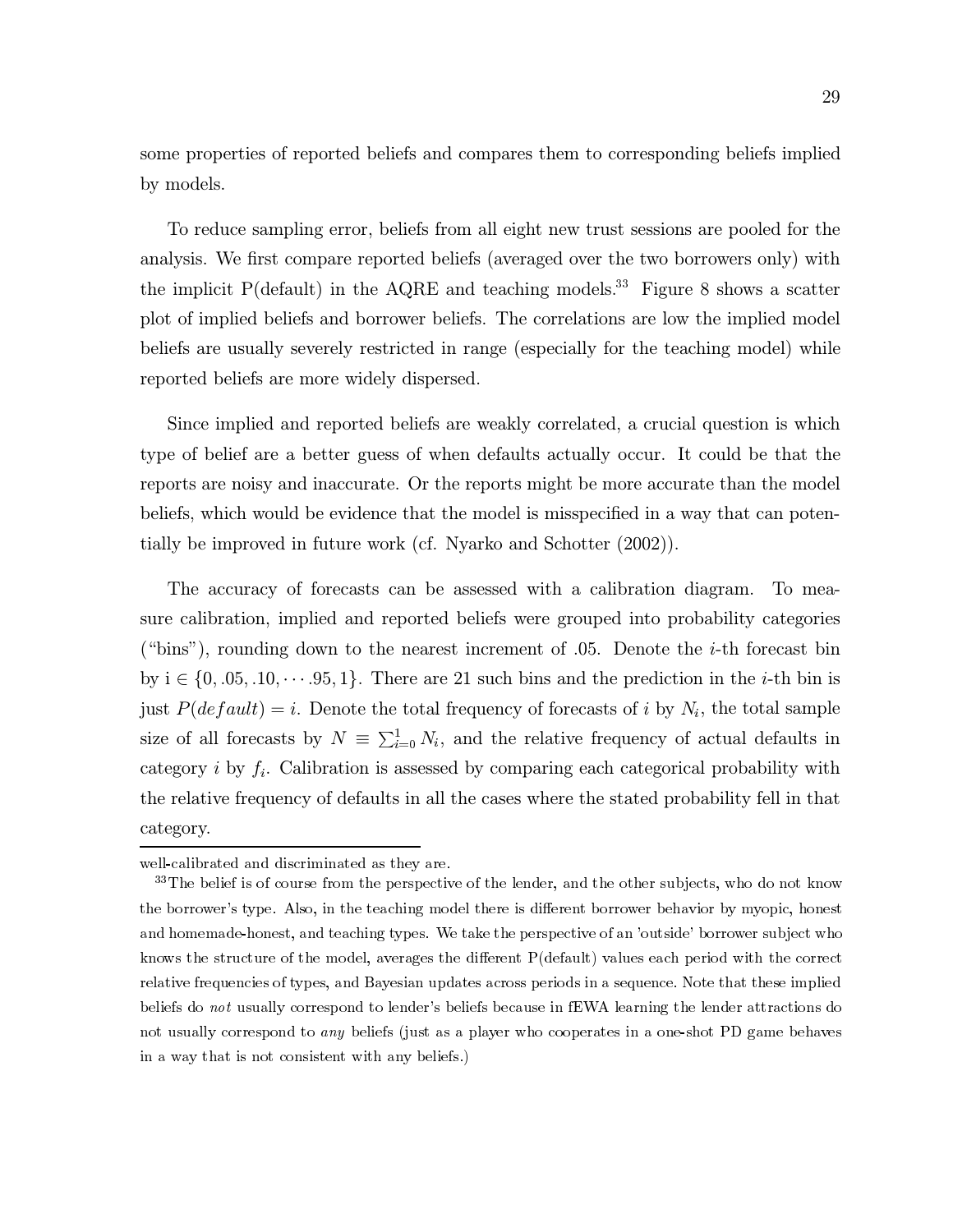some properties of reported beliefs and compares them to corresponding beliefs implied by models.

To reduce sampling error, beliefs from all eight new trust sessions are pooled for the analysis. We first compare reported beliefs (averaged over the two borrowers only) with the implicit P(default) in the AQRE and teaching models.[33] Figure 8 shows a scatter plot of implied beliefs and borrower beliefs. The correlations are low the implied model beliefs are usually severely restricted in range (especially for the teaching model) while reported beliefs are more widely dispersed.

Since implied and reported beliefs are weakly correlated, a crucial question is which type of belief are a better guess of when defaults actually occur. It could be that the reports are noisy and inaccurate. Or the reports might be more accurate than the model beliefs, which would be evidence that the model is misspecified in a way that can potentially be improved in future work (cf. Nyarko and Schotter (2002)).

The accuracy of forecasts can be assessed with a calibration diagram. To measure calibration, implied and reported beliefs were grouped into probability categories ("bins"), rounding down to the nearest increment of .05. Denote the $i$-th forecast bin by $i \in \{0, .05, .10, \cdots .95, 1\}$. There are 21 such bins and the prediction in the $i$-th bin is just $P(default) = i$. Denote the total frequency of forecasts of $i$ by $N_i$, the total sample size of all forecasts by $N \equiv \sum_{i=0}^{1} N_i$, and the relative frequency of actual defaults in category $i$ by $f_i$. Calibration is assessed by comparing each categorical probability with the relative frequency of defaults in all the cases where the stated probability fell in that category.

---

well-calibrated and discriminated as they are.

[33] The belief is of course from the perspective of the lender, and the other subjects, who do not know the borrower's type. Also, in the teaching model there is different borrower behavior by myopic, honest and homemade-honest, and teaching types. We take the perspective of an 'outside' borrower subject who knows the structure of the model, averages the different P(default) values each period with the correct relative frequencies of types, and Bayesian updates across periods in a sequence. Note that these implied beliefs do *not* usually correspond to lender's beliefs because in fEWA learning the lender attractions do not usually correspond to *any* beliefs (just as a player who cooperates in a one-shot PD game behaves in a way that is not consistent with any beliefs.)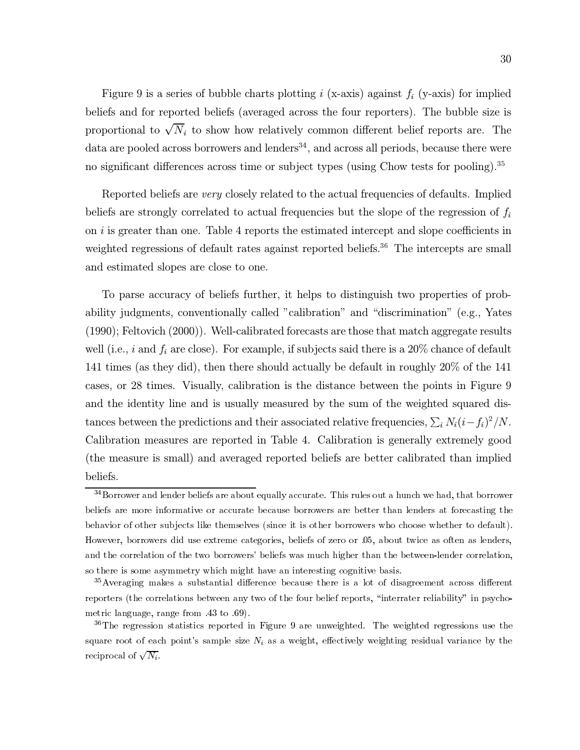Figure 9 is a series of bubble charts plotting $i$ (x-axis) against $f_i$ (y-axis) for implied beliefs and for reported beliefs (averaged across the four reporters). The bubble size is proportional to $\sqrt{N_i}$ to show how relatively common different belief reports are. The data are pooled across borrowers and lenders[34], and across all periods, because there were no significant differences across time or subject types (using Chow tests for pooling).[35]

Reported beliefs are *very* closely related to the actual frequencies of defaults. Implied beliefs are strongly correlated to actual frequencies but the slope of the regression of $f_i$ on $i$ is greater than one. Table 4 reports the estimated intercept and slope coefficients in weighted regressions of default rates against reported beliefs.[36] The intercepts are small and estimated slopes are close to one.

To parse accuracy of beliefs further, it helps to distinguish two properties of probability judgments, conventionally called "calibration" and "discrimination" (e.g., Yates (1990); Feltovich (2000)). Well-calibrated forecasts are those that match aggregate results well (i.e., $i$ and $f_i$ are close). For example, if subjects said there is a 20% chance of default 141 times (as they did), then there should actually be default in roughly 20% of the 141 cases, or 28 times. Visually, calibration is the distance between the points in Figure 9 and the identity line and is usually measured by the sum of the weighted squared distances between the predictions and their associated relative frequencies, $\sum_i N_i(i - f_i)^2/N$. Calibration measures are reported in Table 4. Calibration is generally extremely good (the measure is small) and averaged reported beliefs are better calibrated than implied beliefs.

---

[34] Borrower and lender beliefs are about equally accurate. This rules out a hunch we had, that borrower beliefs are more informative or accurate because borrowers are better than lenders at forecasting the behavior of other subjects like themselves (since it is other borrowers who choose whether to default). However, borrowers did use extreme categories, beliefs of zero or .05, about twice as often as lenders, and the correlation of the two borrowers' beliefs was much higher than the between-lender correlation, so there is some asymmetry which might have an interesting cognitive basis.

[35] Averaging makes a substantial difference because there is a lot of disagreement across different reporters (the correlations between any two of the four belief reports, "interrater reliability" in psychometric language, range from .43 to .69).

[36] The regression statistics reported in Figure 9 are unweighted. The weighted regressions use the square root of each point's sample size $N_i$ as a weight, effectively weighting residual variance by the reciprocal of $\sqrt{N_i}$.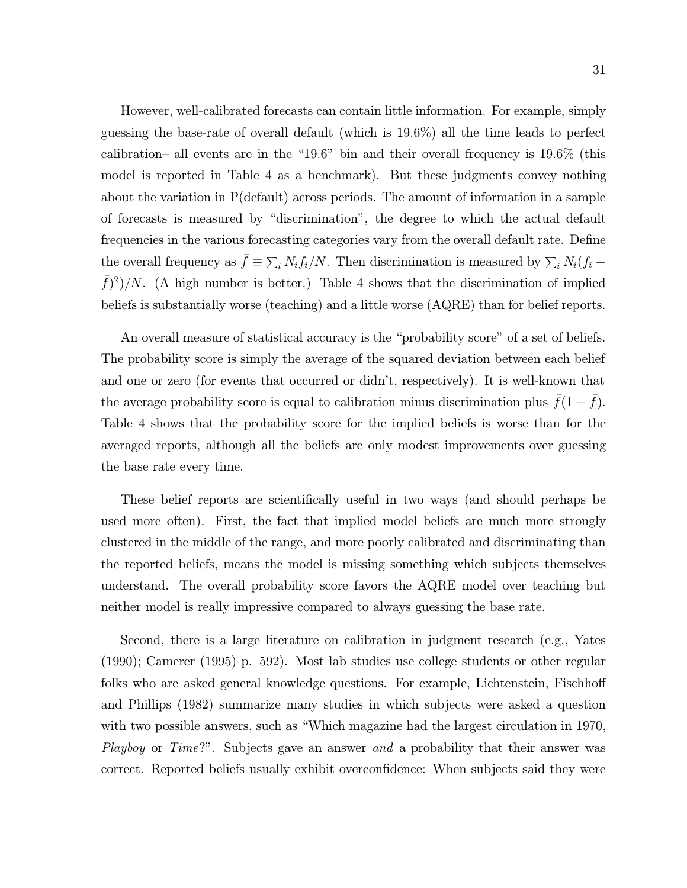However, well-calibrated forecasts can contain little information. For example, simply guessing the base-rate of overall default (which is 19.6%) all the time leads to perfect calibration– all events are in the "19.6" bin and their overall frequency is 19.6% (this model is reported in Table 4 as a benchmark). But these judgments convey nothing about the variation in P(default) across periods. The amount of information in a sample of forecasts is measured by "discrimination", the degree to which the actual default frequencies in the various forecasting categories vary from the overall default rate. Define the overall frequency as $\bar{f} \equiv \sum_i N_i f_i / N$. Then discrimination is measured by $\sum_i N_i (f_i - \bar{f})^2)/N$. (A high number is better.) Table 4 shows that the discrimination of implied beliefs is substantially worse (teaching) and a little worse (AQRE) than for belief reports.

An overall measure of statistical accuracy is the "probability score" of a set of beliefs. The probability score is simply the average of the squared deviation between each belief and one or zero (for events that occurred or didn't, respectively). It is well-known that the average probability score is equal to calibration minus discrimination plus $\bar{f}(1 - \bar{f})$. Table 4 shows that the probability score for the implied beliefs is worse than for the averaged reports, although all the beliefs are only modest improvements over guessing the base rate every time.

These belief reports are scientifically useful in two ways (and should perhaps be used more often). First, the fact that implied model beliefs are much more strongly clustered in the middle of the range, and more poorly calibrated and discriminating than the reported beliefs, means the model is missing something which subjects themselves understand. The overall probability score favors the AQRE model over teaching but neither model is really impressive compared to always guessing the base rate.

Second, there is a large literature on calibration in judgment research (e.g., Yates (1990); Camerer (1995) p. 592). Most lab studies use college students or other regular folks who are asked general knowledge questions. For example, Lichtenstein, Fischhoff and Phillips (1982) summarize many studies in which subjects were asked a question with two possible answers, such as "Which magazine had the largest circulation in 1970, *Playboy* or *Time*?". Subjects gave an answer *and* a probability that their answer was correct. Reported beliefs usually exhibit overconfidence: When subjects said they were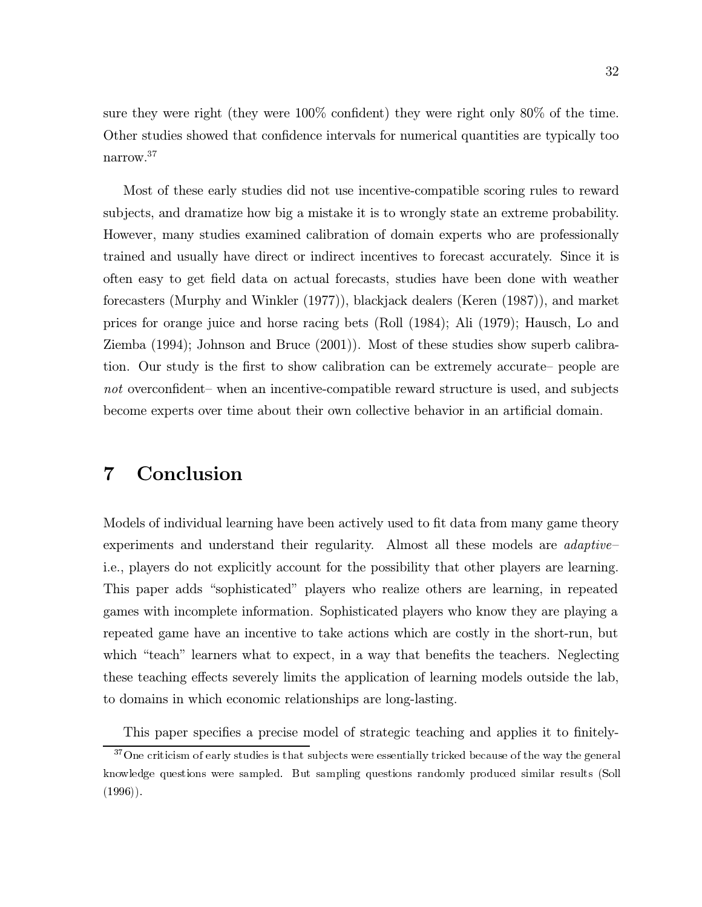sure they were right (they were 100% confident) they were right only 80% of the time. Other studies showed that confidence intervals for numerical quantities are typically too narrow.[37]

Most of these early studies did not use incentive-compatible scoring rules to reward subjects, and dramatize how big a mistake it is to wrongly state an extreme probability. However, many studies examined calibration of domain experts who are professionally trained and usually have direct or indirect incentives to forecast accurately. Since it is often easy to get field data on actual forecasts, studies have been done with weather forecasters (Murphy and Winkler (1977)), blackjack dealers (Keren (1987)), and market prices for orange juice and horse racing bets (Roll (1984); Ali (1979); Hausch, Lo and Ziemba (1994); Johnson and Bruce (2001)). Most of these studies show superb calibration. Our study is the first to show calibration can be extremely accurate– people are *not* overconfident– when an incentive-compatible reward structure is used, and subjects become experts over time about their own collective behavior in an artificial domain.

# 7 Conclusion

Models of individual learning have been actively used to fit data from many game theory experiments and understand their regularity. Almost all these models are *adaptive*– i.e., players do not explicitly account for the possibility that other players are learning. This paper adds "sophisticated" players who realize others are learning, in repeated games with incomplete information. Sophisticated players who know they are playing a repeated game have an incentive to take actions which are costly in the short-run, but which "teach" learners what to expect, in a way that benefits the teachers. Neglecting these teaching effects severely limits the application of learning models outside the lab, to domains in which economic relationships are long-lasting.

This paper specifies a precise model of strategic teaching and applies it to finitely-

[37] One criticism of early studies is that subjects were essentially tricked because of the way the general knowledge questions were sampled. But sampling questions randomly produced similar results (Soll (1996)).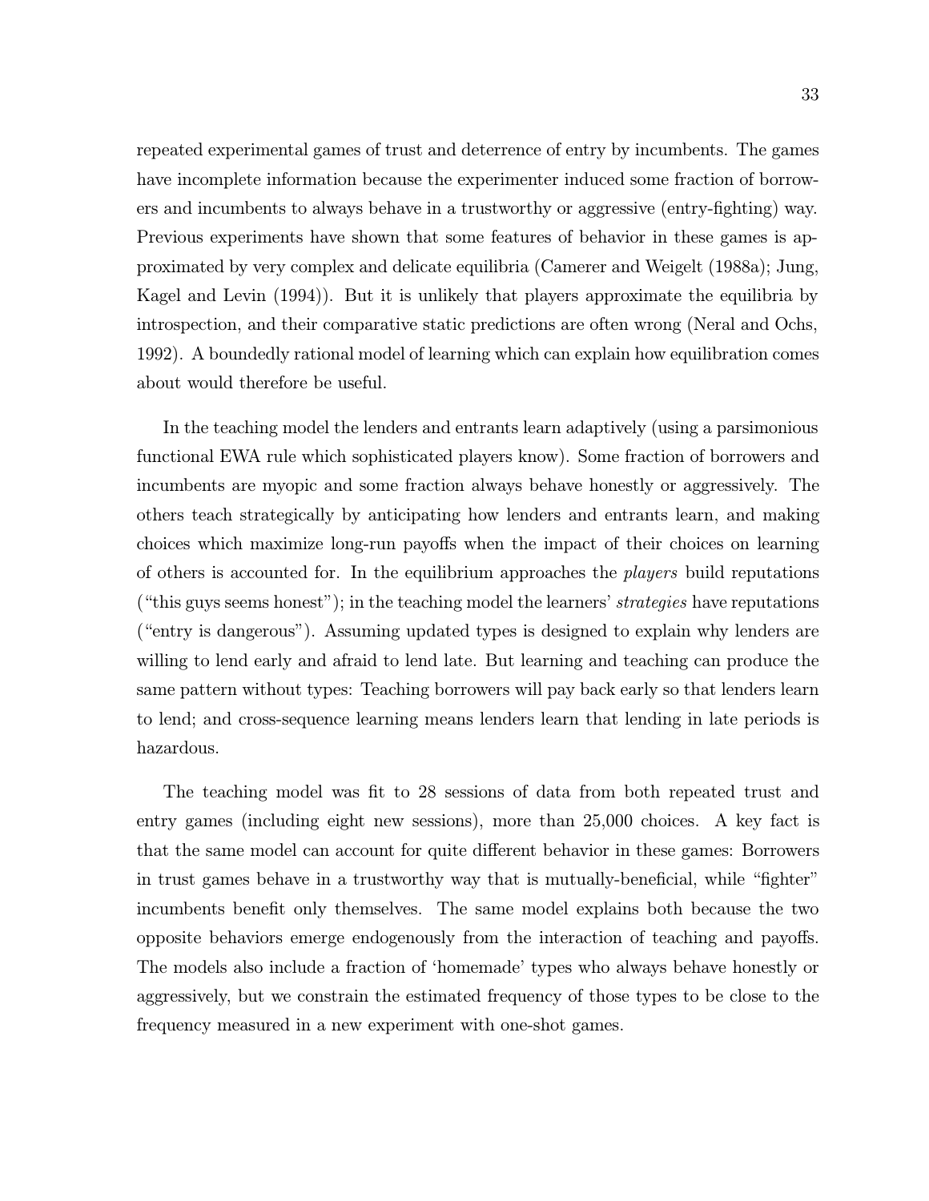repeated experimental games of trust and deterrence of entry by incumbents. The games have incomplete information because the experimenter induced some fraction of borrowers and incumbents to always behave in a trustworthy or aggressive (entry-fighting) way. Previous experiments have shown that some features of behavior in these games is approximated by very complex and delicate equilibria (Camerer and Weigelt (1988a); Jung, Kagel and Levin (1994)). But it is unlikely that players approximate the equilibria by introspection, and their comparative static predictions are often wrong (Neral and Ochs, 1992). A boundedly rational model of learning which can explain how equilibration comes about would therefore be useful.

In the teaching model the lenders and entrants learn adaptively (using a parsimonious functional EWA rule which sophisticated players know). Some fraction of borrowers and incumbents are myopic and some fraction always behave honestly or aggressively. The others teach strategically by anticipating how lenders and entrants learn, and making choices which maximize long-run payoffs when the impact of their choices on learning of others is accounted for. In the equilibrium approaches the *players* build reputations ("this guys seems honest"); in the teaching model the learners' *strategies* have reputations ("entry is dangerous"). Assuming updated types is designed to explain why lenders are willing to lend early and afraid to lend late. But learning and teaching can produce the same pattern without types: Teaching borrowers will pay back early so that lenders learn to lend; and cross-sequence learning means lenders learn that lending in late periods is hazardous.

The teaching model was fit to 28 sessions of data from both repeated trust and entry games (including eight new sessions), more than 25,000 choices. A key fact is that the same model can account for quite different behavior in these games: Borrowers in trust games behave in a trustworthy way that is mutually-beneficial, while "fighter" incumbents benefit only themselves. The same model explains both because the two opposite behaviors emerge endogenously from the interaction of teaching and payoffs. The models also include a fraction of 'homemade' types who always behave honestly or aggressively, but we constrain the estimated frequency of those types to be close to the frequency measured in a new experiment with one-shot games.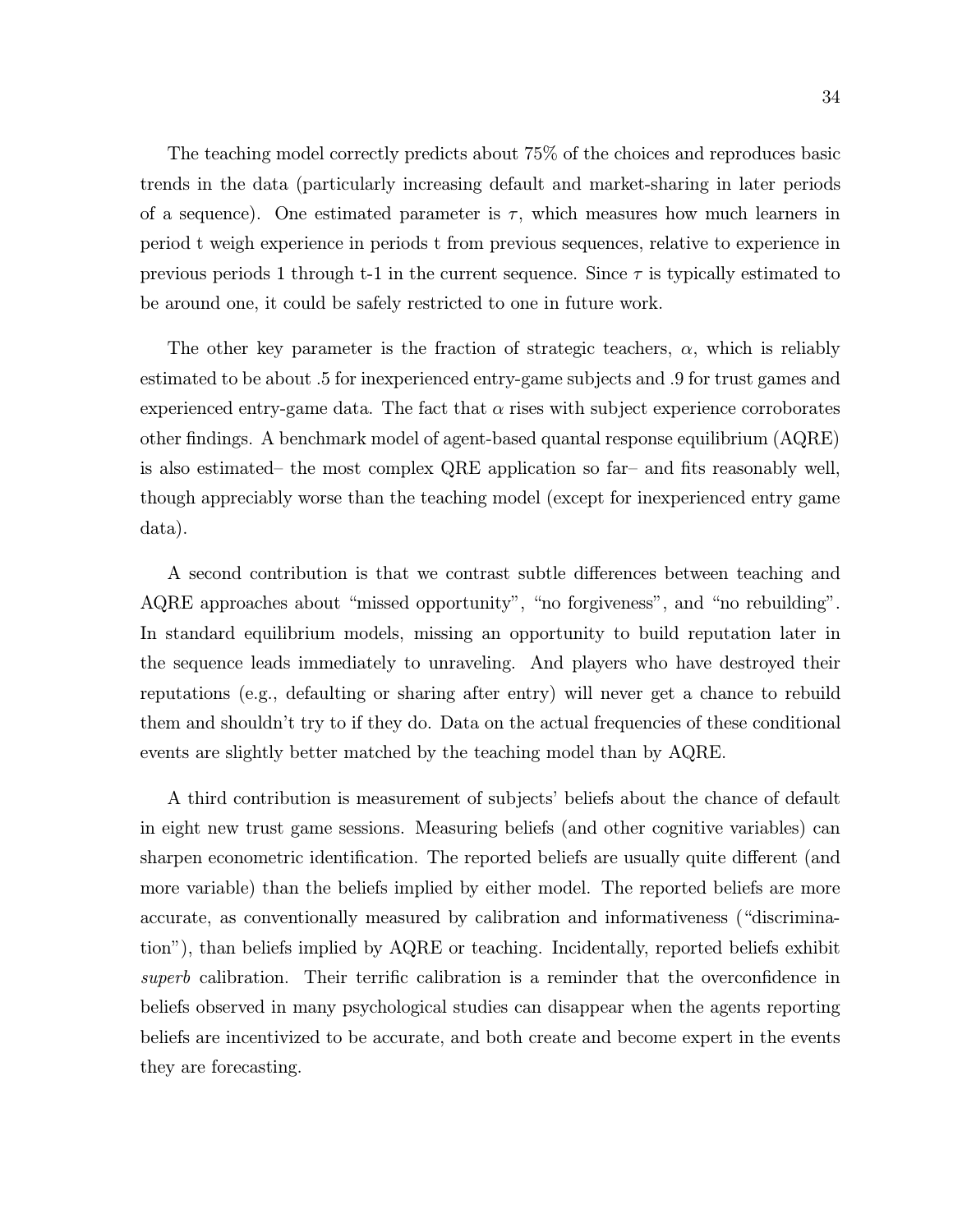The teaching model correctly predicts about 75% of the choices and reproduces basic trends in the data (particularly increasing default and market-sharing in later periods of a sequence). One estimated parameter is $\tau$, which measures how much learners in period t weigh experience in periods t from previous sequences, relative to experience in previous periods 1 through t-1 in the current sequence. Since $\tau$ is typically estimated to be around one, it could be safely restricted to one in future work.

The other key parameter is the fraction of strategic teachers, $\alpha$, which is reliably estimated to be about .5 for inexperienced entry-game subjects and .9 for trust games and experienced entry-game data. The fact that $\alpha$ rises with subject experience corroborates other findings. A benchmark model of agent-based quantal response equilibrium (AQRE) is also estimated– the most complex QRE application so far– and fits reasonably well, though appreciably worse than the teaching model (except for inexperienced entry game data).

A second contribution is that we contrast subtle differences between teaching and AQRE approaches about "missed opportunity", "no forgiveness", and "no rebuilding". In standard equilibrium models, missing an opportunity to build reputation later in the sequence leads immediately to unraveling. And players who have destroyed their reputations (e.g., defaulting or sharing after entry) will never get a chance to rebuild them and shouldn't try to if they do. Data on the actual frequencies of these conditional events are slightly better matched by the teaching model than by AQRE.

A third contribution is measurement of subjects' beliefs about the chance of default in eight new trust game sessions. Measuring beliefs (and other cognitive variables) can sharpen econometric identification. The reported beliefs are usually quite different (and more variable) than the beliefs implied by either model. The reported beliefs are more accurate, as conventionally measured by calibration and informativeness ("discrimination"), than beliefs implied by AQRE or teaching. Incidentally, reported beliefs exhibit *superb* calibration. Their terrific calibration is a reminder that the overconfidence in beliefs observed in many psychological studies can disappear when the agents reporting beliefs are incentivized to be accurate, and both create and become expert in the events they are forecasting.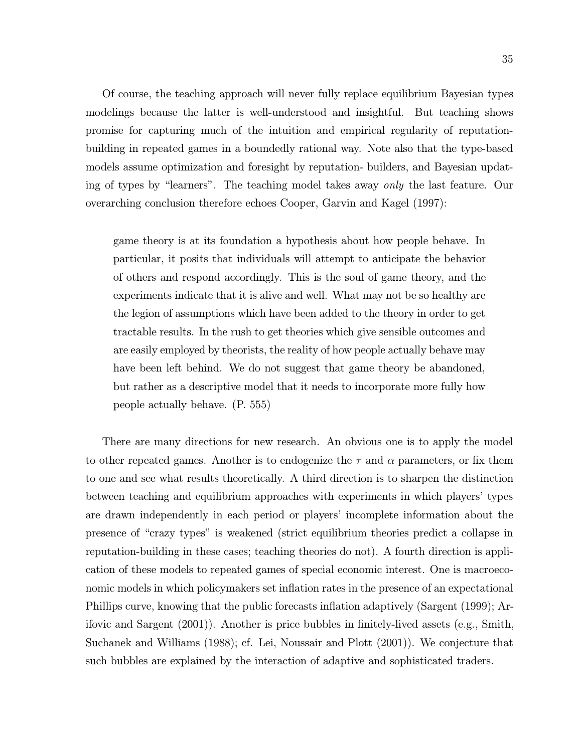Of course, the teaching approach will never fully replace equilibrium Bayesian types modelings because the latter is well-understood and insightful. But teaching shows promise for capturing much of the intuition and empirical regularity of reputation-building in repeated games in a boundedly rational way. Note also that the type-based models assume optimization and foresight by reputation- builders, and Bayesian updating of types by "learners". The teaching model takes away *only* the last feature. Our overarching conclusion therefore echoes Cooper, Garvin and Kagel (1997):

> game theory is at its foundation a hypothesis about how people behave. In particular, it posits that individuals will attempt to anticipate the behavior of others and respond accordingly. This is the soul of game theory, and the experiments indicate that it is alive and well. What may not be so healthy are the legion of assumptions which have been added to the theory in order to get tractable results. In the rush to get theories which give sensible outcomes and are easily employed by theorists, the reality of how people actually behave may have been left behind. We do not suggest that game theory be abandoned, but rather as a descriptive model that it needs to incorporate more fully how people actually behave. (P. 555)

There are many directions for new research. An obvious one is to apply the model to other repeated games. Another is to endogenize the $\tau$ and $\alpha$ parameters, or fix them to one and see what results theoretically. A third direction is to sharpen the distinction between teaching and equilibrium approaches with experiments in which players' types are drawn independently in each period or players' incomplete information about the presence of "crazy types" is weakened (strict equilibrium theories predict a collapse in reputation-building in these cases; teaching theories do not). A fourth direction is application of these models to repeated games of special economic interest. One is macroeconomic models in which policymakers set inflation rates in the presence of an expectational Phillips curve, knowing that the public forecasts inflation adaptively (Sargent (1999); Arifovic and Sargent (2001)). Another is price bubbles in finitely-lived assets (e.g., Smith, Suchanek and Williams (1988); cf. Lei, Noussair and Plott (2001)). We conjecture that such bubbles are explained by the interaction of adaptive and sophisticated traders.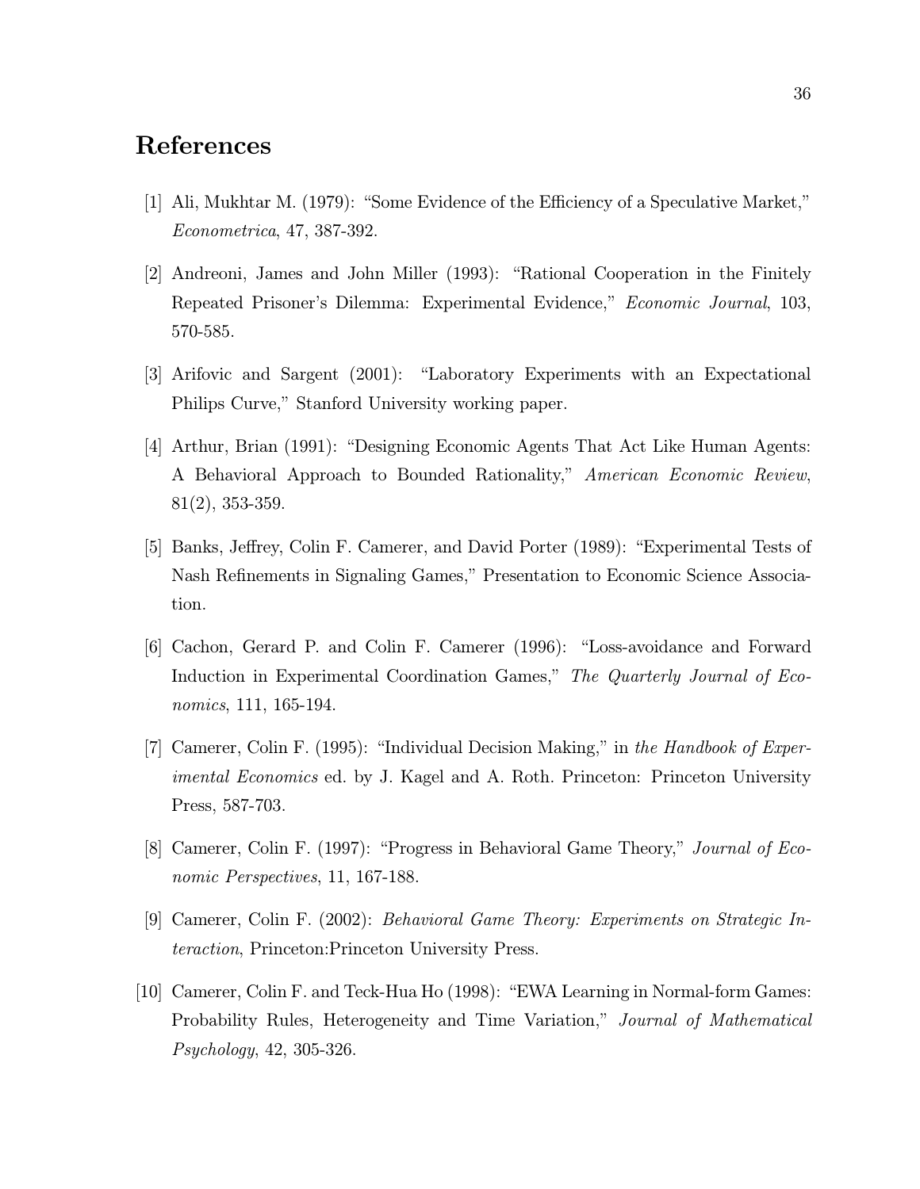# References

[1] Ali, Mukhtar M. (1979): "Some Evidence of the Efficiency of a Speculative Market," *Econometrica*, 47, 387-392.

[2] Andreoni, James and John Miller (1993): "Rational Cooperation in the Finitely Repeated Prisoner's Dilemma: Experimental Evidence," *Economic Journal*, 103, 570-585.

[3] Arifovic and Sargent (2001): "Laboratory Experiments with an Expectational Philips Curve," Stanford University working paper.

[4] Arthur, Brian (1991): "Designing Economic Agents That Act Like Human Agents: A Behavioral Approach to Bounded Rationality," *American Economic Review*, 81(2), 353-359.

[5] Banks, Jeffrey, Colin F. Camerer, and David Porter (1989): "Experimental Tests of Nash Refinements in Signaling Games," Presentation to Economic Science Association.

[6] Cachon, Gerard P. and Colin F. Camerer (1996): "Loss-avoidance and Forward Induction in Experimental Coordination Games," *The Quarterly Journal of Economics*, 111, 165-194.

[7] Camerer, Colin F. (1995): "Individual Decision Making," in *the Handbook of Experimental Economics* ed. by J. Kagel and A. Roth. Princeton: Princeton University Press, 587-703.

[8] Camerer, Colin F. (1997): "Progress in Behavioral Game Theory," *Journal of Economic Perspectives*, 11, 167-188.

[9] Camerer, Colin F. (2002): *Behavioral Game Theory: Experiments on Strategic Interaction*, Princeton:Princeton University Press.

[10] Camerer, Colin F. and Teck-Hua Ho (1998): "EWA Learning in Normal-form Games: Probability Rules, Heterogeneity and Time Variation," *Journal of Mathematical Psychology*, 42, 305-326.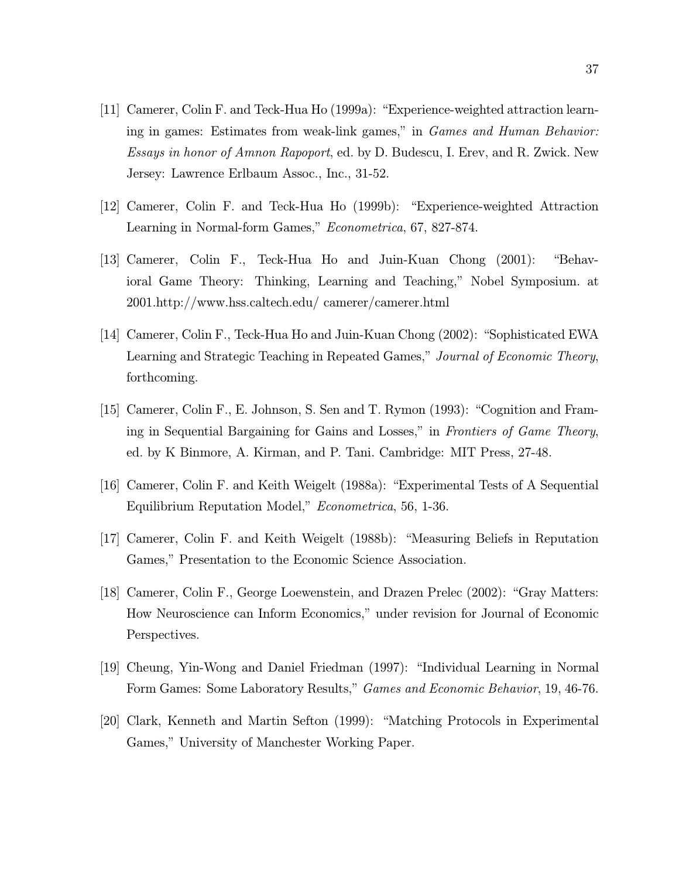[11] Camerer, Colin F. and Teck-Hua Ho (1999a): "Experience-weighted attraction learning in games: Estimates from weak-link games," in *Games and Human Behavior: Essays in honor of Amnon Rapoport*, ed. by D. Budescu, I. Erev, and R. Zwick. New Jersey: Lawrence Erlbaum Assoc., Inc., 31-52.

[12] Camerer, Colin F. and Teck-Hua Ho (1999b): "Experience-weighted Attraction Learning in Normal-form Games," *Econometrica*, 67, 827-874.

[13] Camerer, Colin F., Teck-Hua Ho and Juin-Kuan Chong (2001): "Behavioral Game Theory: Thinking, Learning and Teaching," Nobel Symposium. at 2001.http://www.hss.caltech.edu/ camerer/camerer.html

[14] Camerer, Colin F., Teck-Hua Ho and Juin-Kuan Chong (2002): "Sophisticated EWA Learning and Strategic Teaching in Repeated Games," *Journal of Economic Theory*, forthcoming.

[15] Camerer, Colin F., E. Johnson, S. Sen and T. Rymon (1993): "Cognition and Framing in Sequential Bargaining for Gains and Losses," in *Frontiers of Game Theory*, ed. by K Binmore, A. Kirman, and P. Tani. Cambridge: MIT Press, 27-48.

[16] Camerer, Colin F. and Keith Weigelt (1988a): "Experimental Tests of A Sequential Equilibrium Reputation Model," *Econometrica*, 56, 1-36.

[17] Camerer, Colin F. and Keith Weigelt (1988b): "Measuring Beliefs in Reputation Games," Presentation to the Economic Science Association.

[18] Camerer, Colin F., George Loewenstein, and Drazen Prelec (2002): "Gray Matters: How Neuroscience can Inform Economics," under revision for Journal of Economic Perspectives.

[19] Cheung, Yin-Wong and Daniel Friedman (1997): "Individual Learning in Normal Form Games: Some Laboratory Results," *Games and Economic Behavior*, 19, 46-76.

[20] Clark, Kenneth and Martin Sefton (1999): "Matching Protocols in Experimental Games," University of Manchester Working Paper.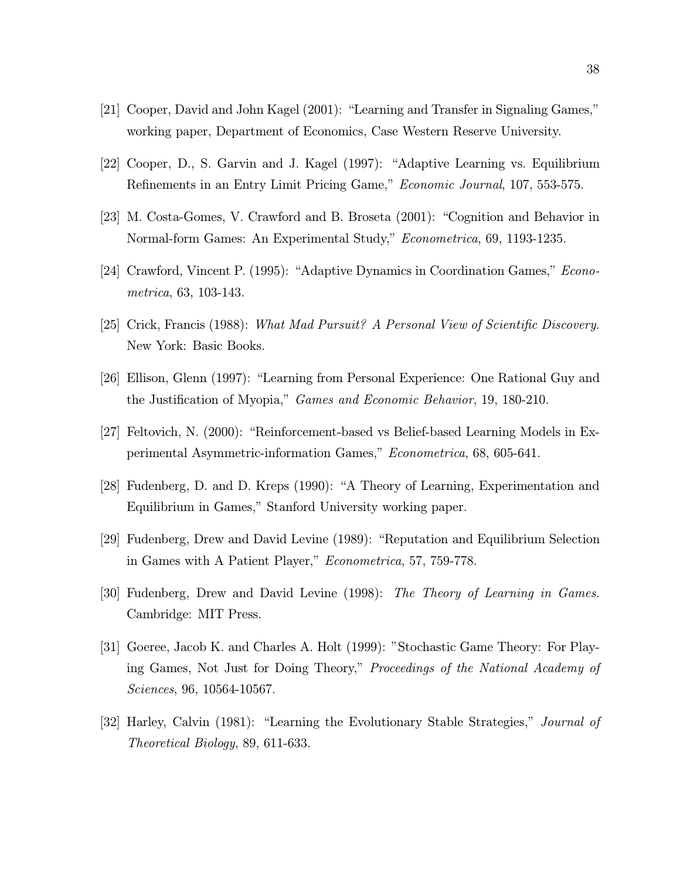[21] Cooper, David and John Kagel (2001): "Learning and Transfer in Signaling Games," working paper, Department of Economics, Case Western Reserve University.

[22] Cooper, D., S. Garvin and J. Kagel (1997): "Adaptive Learning vs. Equilibrium Refinements in an Entry Limit Pricing Game," *Economic Journal*, 107, 553-575.

[23] M. Costa-Gomes, V. Crawford and B. Broseta (2001): "Cognition and Behavior in Normal-form Games: An Experimental Study," *Econometrica*, 69, 1193-1235.

[24] Crawford, Vincent P. (1995): "Adaptive Dynamics in Coordination Games," *Econometrica*, 63, 103-143.

[25] Crick, Francis (1988): *What Mad Pursuit? A Personal View of Scientific Discovery*. New York: Basic Books.

[26] Ellison, Glenn (1997): "Learning from Personal Experience: One Rational Guy and the Justification of Myopia," *Games and Economic Behavior*, 19, 180-210.

[27] Feltovich, N. (2000): "Reinforcement-based vs Belief-based Learning Models in Experimental Asymmetric-information Games," *Econometrica*, 68, 605-641.

[28] Fudenberg, D. and D. Kreps (1990): "A Theory of Learning, Experimentation and Equilibrium in Games," Stanford University working paper.

[29] Fudenberg, Drew and David Levine (1989): "Reputation and Equilibrium Selection in Games with A Patient Player," *Econometrica*, 57, 759-778.

[30] Fudenberg, Drew and David Levine (1998): *The Theory of Learning in Games*. Cambridge: MIT Press.

[31] Goeree, Jacob K. and Charles A. Holt (1999): "Stochastic Game Theory: For Playing Games, Not Just for Doing Theory," *Proceedings of the National Academy of Sciences*, 96, 10564-10567.

[32] Harley, Calvin (1981): "Learning the Evolutionary Stable Strategies," *Journal of Theoretical Biology*, 89, 611-633.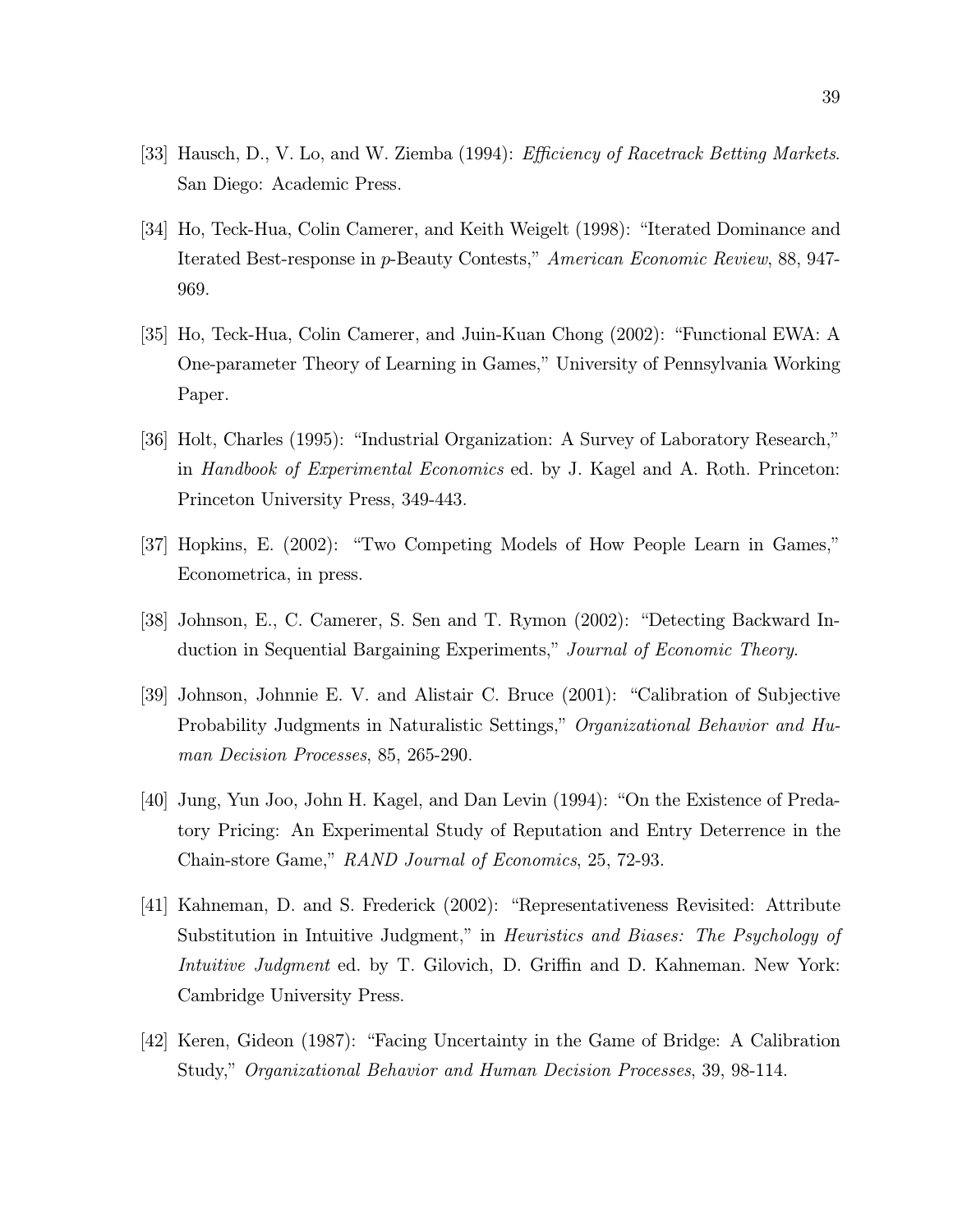[33] Hausch, D., V. Lo, and W. Ziemba (1994): *Efficiency of Racetrack Betting Markets*. San Diego: Academic Press.

[34] Ho, Teck-Hua, Colin Camerer, and Keith Weigelt (1998): "Iterated Dominance and Iterated Best-response in $p$-Beauty Contests," *American Economic Review*, 88, 947-969.

[35] Ho, Teck-Hua, Colin Camerer, and Juin-Kuan Chong (2002): "Functional EWA: A One-parameter Theory of Learning in Games," University of Pennsylvania Working Paper.

[36] Holt, Charles (1995): "Industrial Organization: A Survey of Laboratory Research," in *Handbook of Experimental Economics* ed. by J. Kagel and A. Roth. Princeton: Princeton University Press, 349-443.

[37] Hopkins, E. (2002): "Two Competing Models of How People Learn in Games," Econometrica, in press.

[38] Johnson, E., C. Camerer, S. Sen and T. Rymon (2002): "Detecting Backward Induction in Sequential Bargaining Experiments," *Journal of Economic Theory*.

[39] Johnson, Johnnie E. V. and Alistair C. Bruce (2001): "Calibration of Subjective Probability Judgments in Naturalistic Settings," *Organizational Behavior and Human Decision Processes*, 85, 265-290.

[40] Jung, Yun Joo, John H. Kagel, and Dan Levin (1994): "On the Existence of Predatory Pricing: An Experimental Study of Reputation and Entry Deterrence in the Chain-store Game," *RAND Journal of Economics*, 25, 72-93.

[41] Kahneman, D. and S. Frederick (2002): "Representativeness Revisited: Attribute Substitution in Intuitive Judgment," in *Heuristics and Biases: The Psychology of Intuitive Judgment* ed. by T. Gilovich, D. Griffin and D. Kahneman. New York: Cambridge University Press.

[42] Keren, Gideon (1987): "Facing Uncertainty in the Game of Bridge: A Calibration Study," *Organizational Behavior and Human Decision Processes*, 39, 98-114.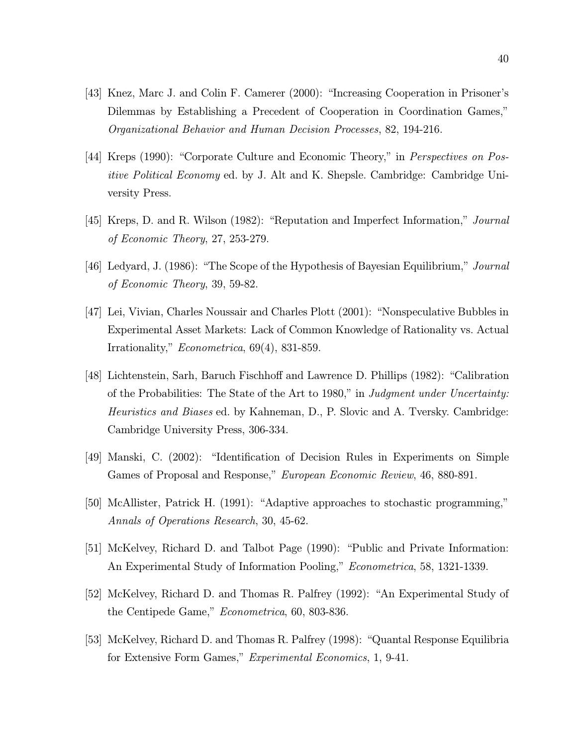[43] Knez, Marc J. and Colin F. Camerer (2000): "Increasing Cooperation in Prisoner's Dilemmas by Establishing a Precedent of Cooperation in Coordination Games," *Organizational Behavior and Human Decision Processes*, 82, 194-216.

[44] Kreps (1990): "Corporate Culture and Economic Theory," in *Perspectives on Positive Political Economy* ed. by J. Alt and K. Shepsle. Cambridge: Cambridge University Press.

[45] Kreps, D. and R. Wilson (1982): "Reputation and Imperfect Information," *Journal of Economic Theory*, 27, 253-279.

[46] Ledyard, J. (1986): "The Scope of the Hypothesis of Bayesian Equilibrium," *Journal of Economic Theory*, 39, 59-82.

[47] Lei, Vivian, Charles Noussair and Charles Plott (2001): "Nonspeculative Bubbles in Experimental Asset Markets: Lack of Common Knowledge of Rationality vs. Actual Irrationality," *Econometrica*, 69(4), 831-859.

[48] Lichtenstein, Sarh, Baruch Fischhoff and Lawrence D. Phillips (1982): "Calibration of the Probabilities: The State of the Art to 1980," in *Judgment under Uncertainty: Heuristics and Biases* ed. by Kahneman, D., P. Slovic and A. Tversky. Cambridge: Cambridge University Press, 306-334.

[49] Manski, C. (2002): "Identification of Decision Rules in Experiments on Simple Games of Proposal and Response," *European Economic Review*, 46, 880-891.

[50] McAllister, Patrick H. (1991): "Adaptive approaches to stochastic programming," *Annals of Operations Research*, 30, 45-62.

[51] McKelvey, Richard D. and Talbot Page (1990): "Public and Private Information: An Experimental Study of Information Pooling," *Econometrica*, 58, 1321-1339.

[52] McKelvey, Richard D. and Thomas R. Palfrey (1992): "An Experimental Study of the Centipede Game," *Econometrica*, 60, 803-836.

[53] McKelvey, Richard D. and Thomas R. Palfrey (1998): "Quantal Response Equilibria for Extensive Form Games," *Experimental Economics*, 1, 9-41.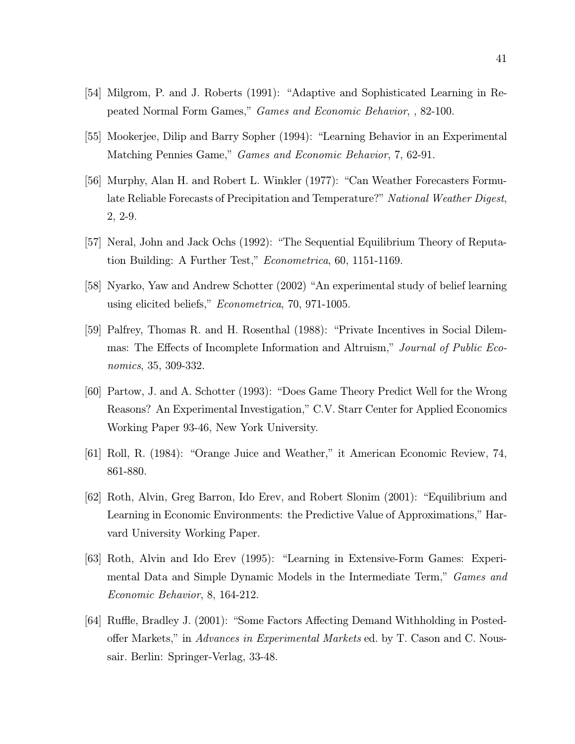[54] Milgrom, P. and J. Roberts (1991): "Adaptive and Sophisticated Learning in Repeated Normal Form Games," *Games and Economic Behavior*, , 82-100.

[55] Mookerjee, Dilip and Barry Sopher (1994): "Learning Behavior in an Experimental Matching Pennies Game," *Games and Economic Behavior*, 7, 62-91.

[56] Murphy, Alan H. and Robert L. Winkler (1977): "Can Weather Forecasters Formulate Reliable Forecasts of Precipitation and Temperature?" *National Weather Digest*, 2, 2-9.

[57] Neral, John and Jack Ochs (1992): "The Sequential Equilibrium Theory of Reputation Building: A Further Test," *Econometrica*, 60, 1151-1169.

[58] Nyarko, Yaw and Andrew Schotter (2002) "An experimental study of belief learning using elicited beliefs," *Econometrica*, 70, 971-1005.

[59] Palfrey, Thomas R. and H. Rosenthal (1988): "Private Incentives in Social Dilemmas: The Effects of Incomplete Information and Altruism," *Journal of Public Economics*, 35, 309-332.

[60] Partow, J. and A. Schotter (1993): "Does Game Theory Predict Well for the Wrong Reasons? An Experimental Investigation," C.V. Starr Center for Applied Economics Working Paper 93-46, New York University.

[61] Roll, R. (1984): "Orange Juice and Weather," it American Economic Review, 74, 861-880.

[62] Roth, Alvin, Greg Barron, Ido Erev, and Robert Slonim (2001): "Equilibrium and Learning in Economic Environments: the Predictive Value of Approximations," Harvard University Working Paper.

[63] Roth, Alvin and Ido Erev (1995): "Learning in Extensive-Form Games: Experimental Data and Simple Dynamic Models in the Intermediate Term," *Games and Economic Behavior*, 8, 164-212.

[64] Ruffle, Bradley J. (2001): "Some Factors Affecting Demand Withholding in Posted-offer Markets," in *Advances in Experimental Markets* ed. by T. Cason and C. Noussair. Berlin: Springer-Verlag, 33-48.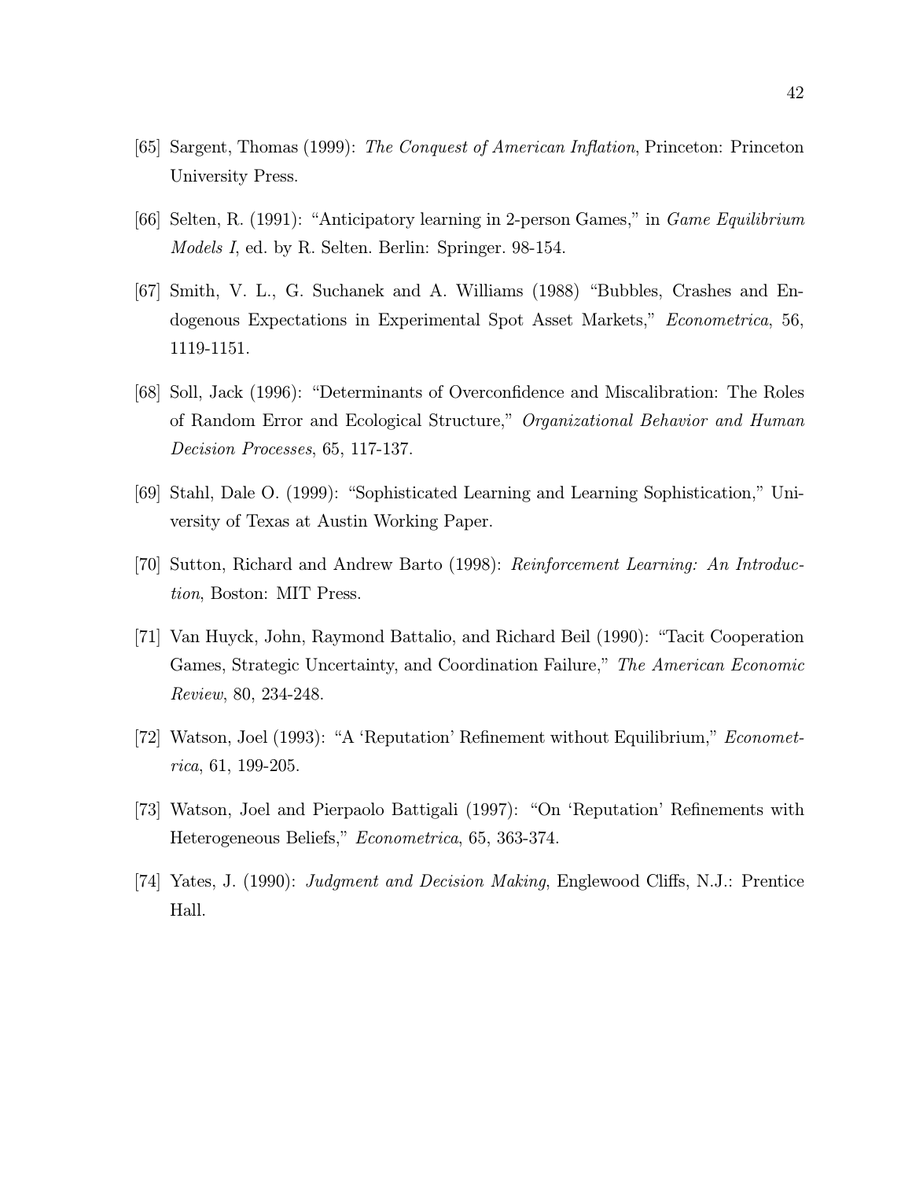[65] Sargent, Thomas (1999): *The Conquest of American Inflation*, Princeton: Princeton University Press.

[66] Selten, R. (1991): "Anticipatory learning in 2-person Games," in *Game Equilibrium Models I*, ed. by R. Selten. Berlin: Springer. 98-154.

[67] Smith, V. L., G. Suchanek and A. Williams (1988) "Bubbles, Crashes and Endogenous Expectations in Experimental Spot Asset Markets," *Econometrica*, 56, 1119-1151.

[68] Soll, Jack (1996): "Determinants of Overconfidence and Miscalibration: The Roles of Random Error and Ecological Structure," *Organizational Behavior and Human Decision Processes*, 65, 117-137.

[69] Stahl, Dale O. (1999): "Sophisticated Learning and Learning Sophistication," University of Texas at Austin Working Paper.

[70] Sutton, Richard and Andrew Barto (1998): *Reinforcement Learning: An Introduction*, Boston: MIT Press.

[71] Van Huyck, John, Raymond Battalio, and Richard Beil (1990): "Tacit Cooperation Games, Strategic Uncertainty, and Coordination Failure," *The American Economic Review*, 80, 234-248.

[72] Watson, Joel (1993): "A 'Reputation' Refinement without Equilibrium," *Econometrica*, 61, 199-205.

[73] Watson, Joel and Pierpaolo Battigali (1997): "On 'Reputation' Refinements with Heterogeneous Beliefs," *Econometrica*, 65, 363-374.

[74] Yates, J. (1990): *Judgment and Decision Making*, Englewood Cliffs, N.J.: Prentice Hall.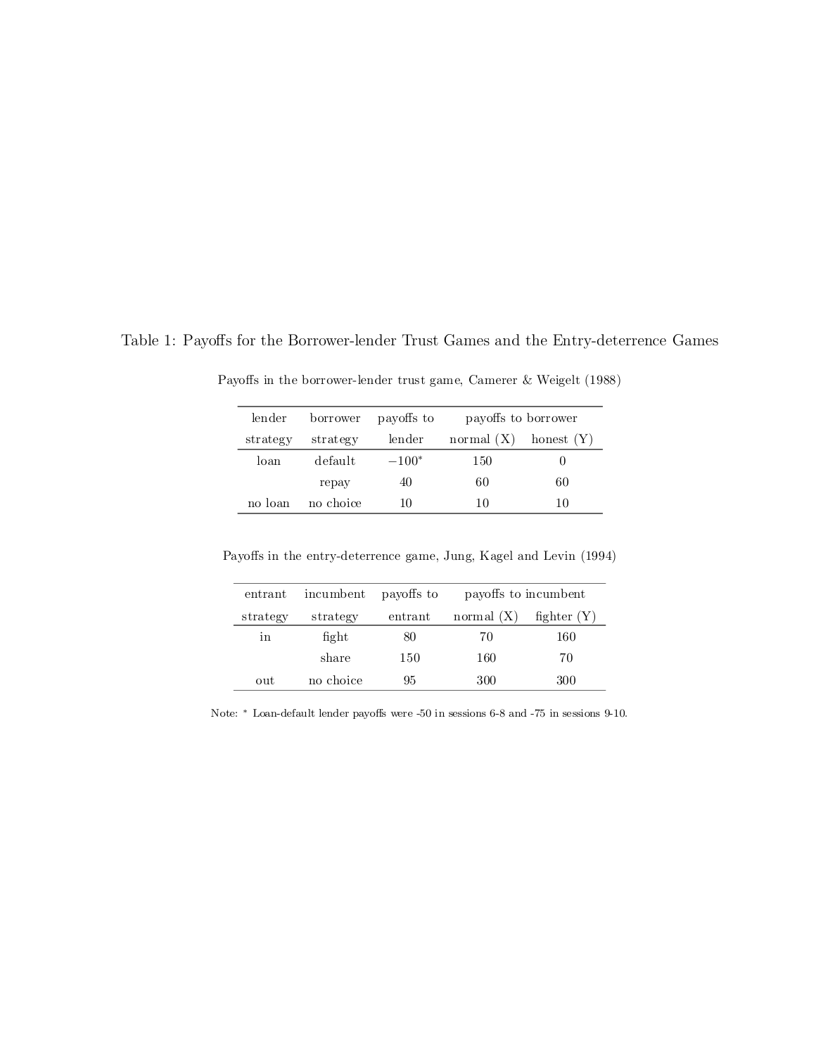Table 1: Payoffs for the Borrower-lender Trust Games and the Entry-deterrence Games

Payoffs in the borrower-lender trust game, Camerer & Weigelt (1988)

| lender | borrower | payoffs to | payoffs to borrower | |
|---|---|---|---|---|
| strategy | strategy | lender | normal (X) | honest (Y) |
| loan | default | $-100^{*}$ | 150 | 0 |
| | repay | 40 | 60 | 60 |
| no loan | no choice | 10 | 10 | 10 |

Payoffs in the entry-deterrence game, Jung, Kagel and Levin (1994)

| entrant | incumbent | payoffs to | payoffs to incumbent | |
|---|---|---|---|---|
| strategy | strategy | entrant | normal (X) | fighter (Y) |
| in | fight | 80 | 70 | 160 |
| | share | 150 | 160 | 70 |
| out | no choice | 95 | 300 | 300 |

Note: * Loan-default lender payoffs were -50 in sessions 6-8 and -75 in sessions 9-10.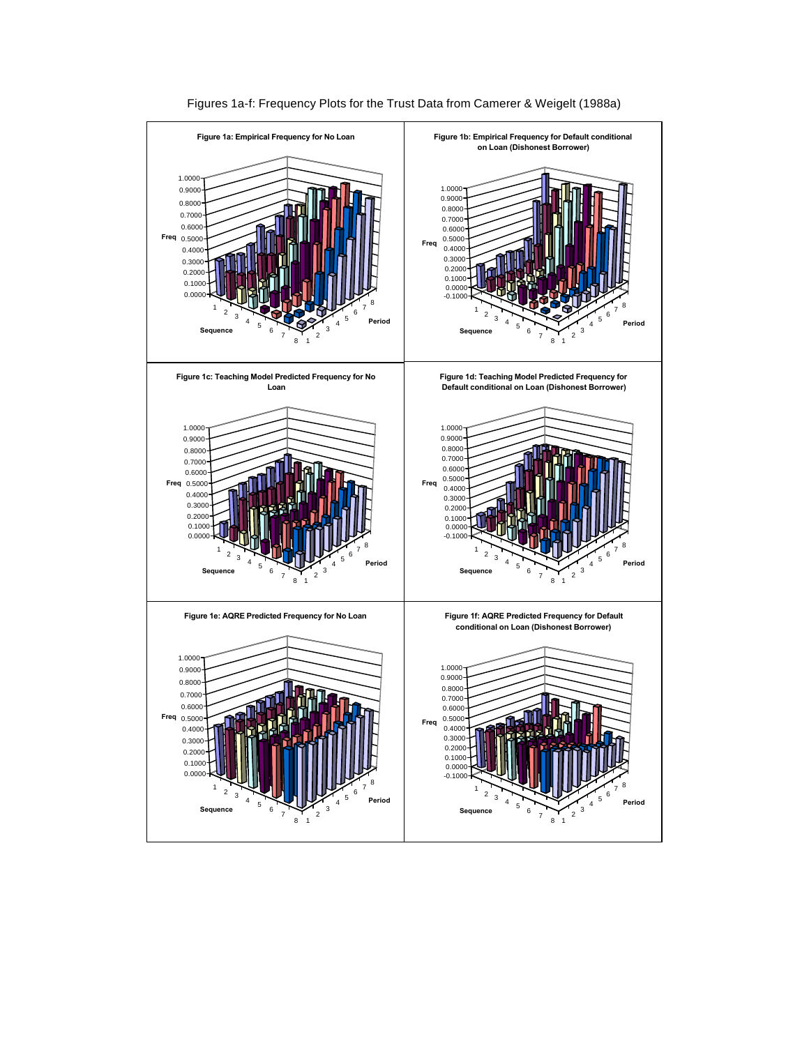Figures 1a-f: Frequency Plots for the Trust Data from Camerer & Weigelt (1988a)

**Figure 1a: Empirical Frequency for No Loan**

**Figure 1b: Empirical Frequency for Default conditional on Loan (Dishonest Borrower)**

**Figure 1c: Teaching Model Predicted Frequency for No Loan**

**Figure 1d: Teaching Model Predicted Frequency for Default conditional on Loan (Dishonest Borrower)**

**Figure 1e: AQRE Predicted Frequency for No Loan**

**Figure 1f: AQRE Predicted Frequency for Default conditional on Loan (Dishonest Borrower)**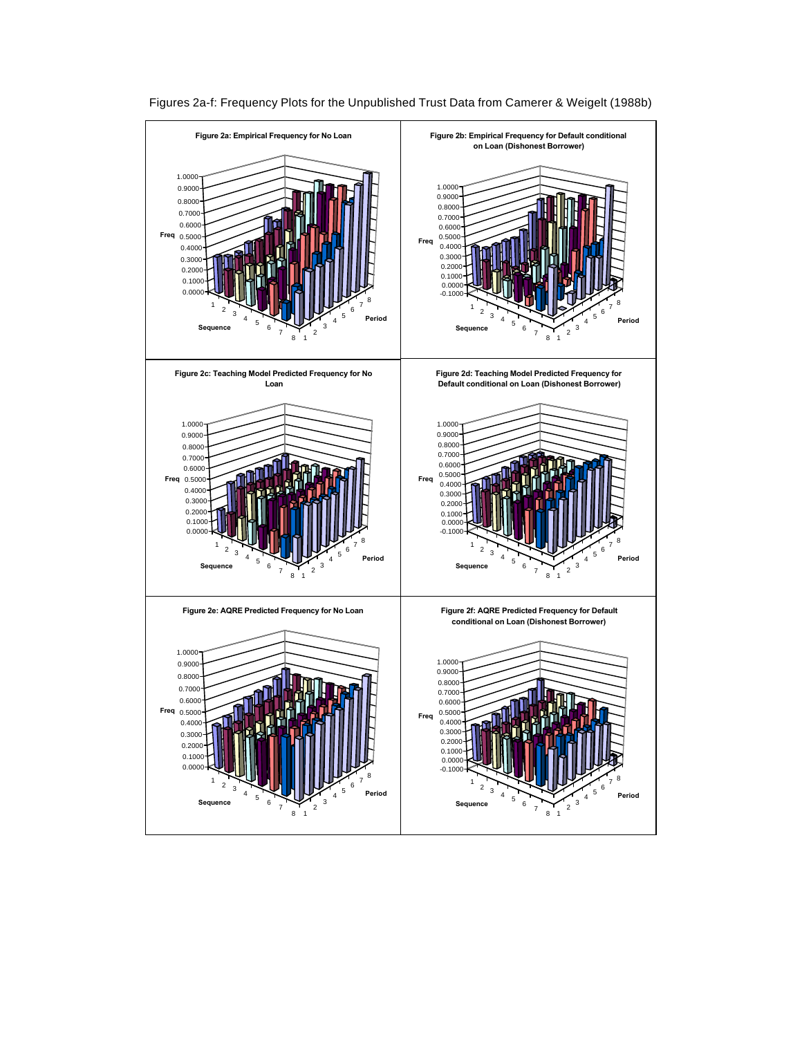Figures 2a-f: Frequency Plots for the Unpublished Trust Data from Camerer & Weigelt (1988b)

Figure 2a: Empirical Frequency for No Loan

Figure 2b: Empirical Frequency for Default conditional on Loan (Dishonest Borrower)

Figure 2c: Teaching Model Predicted Frequency for No Loan

Figure 2d: Teaching Model Predicted Frequency for Default conditional on Loan (Dishonest Borrower)

Figure 2e: AQRE Predicted Frequency for No Loan

Figure 2f: AQRE Predicted Frequency for Default conditional on Loan (Dishonest Borrower)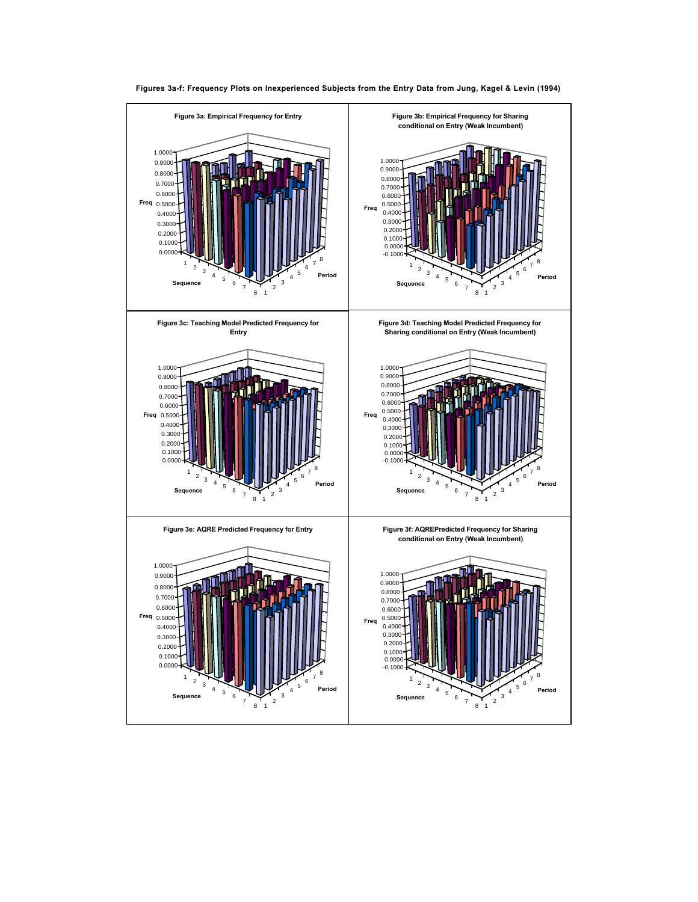**Figures 3a-f: Frequency Plots on Inexperienced Subjects from the Entry Data from Jung, Kagel & Levin (1994)**

**Figure 3a: Empirical Frequency for Entry**

**Figure 3b: Empirical Frequency for Sharing conditional on Entry (Weak Incumbent)**

**Figure 3c: Teaching Model Predicted Frequency for Entry**

**Figure 3d: Teaching Model Predicted Frequency for Sharing conditional on Entry (Weak Incumbent)**

**Figure 3e: AQRE Predicted Frequency for Entry**

**Figure 3f: AQREPredicted Frequency for Sharing conditional on Entry (Weak Incumbent)**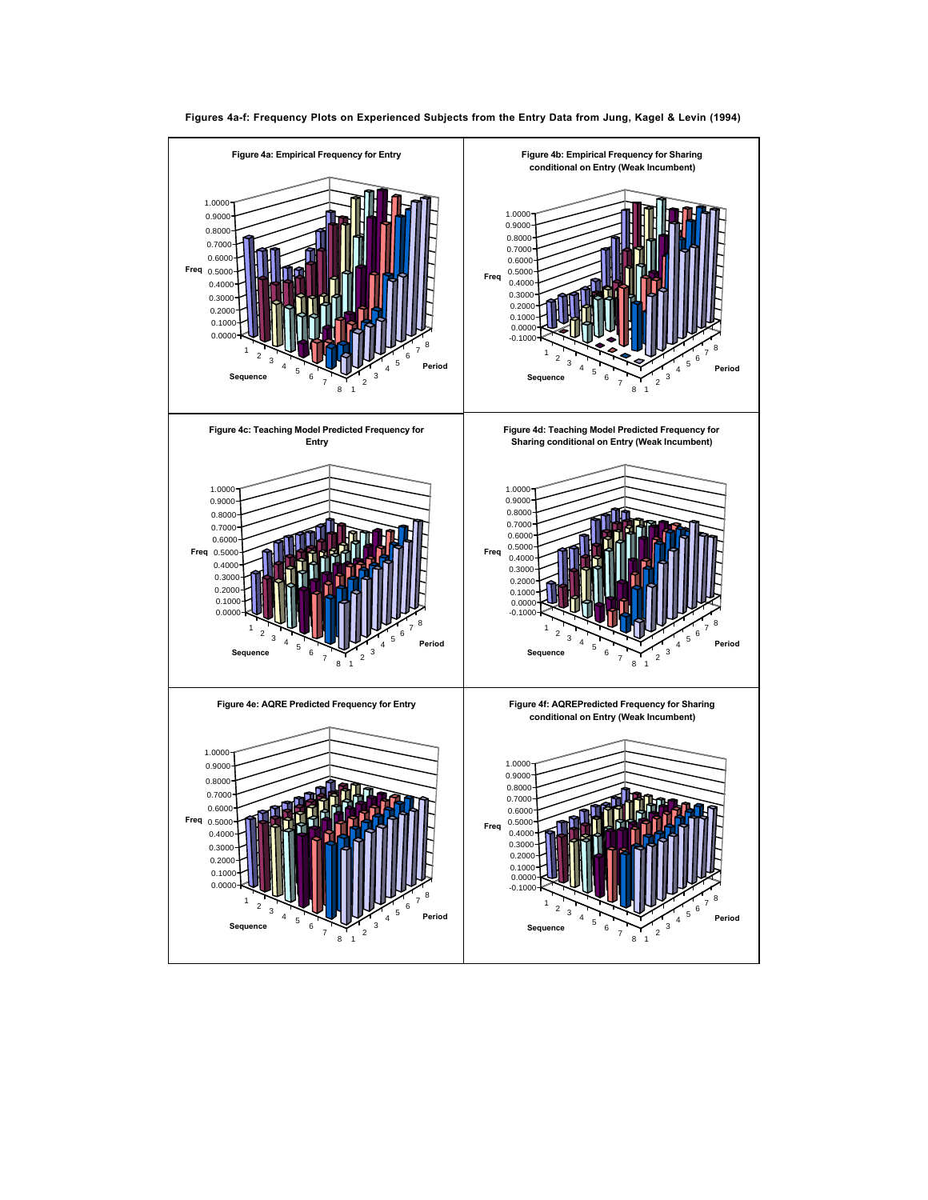**Figures 4a-f: Frequency Plots on Experienced Subjects from the Entry Data from Jung, Kagel & Levin (1994)**

Figure 4a: Empirical Frequency for Entry

Figure 4b: Empirical Frequency for Sharing conditional on Entry (Weak Incumbent)

Figure 4c: Teaching Model Predicted Frequency for Entry

Figure 4d: Teaching Model Predicted Frequency for Sharing conditional on Entry (Weak Incumbent)

Figure 4e: AQRE Predicted Frequency for Entry

Figure 4f: AQREPredicted Frequency for Sharing conditional on Entry (Weak Incumbent)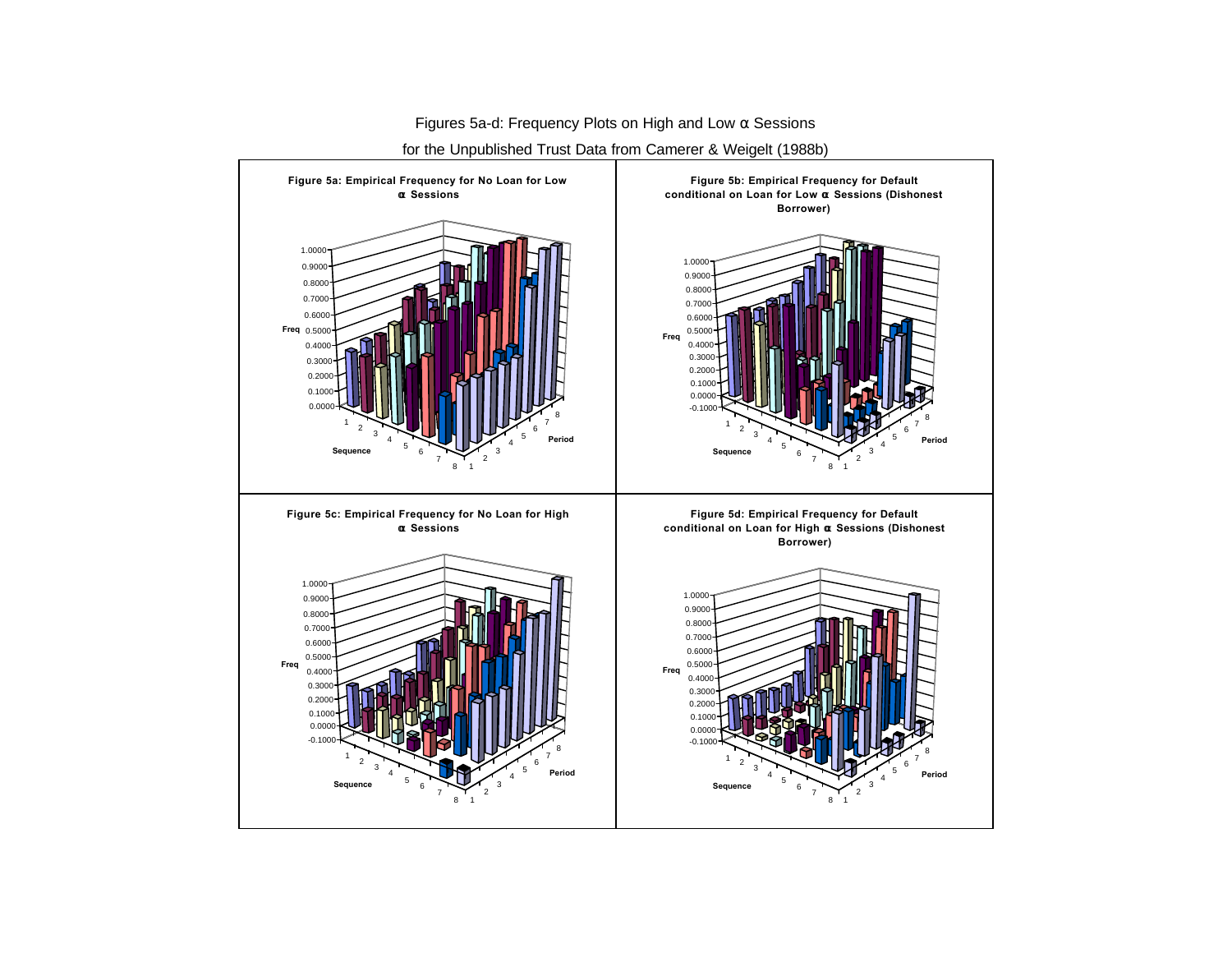Figures 5a-d: Frequency Plots on High and Low α Sessions

for the Unpublished Trust Data from Camerer & Weigelt (1988b)

**Figure 5a: Empirical Frequency for No Loan for Low α Sessions**

**Figure 5b: Empirical Frequency for Default conditional on Loan for Low α Sessions (Dishonest Borrower)**

**Figure 5c: Empirical Frequency for No Loan for High α Sessions**

**Figure 5d: Empirical Frequency for Default conditional on Loan for High α Sessions (Dishonest Borrower)**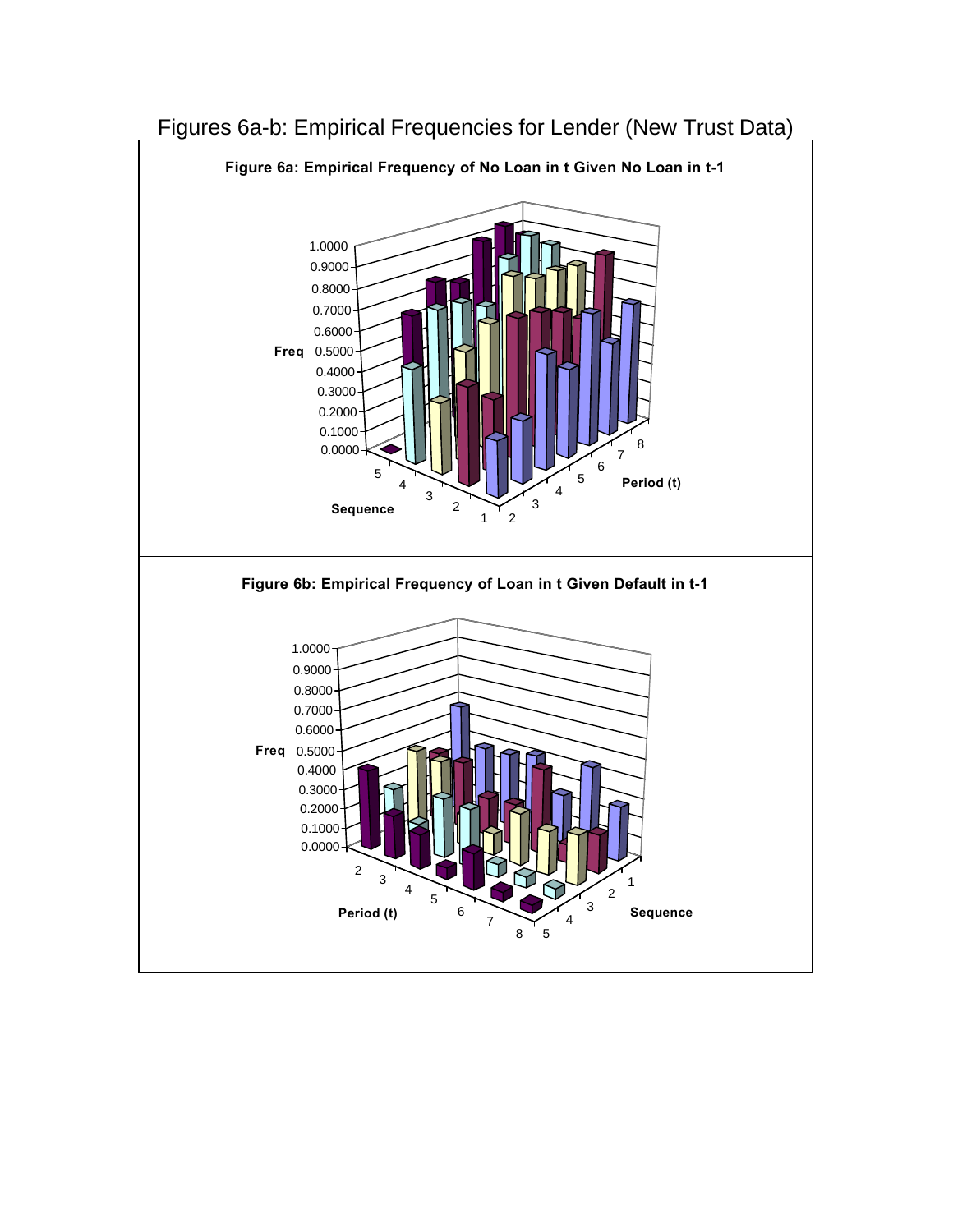# Figures 6a-b: Empirical Frequencies for Lender (New Trust Data)

**Figure 6a: Empirical Frequency of No Loan in t Given No Loan in t-1**

**Figure 6b: Empirical Frequency of Loan in t Given Default in t-1**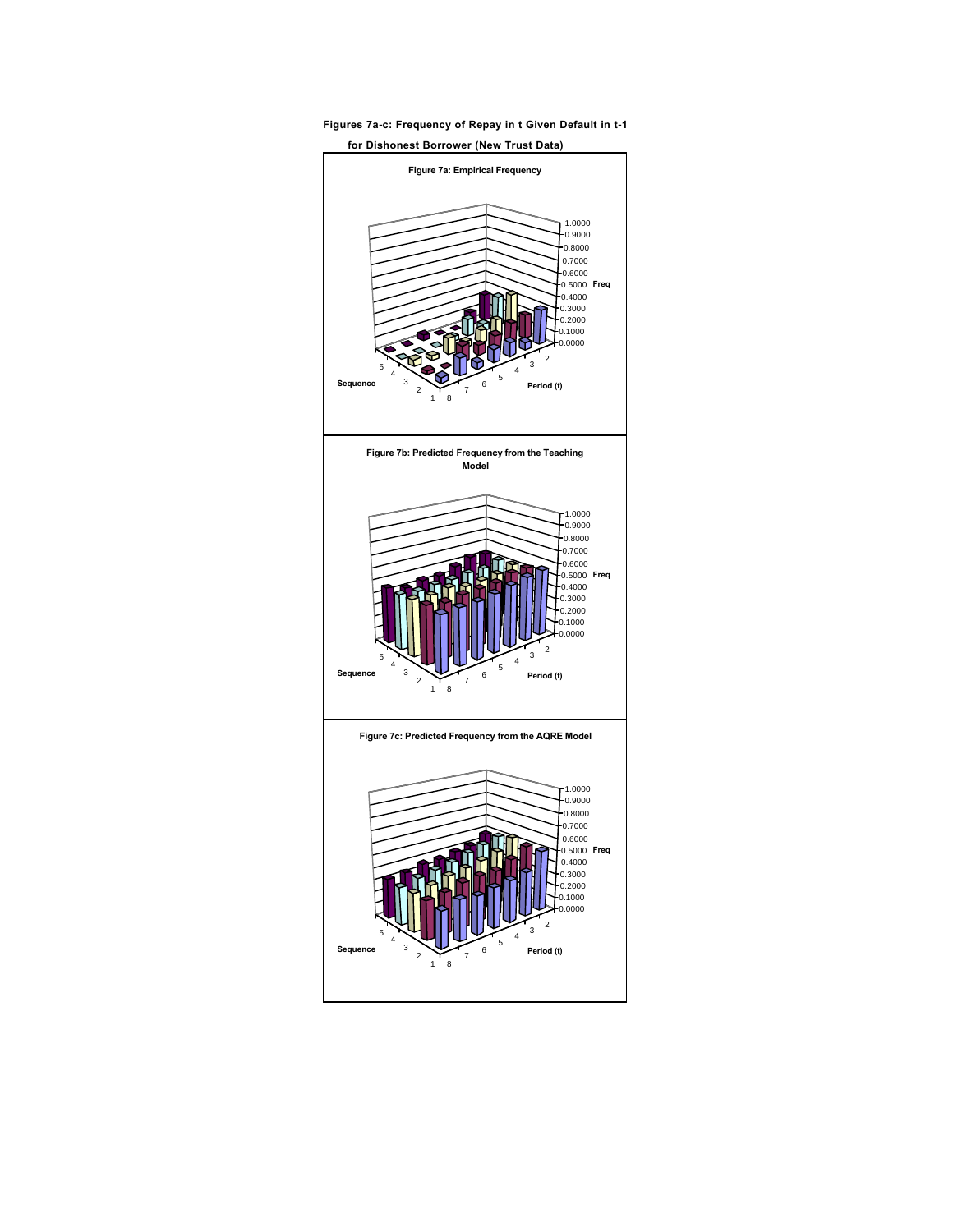**Figures 7a-c: Frequency of Repay in t Given Default in t-1 for Dishonest Borrower (New Trust Data)**

**Figure 7a: Empirical Frequency**

**Figure 7b: Predicted Frequency from the Teaching Model**

**Figure 7c: Predicted Frequency from the AQRE Model**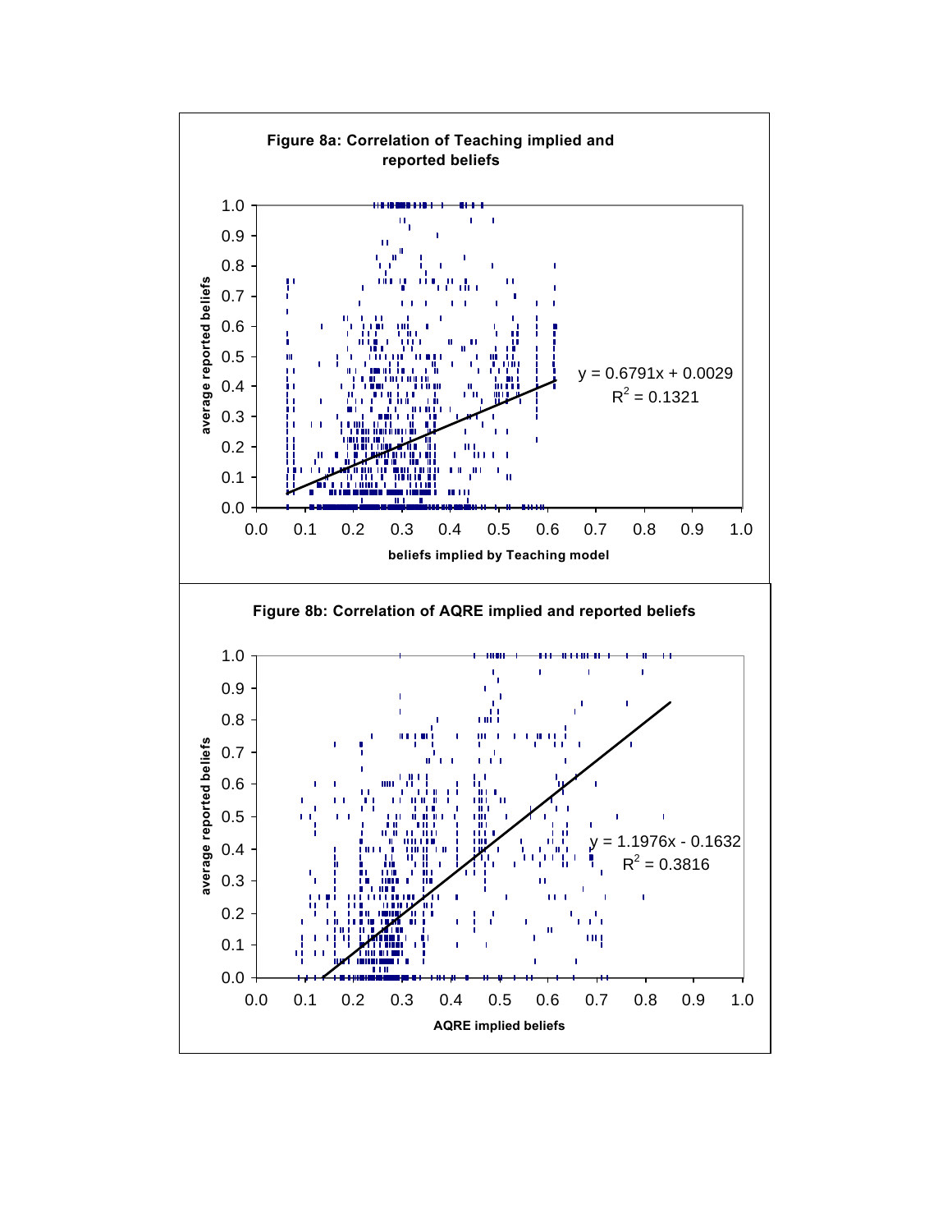**Figure 8a: Correlation of Teaching implied and reported beliefs**

$y = 0.6791x + 0.0029$

$R^2 = 0.1321$

(x-axis: beliefs implied by Teaching model; y-axis: average reported beliefs)

**Figure 8b: Correlation of AQRE implied and reported beliefs**

$y = 1.1976x - 0.1632$

$R^2 = 0.3816$

(x-axis: AQRE implied beliefs; y-axis: average reported beliefs)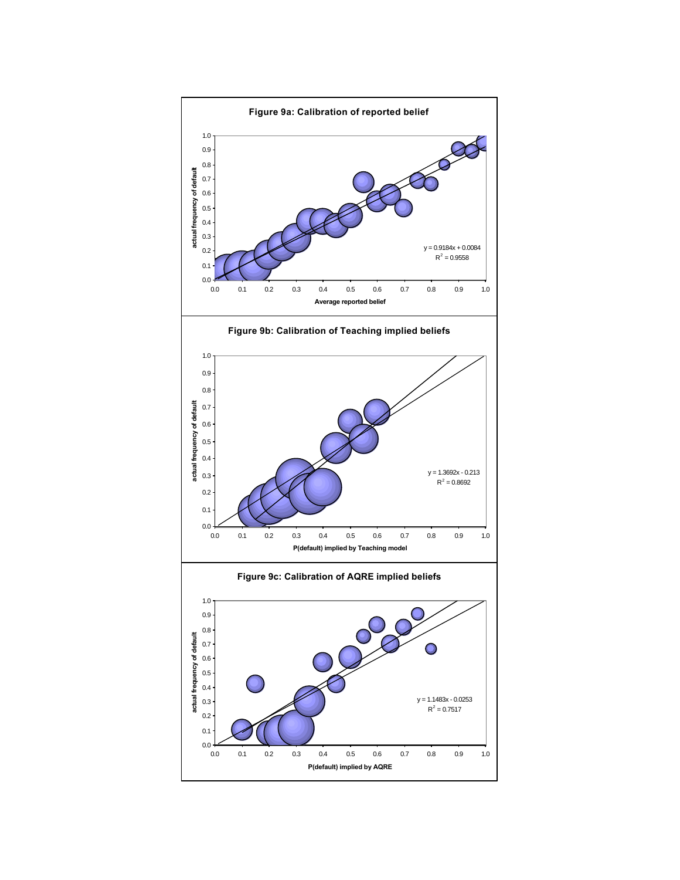**Figure 9a: Calibration of reported belief**

$y = 0.9184x + 0.0084$
$R^2 = 0.9558$

**Figure 9b: Calibration of Teaching implied beliefs**

$y = 1.3692x - 0.213$
$R^2 = 0.8692$

**Figure 9c: Calibration of AQRE implied beliefs**

$y = 1.1483x - 0.0253$
$R^2 = 0.7517$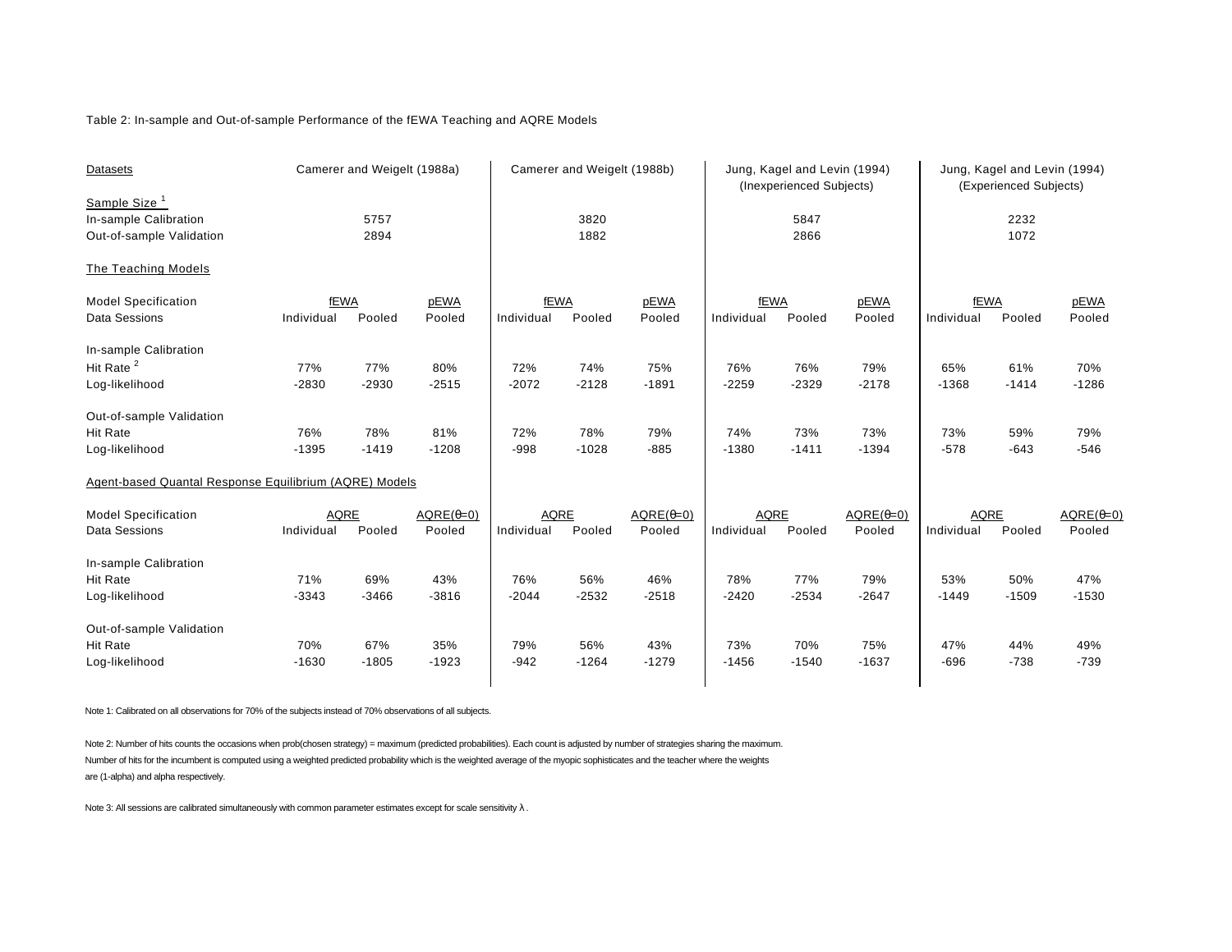Table 2: In-sample and Out-of-sample Performance of the fEWA Teaching and AQRE Models

| Datasets | Camerer and Weigelt (1988a) | | | Camerer and Weigelt (1988b) | | | Jung, Kagel and Levin (1994) (Inexperienced Subjects) | | | Jung, Kagel and Levin (1994) (Experienced Subjects) | | |
|---|---|---|---|---|---|---|---|---|---|---|---|---|
| Sample Size [1] | | | | | | | | | | | | |
| In-sample Calibration | 5757 | | | 3820 | | | 5847 | | | 2232 | | |
| Out-of-sample Validation | 2894 | | | 1882 | | | 2866 | | | 1072 | | |
| **The Teaching Models** | | | | | | | | | | | | |
| Model Specification | fEWA | | pEWA | fEWA | | pEWA | fEWA | | pEWA | fEWA | | pEWA |
| Data Sessions | Individual | Pooled | Pooled | Individual | Pooled | Pooled | Individual | Pooled | Pooled | Individual | Pooled | Pooled |
| In-sample Calibration | | | | | | | | | | | | |
| Hit Rate [2] | 77% | 77% | 80% | 72% | 74% | 75% | 76% | 76% | 79% | 65% | 61% | 70% |
| Log-likelihood | -2830 | -2930 | -2515 | -2072 | -2128 | -1891 | -2259 | -2329 | -2178 | -1368 | -1414 | -1286 |
| Out-of-sample Validation | | | | | | | | | | | | |
| Hit Rate | 76% | 78% | 81% | 72% | 78% | 79% | 74% | 73% | 73% | 73% | 59% | 79% |
| Log-likelihood | -1395 | -1419 | -1208 | -998 | -1028 | -885 | -1380 | -1411 | -1394 | -578 | -643 | -546 |
| **Agent-based Quantal Response Equilibrium (AQRE) Models** | | | | | | | | | | | | |
| Model Specification | AQRE | | AQRE($\theta$=0) | AQRE | | AQRE($\theta$=0) | AQRE | | AQRE($\theta$=0) | AQRE | | AQRE($\theta$=0) |
| Data Sessions | Individual | Pooled | Pooled | Individual | Pooled | Pooled | Individual | Pooled | Pooled | Individual | Pooled | Pooled |
| In-sample Calibration | | | | | | | | | | | | |
| Hit Rate | 71% | 69% | 43% | 76% | 56% | 46% | 78% | 77% | 79% | 53% | 50% | 47% |
| Log-likelihood | -3343 | -3466 | -3816 | -2044 | -2532 | -2518 | -2420 | -2534 | -2647 | -1449 | -1509 | -1530 |
| Out-of-sample Validation | | | | | | | | | | | | |
| Hit Rate | 70% | 67% | 35% | 79% | 56% | 43% | 73% | 70% | 75% | 47% | 44% | 49% |
| Log-likelihood | -1630 | -1805 | -1923 | -942 | -1264 | -1279 | -1456 | -1540 | -1637 | -696 | -738 | -739 |

Note 1: Calibrated on all observations for 70% of the subjects instead of 70% observations of all subjects.

Note 2: Number of hits counts the occasions when prob(chosen strategy) = maximum (predicted probabilities). Each count is adjusted by number of strategies sharing the maximum. Number of hits for the incumbent is computed using a weighted predicted probability which is the weighted average of the myopic sophisticates and the teacher where the weights are (1-alpha) and alpha respectively.

Note 3: All sessions are calibrated simultaneously with common parameter estimates except for scale sensitivity $\lambda$.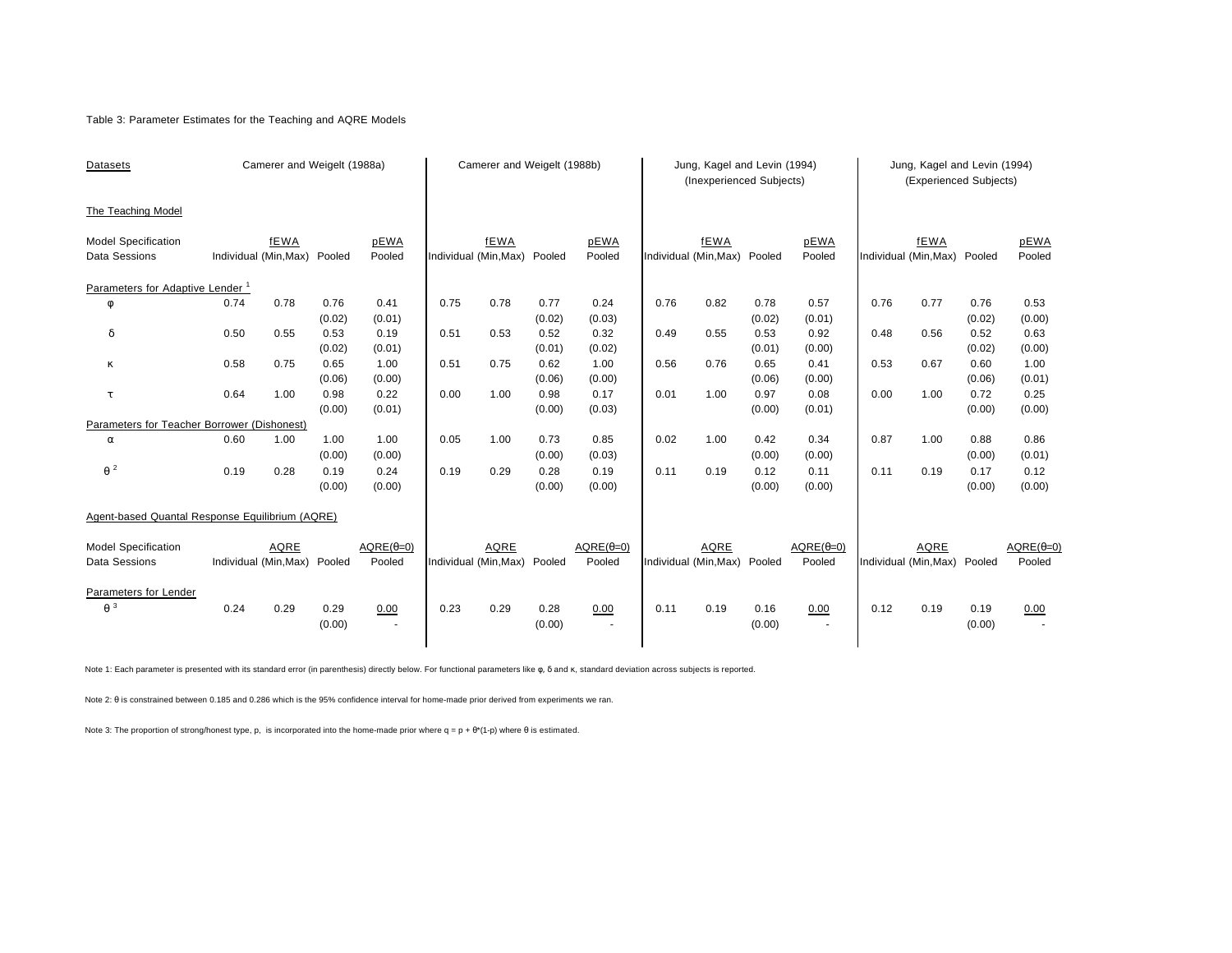Table 3: Parameter Estimates for the Teaching and AQRE Models

| Datasets | Camerer and Weigelt (1988a) | | | | Camerer and Weigelt (1988b) | | | | Jung, Kagel and Levin (1994) (Inexperienced Subjects) | | | | Jung, Kagel and Levin (1994) (Experienced Subjects) | | | |
|---|---|---|---|---|---|---|---|---|---|---|---|---|---|---|---|---|
| **The Teaching Model** | | | | | | | | | | | | | | | | |
| Model Specification | fEWA | | | pEWA | fEWA | | | pEWA | fEWA | | | pEWA | fEWA | | | pEWA |
| Data Sessions | Individual (Min,Max) | | Pooled | Pooled | Individual (Min,Max) | | Pooled | Pooled | Individual (Min,Max) | | Pooled | Pooled | Individual (Min,Max) | | Pooled | Pooled |
| Parameters for Adaptive Lender [1] | | | | | | | | | | | | | | | | |
| $\varphi$ | 0.74 | 0.78 | 0.76 | 0.41 | 0.75 | 0.78 | 0.77 | 0.24 | 0.76 | 0.82 | 0.78 | 0.57 | 0.76 | 0.77 | 0.76 | 0.53 |
| | | | (0.02) | (0.01) | | | (0.02) | (0.03) | | | (0.02) | (0.01) | | | (0.02) | (0.00) |
| $\delta$ | 0.50 | 0.55 | 0.53 | 0.19 | 0.51 | 0.53 | 0.52 | 0.32 | 0.49 | 0.55 | 0.53 | 0.92 | 0.48 | 0.56 | 0.52 | 0.63 |
| | | | (0.02) | (0.01) | | | (0.01) | (0.02) | | | (0.01) | (0.00) | | | (0.02) | (0.00) |
| $\kappa$ | 0.58 | 0.75 | 0.65 | 1.00 | 0.51 | 0.75 | 0.62 | 1.00 | 0.56 | 0.76 | 0.65 | 0.41 | 0.53 | 0.67 | 0.60 | 1.00 |
| | | | (0.06) | (0.00) | | | (0.06) | (0.00) | | | (0.06) | (0.00) | | | (0.06) | (0.01) |
| $\tau$ | 0.64 | 1.00 | 0.98 | 0.22 | 0.00 | 1.00 | 0.98 | 0.17 | 0.01 | 1.00 | 0.97 | 0.08 | 0.00 | 1.00 | 0.72 | 0.25 |
| | | | (0.00) | (0.01) | | | (0.00) | (0.03) | | | (0.00) | (0.01) | | | (0.00) | (0.00) |
| Parameters for Teacher Borrower (Dishonest) | | | | | | | | | | | | | | | | |
| $\alpha$ | 0.60 | 1.00 | 1.00 | 1.00 | 0.05 | 1.00 | 0.73 | 0.85 | 0.02 | 1.00 | 0.42 | 0.34 | 0.87 | 1.00 | 0.88 | 0.86 |
| | | | (0.00) | (0.00) | | | (0.00) | (0.03) | | | (0.00) | (0.00) | | | (0.00) | (0.01) |
| $\theta$ [2] | 0.19 | 0.28 | 0.19 | 0.24 | 0.19 | 0.29 | 0.28 | 0.19 | 0.11 | 0.19 | 0.12 | 0.11 | 0.11 | 0.19 | 0.17 | 0.12 |
| | | | (0.00) | (0.00) | | | (0.00) | (0.00) | | | (0.00) | (0.00) | | | (0.00) | (0.00) |
| **Agent-based Quantal Response Equilibrium (AQRE)** | | | | | | | | | | | | | | | | |
| Model Specification | AQRE | | | AQRE($\theta$=0) | AQRE | | | AQRE($\theta$=0) | AQRE | | | AQRE($\theta$=0) | AQRE | | | AQRE($\theta$=0) |
| Data Sessions | Individual (Min,Max) | | Pooled | Pooled | Individual (Min,Max) | | Pooled | Pooled | Individual (Min,Max) | | Pooled | Pooled | Individual (Min,Max) | | Pooled | Pooled |
| Parameters for Lender | | | | | | | | | | | | | | | | |
| $\theta$ [3] | 0.24 | 0.29 | 0.29 | 0.00 | 0.23 | 0.29 | 0.28 | 0.00 | 0.11 | 0.19 | 0.16 | 0.00 | 0.12 | 0.19 | 0.19 | 0.00 |
| | | | (0.00) | - | | | (0.00) | - | | | (0.00) | - | | | (0.00) | - |

Note 1: Each parameter is presented with its standard error (in parenthesis) directly below. For functional parameters like φ, δ and κ, standard deviation across subjects is reported.

Note 2: θ is constrained between 0.185 and 0.286 which is the 95% confidence interval for home-made prior derived from experiments we ran.

Note 3: The proportion of strong/honest type, p, is incorporated into the home-made prior where $q = p + \theta^*(1-p)$ where θ is estimated.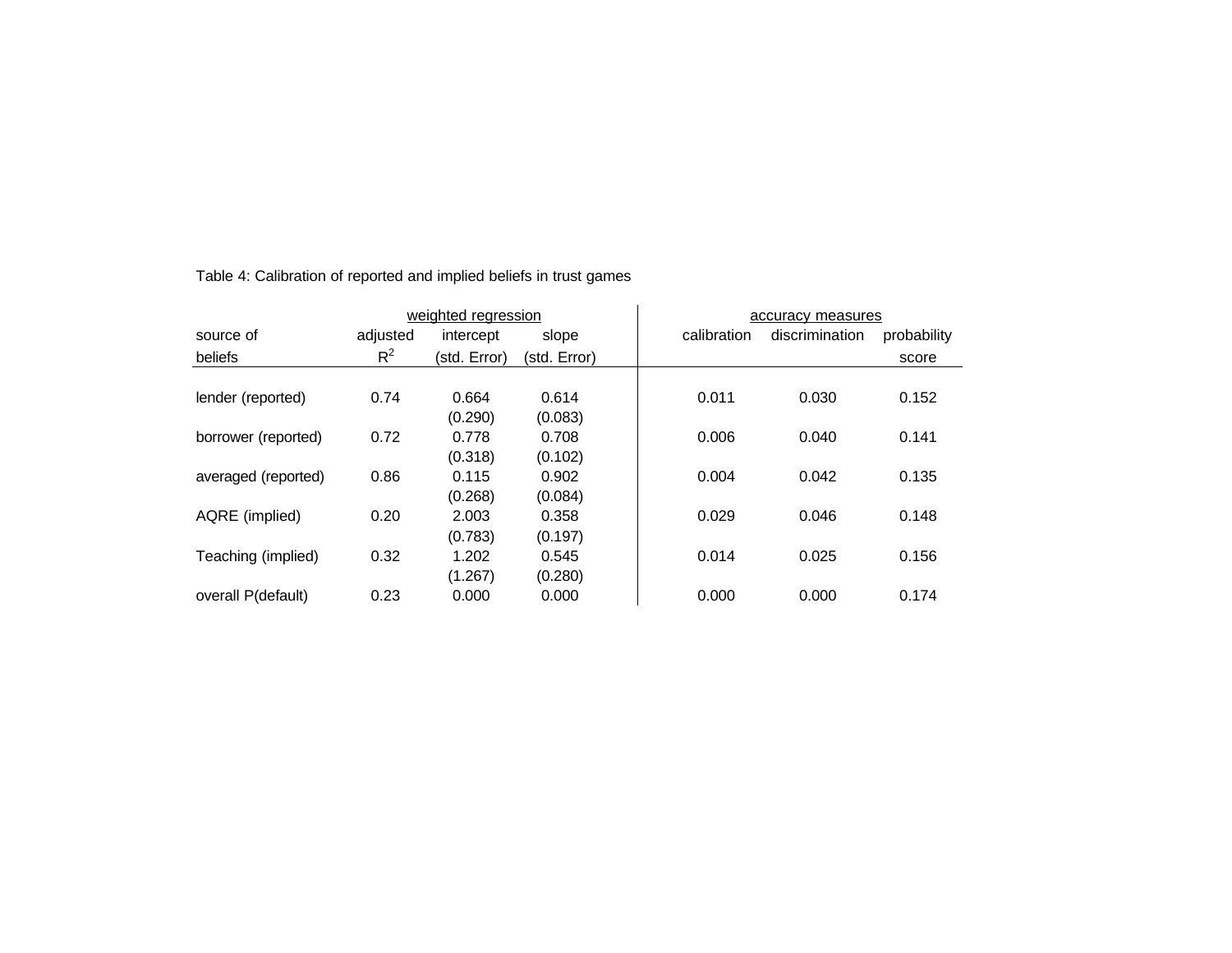Table 4: Calibration of reported and implied beliefs in trust games

| source of beliefs | weighted regression | | | accuracy measures | | |
|---|---|---|---|---|---|---|
| | adjusted $R^2$ | intercept (std. Error) | slope (std. Error) | calibration | discrimination | probability score |
| lender (reported) | 0.74 | 0.664 | 0.614 | 0.011 | 0.030 | 0.152 |
| | | (0.290) | (0.083) | | | |
| borrower (reported) | 0.72 | 0.778 | 0.708 | 0.006 | 0.040 | 0.141 |
| | | (0.318) | (0.102) | | | |
| averaged (reported) | 0.86 | 0.115 | 0.902 | 0.004 | 0.042 | 0.135 |
| | | (0.268) | (0.084) | | | |
| AQRE (implied) | 0.20 | 2.003 | 0.358 | 0.029 | 0.046 | 0.148 |
| | | (0.783) | (0.197) | | | |
| Teaching (implied) | 0.32 | 1.202 | 0.545 | 0.014 | 0.025 | 0.156 |
| | | (1.267) | (0.280) | | | |
| overall P(default) | 0.23 | 0.000 | 0.000 | 0.000 | 0.000 | 0.174 |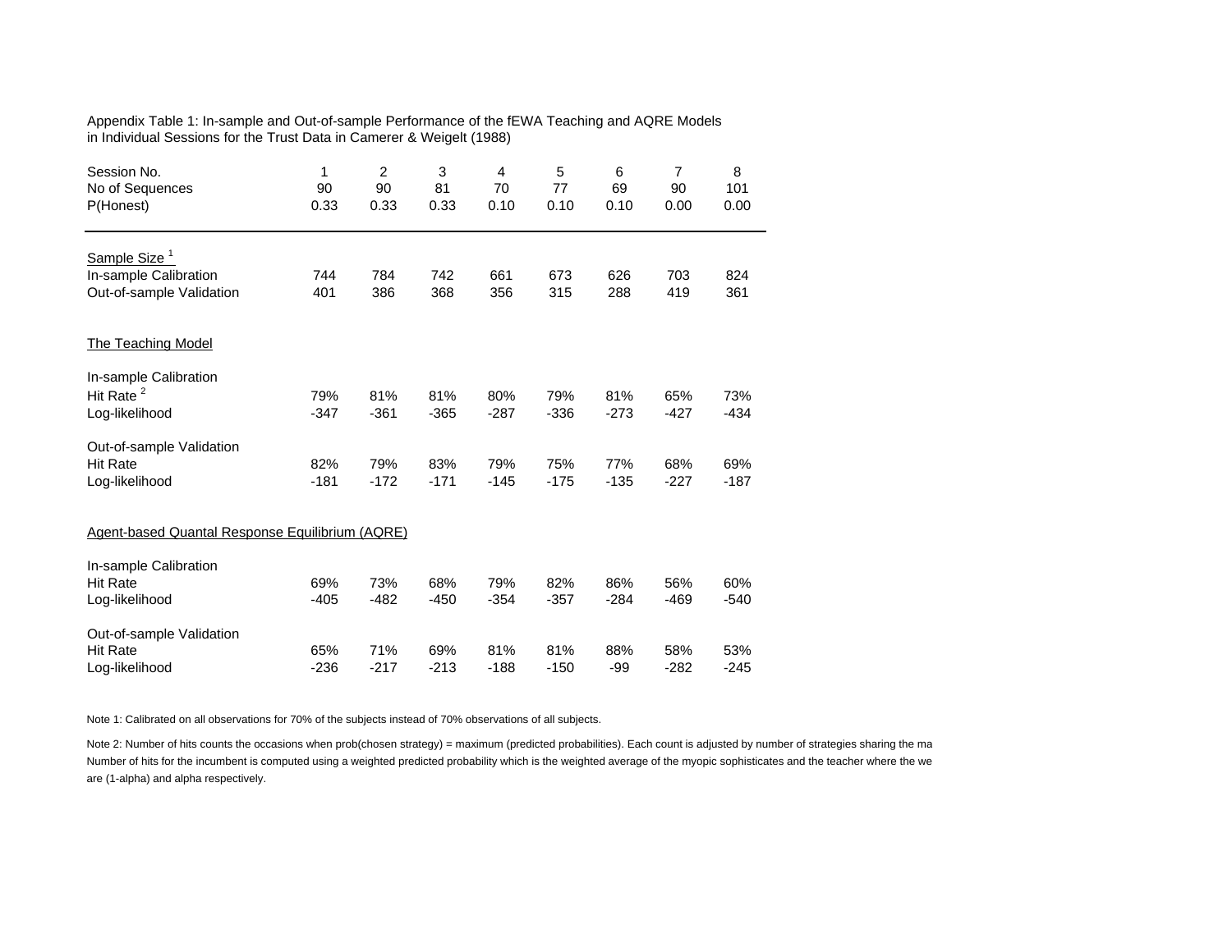Appendix Table 1: In-sample and Out-of-sample Performance of the fEWA Teaching and AQRE Models in Individual Sessions for the Trust Data in Camerer & Weigelt (1988)

| Session No. | 1 | 2 | 3 | 4 | 5 | 6 | 7 | 8 |
|---|---|---|---|---|---|---|---|---|
| No of Sequences | 90 | 90 | 81 | 70 | 77 | 69 | 90 | 101 |
| P(Honest) | 0.33 | 0.33 | 0.33 | 0.10 | 0.10 | 0.10 | 0.00 | 0.00 |
| Sample Size [1] | | | | | | | | |
| In-sample Calibration | 744 | 784 | 742 | 661 | 673 | 626 | 703 | 824 |
| Out-of-sample Validation | 401 | 386 | 368 | 356 | 315 | 288 | 419 | 361 |
| The Teaching Model | | | | | | | | |
| In-sample Calibration | | | | | | | | |
| Hit Rate [2] | 79% | 81% | 81% | 80% | 79% | 81% | 65% | 73% |
| Log-likelihood | -347 | -361 | -365 | -287 | -336 | -273 | -427 | -434 |
| Out-of-sample Validation | | | | | | | | |
| Hit Rate | 82% | 79% | 83% | 79% | 75% | 77% | 68% | 69% |
| Log-likelihood | -181 | -172 | -171 | -145 | -175 | -135 | -227 | -187 |
| Agent-based Quantal Response Equilibrium (AQRE) | | | | | | | | |
| In-sample Calibration | | | | | | | | |
| Hit Rate | 69% | 73% | 68% | 79% | 82% | 86% | 56% | 60% |
| Log-likelihood | -405 | -482 | -450 | -354 | -357 | -284 | -469 | -540 |
| Out-of-sample Validation | | | | | | | | |
| Hit Rate | 65% | 71% | 69% | 81% | 81% | 88% | 58% | 53% |
| Log-likelihood | -236 | -217 | -213 | -188 | -150 | -99 | -282 | -245 |

Note 1: Calibrated on all observations for 70% of the subjects instead of 70% observations of all subjects.

Note 2: Number of hits counts the occasions when prob(chosen strategy) = maximum (predicted probabilities). Each count is adjusted by number of strategies sharing the ma
Number of hits for the incumbent is computed using a weighted predicted probability which is the weighted average of the myopic sophisticates and the teacher where the we
are (1-alpha) and alpha respectively.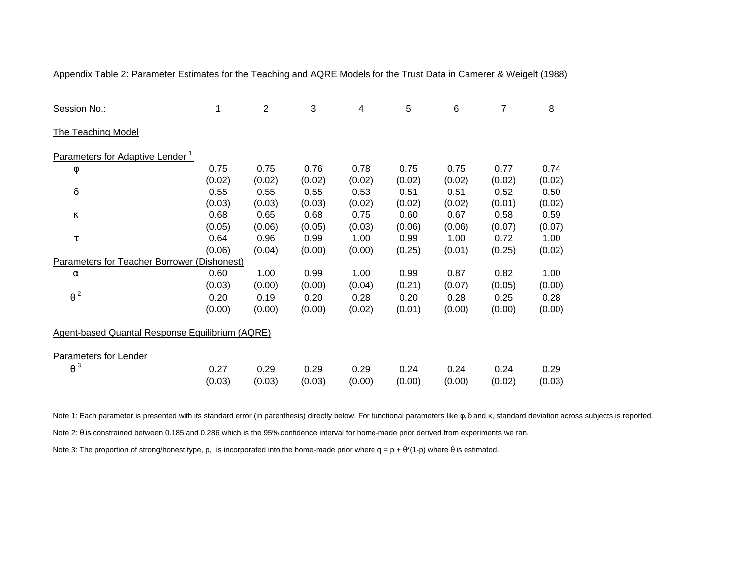Appendix Table 2: Parameter Estimates for the Teaching and AQRE Models for the Trust Data in Camerer & Weigelt (1988)

| Session No.: | 1 | 2 | 3 | 4 | 5 | 6 | 7 | 8 |
|---|---|---|---|---|---|---|---|---|
| The Teaching Model | | | | | | | | |
| Parameters for Adaptive Lender [1] | | | | | | | | |
| $\varphi$ | 0.75 | 0.75 | 0.76 | 0.78 | 0.75 | 0.75 | 0.77 | 0.74 |
| | (0.02) | (0.02) | (0.02) | (0.02) | (0.02) | (0.02) | (0.02) | (0.02) |
| $\delta$ | 0.55 | 0.55 | 0.55 | 0.53 | 0.51 | 0.51 | 0.52 | 0.50 |
| | (0.03) | (0.03) | (0.03) | (0.02) | (0.02) | (0.02) | (0.01) | (0.02) |
| $\kappa$ | 0.68 | 0.65 | 0.68 | 0.75 | 0.60 | 0.67 | 0.58 | 0.59 |
| | (0.05) | (0.06) | (0.05) | (0.03) | (0.06) | (0.06) | (0.07) | (0.07) |
| $\tau$ | 0.64 | 0.96 | 0.99 | 1.00 | 0.99 | 1.00 | 0.72 | 1.00 |
| | (0.06) | (0.04) | (0.00) | (0.00) | (0.25) | (0.01) | (0.25) | (0.02) |
| Parameters for Teacher Borrower (Dishonest) | | | | | | | | |
| $\alpha$ | 0.60 | 1.00 | 0.99 | 1.00 | 0.99 | 0.87 | 0.82 | 1.00 |
| | (0.03) | (0.00) | (0.00) | (0.04) | (0.21) | (0.07) | (0.05) | (0.00) |
| $\theta$ [2] | 0.20 | 0.19 | 0.20 | 0.28 | 0.20 | 0.28 | 0.25 | 0.28 |
| | (0.00) | (0.00) | (0.00) | (0.02) | (0.01) | (0.00) | (0.00) | (0.00) |
| Agent-based Quantal Response Equilibrium (AQRE) | | | | | | | | |
| Parameters for Lender | | | | | | | | |
| $\theta$ [3] | 0.27 | 0.29 | 0.29 | 0.29 | 0.24 | 0.24 | 0.24 | 0.29 |
| | (0.03) | (0.03) | (0.03) | (0.00) | (0.00) | (0.00) | (0.02) | (0.03) |

Note 1: Each parameter is presented with its standard error (in parenthesis) directly below. For functional parameters like $\varphi$, $\delta$ and $\kappa$, standard deviation across subjects is reported.

Note 2: $\theta$ is constrained between 0.185 and 0.286 which is the 95% confidence interval for home-made prior derived from experiments we ran.

Note 3: The proportion of strong/honest type, p, is incorporated into the home-made prior where $q = p + \theta*(1-p)$ where $\theta$ is estimated.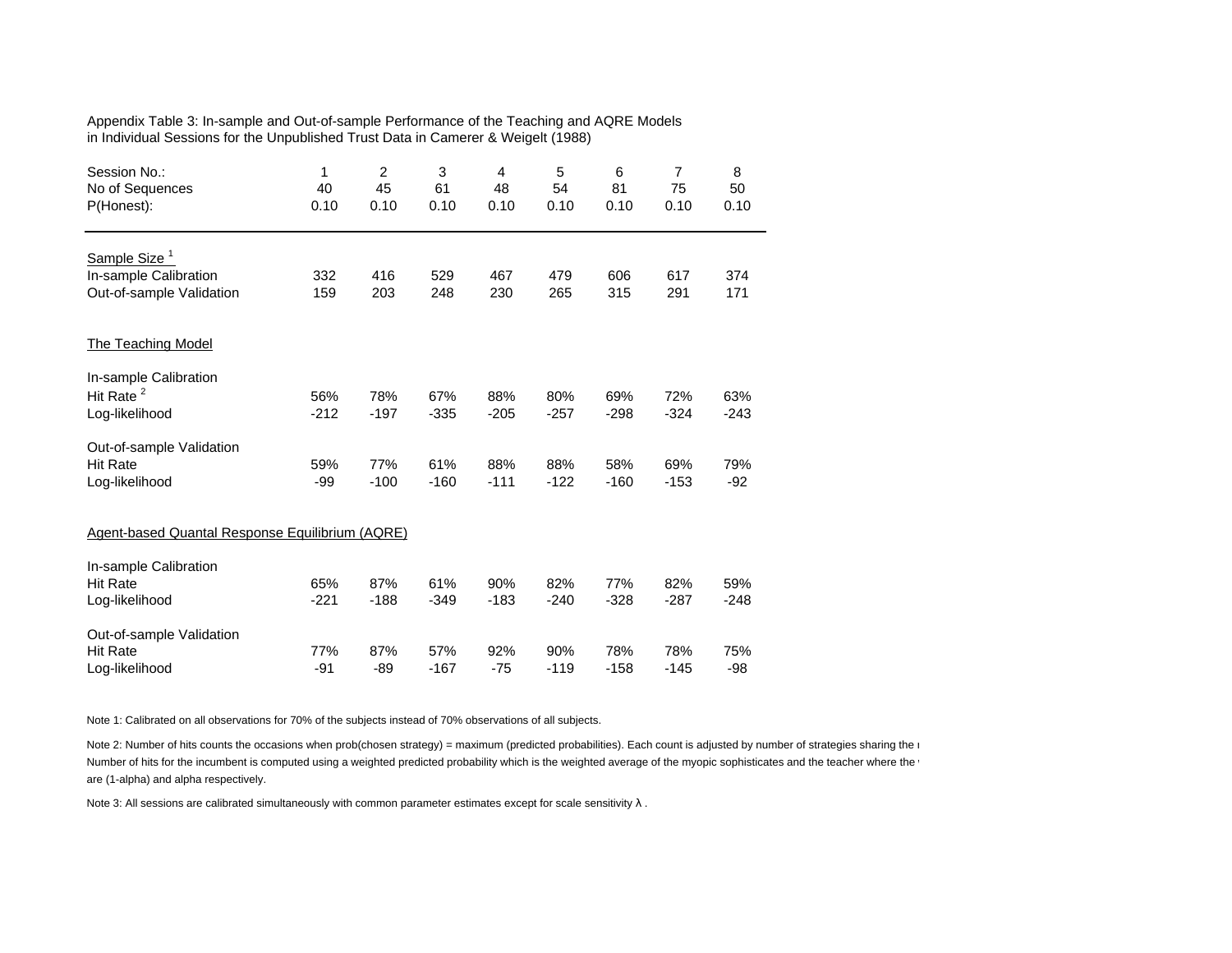Appendix Table 3: In-sample and Out-of-sample Performance of the Teaching and AQRE Models in Individual Sessions for the Unpublished Trust Data in Camerer & Weigelt (1988)

| Session No.: | 1 | 2 | 3 | 4 | 5 | 6 | 7 | 8 |
|---|---|---|---|---|---|---|---|---|
| No of Sequences | 40 | 45 | 61 | 48 | 54 | 81 | 75 | 50 |
| P(Honest): | 0.10 | 0.10 | 0.10 | 0.10 | 0.10 | 0.10 | 0.10 | 0.10 |
| **Sample Size [1]** | | | | | | | | |
| In-sample Calibration | 332 | 416 | 529 | 467 | 479 | 606 | 617 | 374 |
| Out-of-sample Validation | 159 | 203 | 248 | 230 | 265 | 315 | 291 | 171 |
| **The Teaching Model** | | | | | | | | |
| In-sample Calibration | | | | | | | | |
| Hit Rate [2] | 56% | 78% | 67% | 88% | 80% | 69% | 72% | 63% |
| Log-likelihood | -212 | -197 | -335 | -205 | -257 | -298 | -324 | -243 |
| Out-of-sample Validation | | | | | | | | |
| Hit Rate | 59% | 77% | 61% | 88% | 88% | 58% | 69% | 79% |
| Log-likelihood | -99 | -100 | -160 | -111 | -122 | -160 | -153 | -92 |
| **Agent-based Quantal Response Equilibrium (AQRE)** | | | | | | | | |
| In-sample Calibration | | | | | | | | |
| Hit Rate | 65% | 87% | 61% | 90% | 82% | 77% | 82% | 59% |
| Log-likelihood | -221 | -188 | -349 | -183 | -240 | -328 | -287 | -248 |
| Out-of-sample Validation | | | | | | | | |
| Hit Rate | 77% | 87% | 57% | 92% | 90% | 78% | 78% | 75% |
| Log-likelihood | -91 | -89 | -167 | -75 | -119 | -158 | -145 | -98 |

Note 1: Calibrated on all observations for 70% of the subjects instead of 70% observations of all subjects.

Note 2: Number of hits counts the occasions when prob(chosen strategy) = maximum (predicted probabilities). Each count is adjusted by number of strategies sharing the r
Number of hits for the incumbent is computed using a weighted predicted probability which is the weighted average of the myopic sophisticates and the teacher where the
are (1-alpha) and alpha respectively.

Note 3: All sessions are calibrated simultaneously with common parameter estimates except for scale sensitivity $\lambda$ .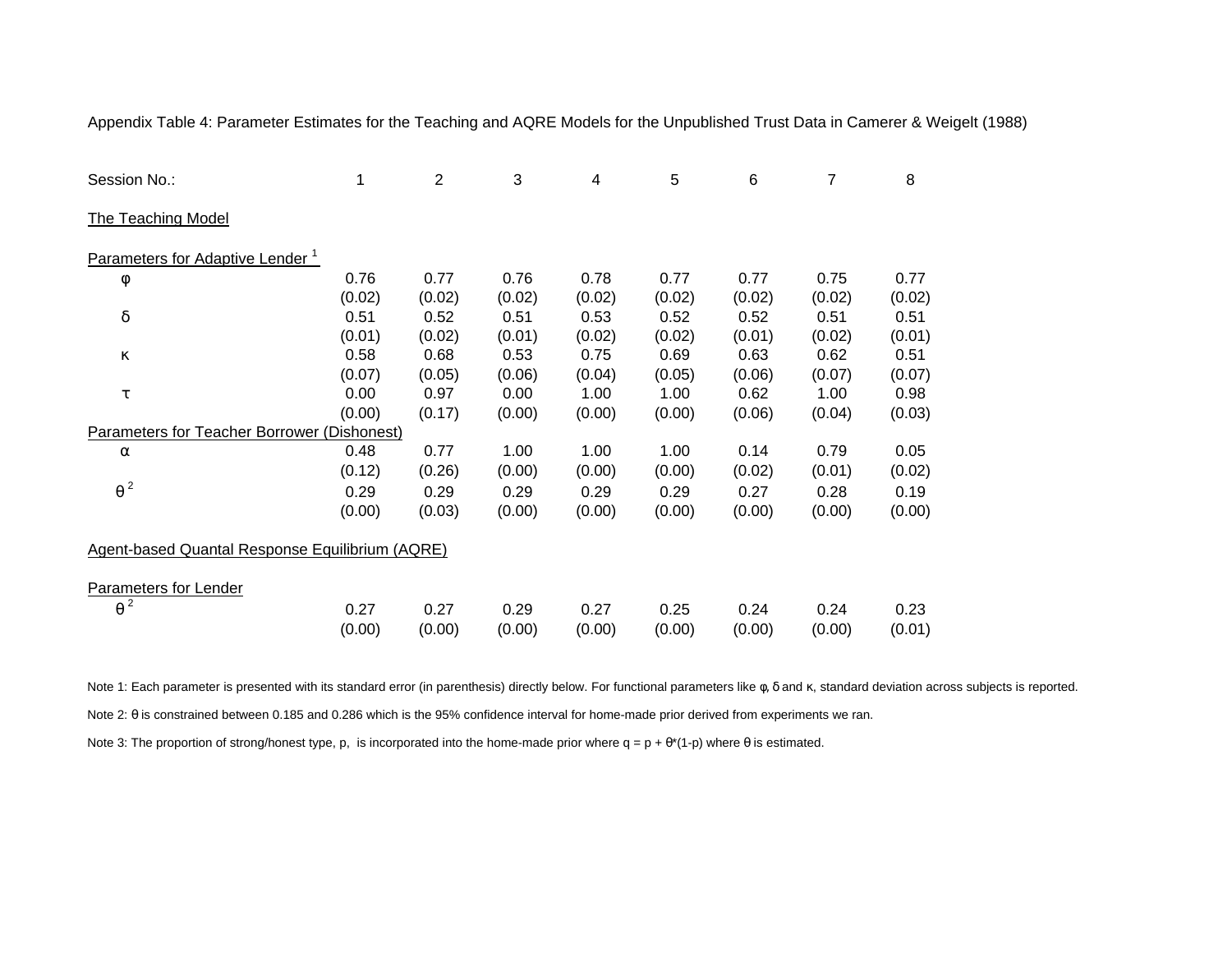Appendix Table 4: Parameter Estimates for the Teaching and AQRE Models for the Unpublished Trust Data in Camerer & Weigelt (1988)

| Session No.: | 1 | 2 | 3 | 4 | 5 | 6 | 7 | 8 |
|---|---|---|---|---|---|---|---|---|
| The Teaching Model | | | | | | | | |
| Parameters for Adaptive Lender [1] | | | | | | | | |
| $\varphi$ | 0.76 | 0.77 | 0.76 | 0.78 | 0.77 | 0.77 | 0.75 | 0.77 |
| | (0.02) | (0.02) | (0.02) | (0.02) | (0.02) | (0.02) | (0.02) | (0.02) |
| $\delta$ | 0.51 | 0.52 | 0.51 | 0.53 | 0.52 | 0.52 | 0.51 | 0.51 |
| | (0.01) | (0.02) | (0.01) | (0.02) | (0.02) | (0.01) | (0.02) | (0.01) |
| $\kappa$ | 0.58 | 0.68 | 0.53 | 0.75 | 0.69 | 0.63 | 0.62 | 0.51 |
| | (0.07) | (0.05) | (0.06) | (0.04) | (0.05) | (0.06) | (0.07) | (0.07) |
| $\tau$ | 0.00 | 0.97 | 0.00 | 1.00 | 1.00 | 0.62 | 1.00 | 0.98 |
| | (0.00) | (0.17) | (0.00) | (0.00) | (0.00) | (0.06) | (0.04) | (0.03) |
| Parameters for Teacher Borrower (Dishonest) | | | | | | | | |
| $\alpha$ | 0.48 | 0.77 | 1.00 | 1.00 | 1.00 | 0.14 | 0.79 | 0.05 |
| | (0.12) | (0.26) | (0.00) | (0.00) | (0.00) | (0.02) | (0.01) | (0.02) |
| $\theta$ [2] | 0.29 | 0.29 | 0.29 | 0.29 | 0.29 | 0.27 | 0.28 | 0.19 |
| | (0.00) | (0.03) | (0.00) | (0.00) | (0.00) | (0.00) | (0.00) | (0.00) |
| Agent-based Quantal Response Equilibrium (AQRE) | | | | | | | | |
| Parameters for Lender | | | | | | | | |
| $\theta$ [2] | 0.27 | 0.27 | 0.29 | 0.27 | 0.25 | 0.24 | 0.24 | 0.23 |
| | (0.00) | (0.00) | (0.00) | (0.00) | (0.00) | (0.00) | (0.00) | (0.01) |

Note 1: Each parameter is presented with its standard error (in parenthesis) directly below. For functional parameters like $\varphi$, $\delta$ and $\kappa$, standard deviation across subjects is reported.

Note 2: $\theta$ is constrained between 0.185 and 0.286 which is the 95% confidence interval for home-made prior derived from experiments we ran.

Note 3: The proportion of strong/honest type, p, is incorporated into the home-made prior where $q = p + \theta*(1-p)$ where $\theta$ is estimated.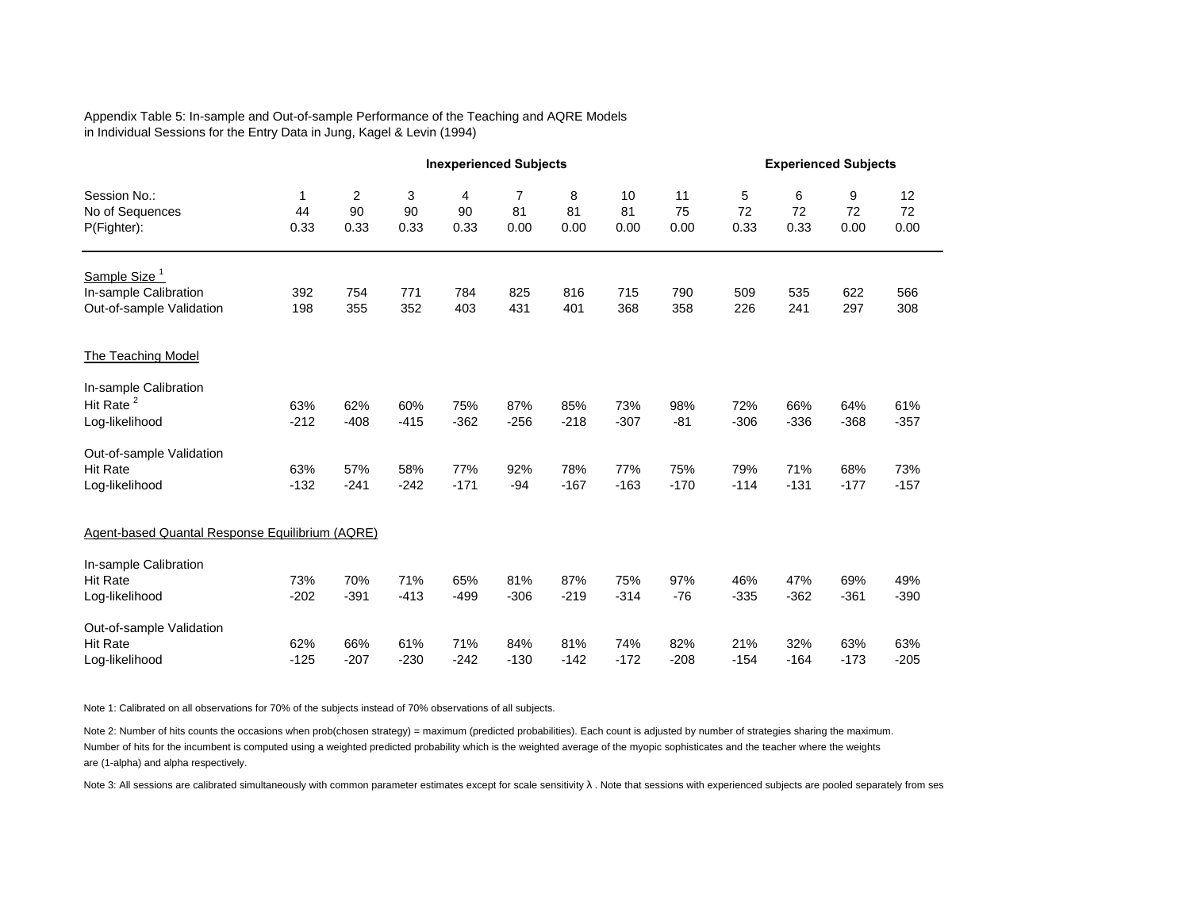Appendix Table 5: In-sample and Out-of-sample Performance of the Teaching and AQRE Models in Individual Sessions for the Entry Data in Jung, Kagel & Levin (1994)

| | **Inexperienced Subjects** | | | | | | | | **Experienced Subjects** | | | |
|---|---|---|---|---|---|---|---|---|---|---|---|---|
| Session No.: | 1 | 2 | 3 | 4 | 7 | 8 | 10 | 11 | 5 | 6 | 9 | 12 |
| No of Sequences | 44 | 90 | 90 | 90 | 81 | 81 | 81 | 75 | 72 | 72 | 72 | 72 |
| P(Fighter): | 0.33 | 0.33 | 0.33 | 0.33 | 0.00 | 0.00 | 0.00 | 0.00 | 0.33 | 0.33 | 0.00 | 0.00 |
| Sample Size [1] | | | | | | | | | | | | |
| In-sample Calibration | 392 | 754 | 771 | 784 | 825 | 816 | 715 | 790 | 509 | 535 | 622 | 566 |
| Out-of-sample Validation | 198 | 355 | 352 | 403 | 431 | 401 | 368 | 358 | 226 | 241 | 297 | 308 |
| The Teaching Model | | | | | | | | | | | | |
| In-sample Calibration | | | | | | | | | | | | |
| Hit Rate [2] | 63% | 62% | 60% | 75% | 87% | 85% | 73% | 98% | 72% | 66% | 64% | 61% |
| Log-likelihood | -212 | -408 | -415 | -362 | -256 | -218 | -307 | -81 | -306 | -336 | -368 | -357 |
| Out-of-sample Validation | | | | | | | | | | | | |
| Hit Rate | 63% | 57% | 58% | 77% | 92% | 78% | 77% | 75% | 79% | 71% | 68% | 73% |
| Log-likelihood | -132 | -241 | -242 | -171 | -94 | -167 | -163 | -170 | -114 | -131 | -177 | -157 |
| Agent-based Quantal Response Equilibrium (AQRE) | | | | | | | | | | | | |
| In-sample Calibration | | | | | | | | | | | | |
| Hit Rate | 73% | 70% | 71% | 65% | 81% | 87% | 75% | 97% | 46% | 47% | 69% | 49% |
| Log-likelihood | -202 | -391 | -413 | -499 | -306 | -219 | -314 | -76 | -335 | -362 | -361 | -390 |
| Out-of-sample Validation | | | | | | | | | | | | |
| Hit Rate | 62% | 66% | 61% | 71% | 84% | 81% | 74% | 82% | 21% | 32% | 63% | 63% |
| Log-likelihood | -125 | -207 | -230 | -242 | -130 | -142 | -172 | -208 | -154 | -164 | -173 | -205 |

Note 1: Calibrated on all observations for 70% of the subjects instead of 70% observations of all subjects.

Note 2: Number of hits counts the occasions when prob(chosen strategy) = maximum (predicted probabilities). Each count is adjusted by number of strategies sharing the maximum. Number of hits for the incumbent is computed using a weighted predicted probability which is the weighted average of the myopic sophisticates and the teacher where the weights are (1-alpha) and alpha respectively.

Note 3: All sessions are calibrated simultaneously with common parameter estimates except for scale sensitivity $\lambda$ . Note that sessions with experienced subjects are pooled separately from ses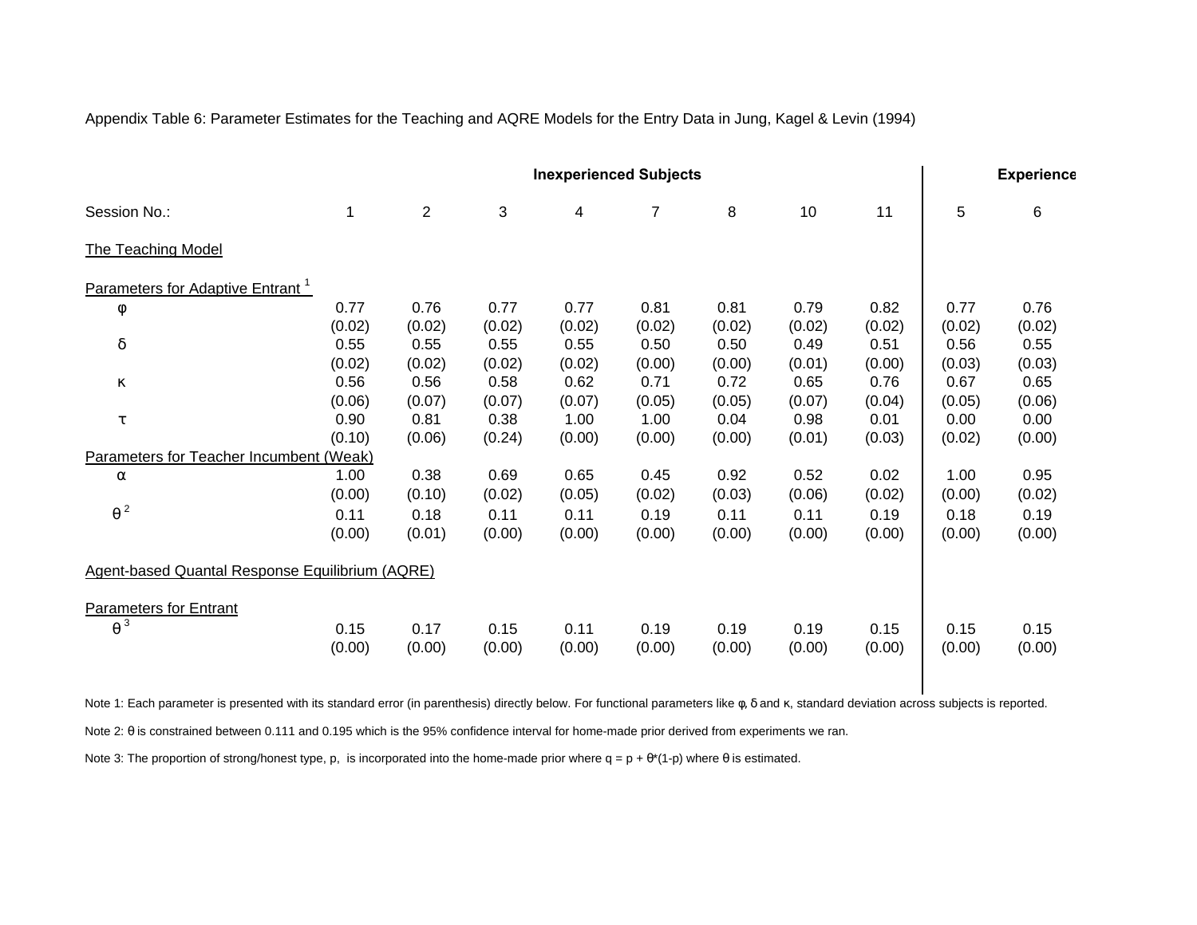Appendix Table 6: Parameter Estimates for the Teaching and AQRE Models for the Entry Data in Jung, Kagel & Levin (1994)

| | Inexperienced Subjects | | | | | | | | Experience | |
|---|---|---|---|---|---|---|---|---|---|---|
| Session No.: | 1 | 2 | 3 | 4 | 7 | 8 | 10 | 11 | 5 | 6 |
| The Teaching Model | | | | | | | | | | |
| Parameters for Adaptive Entrant [1] | | | | | | | | | | |
| $\varphi$ | 0.77 | 0.76 | 0.77 | 0.77 | 0.81 | 0.81 | 0.79 | 0.82 | 0.77 | 0.76 |
| | (0.02) | (0.02) | (0.02) | (0.02) | (0.02) | (0.02) | (0.02) | (0.02) | (0.02) | (0.02) |
| $\delta$ | 0.55 | 0.55 | 0.55 | 0.55 | 0.50 | 0.50 | 0.49 | 0.51 | 0.56 | 0.55 |
| | (0.02) | (0.02) | (0.02) | (0.02) | (0.00) | (0.00) | (0.01) | (0.00) | (0.03) | (0.03) |
| $\kappa$ | 0.56 | 0.56 | 0.58 | 0.62 | 0.71 | 0.72 | 0.65 | 0.76 | 0.67 | 0.65 |
| | (0.06) | (0.07) | (0.07) | (0.07) | (0.05) | (0.05) | (0.07) | (0.04) | (0.05) | (0.06) |
| $\tau$ | 0.90 | 0.81 | 0.38 | 1.00 | 1.00 | 0.04 | 0.98 | 0.01 | 0.00 | 0.00 |
| | (0.10) | (0.06) | (0.24) | (0.00) | (0.00) | (0.00) | (0.01) | (0.03) | (0.02) | (0.00) |
| Parameters for Teacher Incumbent (Weak) | | | | | | | | | | |
| $\alpha$ | 1.00 | 0.38 | 0.69 | 0.65 | 0.45 | 0.92 | 0.52 | 0.02 | 1.00 | 0.95 |
| | (0.00) | (0.10) | (0.02) | (0.05) | (0.02) | (0.03) | (0.06) | (0.02) | (0.00) | (0.02) |
| $\theta$ [2] | 0.11 | 0.18 | 0.11 | 0.11 | 0.19 | 0.11 | 0.11 | 0.19 | 0.18 | 0.19 |
| | (0.00) | (0.01) | (0.00) | (0.00) | (0.00) | (0.00) | (0.00) | (0.00) | (0.00) | (0.00) |
| Agent-based Quantal Response Equilibrium (AQRE) | | | | | | | | | | |
| Parameters for Entrant | | | | | | | | | | |
| $\theta$ [3] | 0.15 | 0.17 | 0.15 | 0.11 | 0.19 | 0.19 | 0.19 | 0.15 | 0.15 | 0.15 |
| | (0.00) | (0.00) | (0.00) | (0.00) | (0.00) | (0.00) | (0.00) | (0.00) | (0.00) | (0.00) |

Note 1: Each parameter is presented with its standard error (in parenthesis) directly below. For functional parameters like $\varphi$, $\delta$ and $\kappa$, standard deviation across subjects is reported.

Note 2: $\theta$ is constrained between 0.111 and 0.195 which is the 95% confidence interval for home-made prior derived from experiments we ran.

Note 3: The proportion of strong/honest type, p, is incorporated into the home-made prior where $q = p + \theta^*(1-p)$ where $\theta$ is estimated.